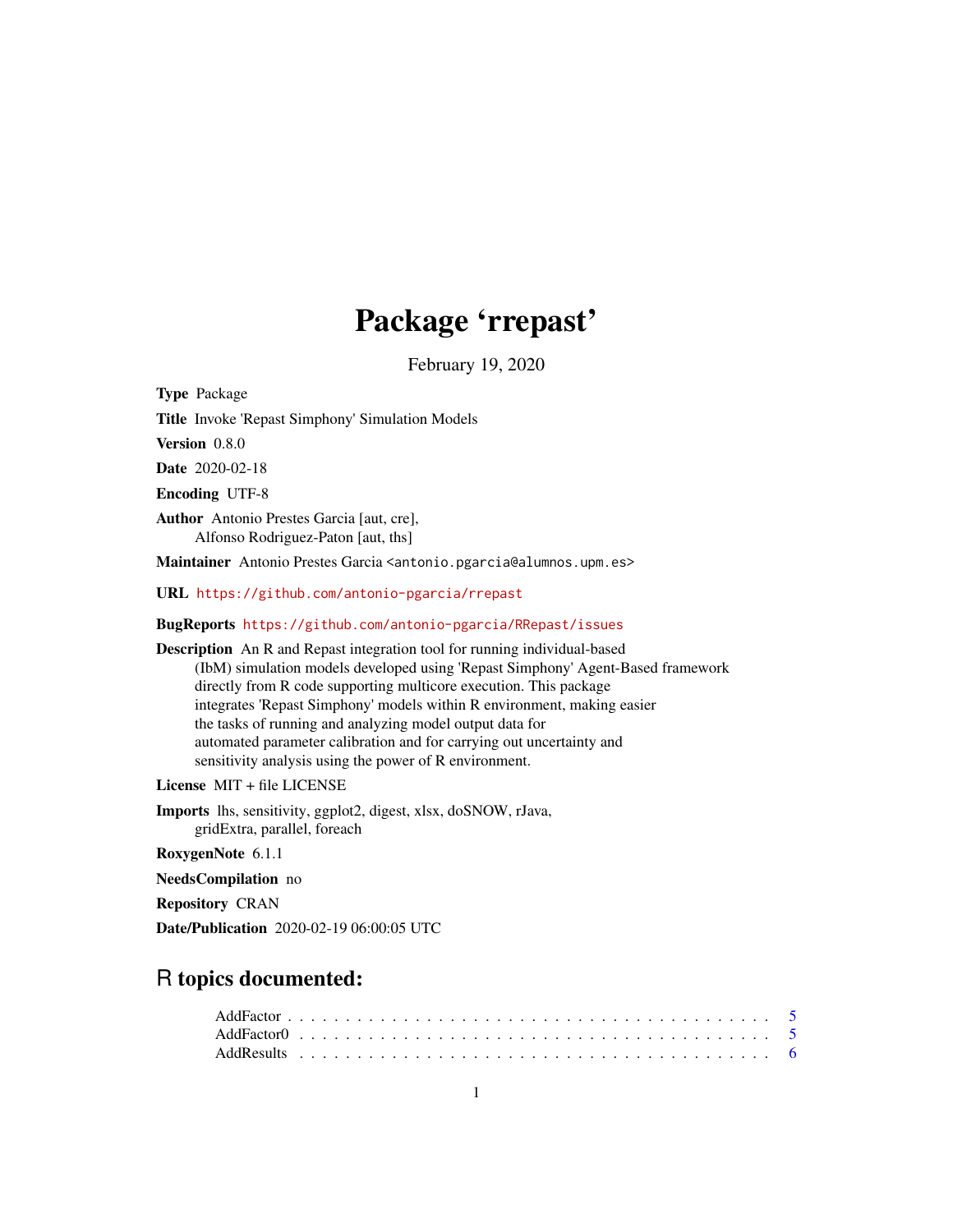# Package 'rrepast'

February 19, 2020

**Type** Package

**Title** Invoke 'Repast Simphony' Simulation Models

**Version** 0.8.0

**Date** 2020-02-18

**Encoding** UTF-8

**Author** Antonio Prestes Garcia [aut, cre],
Alfonso Rodriguez-Paton [aut, ths]

**Maintainer** Antonio Prestes Garcia <antonio.pgarcia@alumnos.upm.es>

**URL** https://github.com/antonio-pgarcia/rrepast

**BugReports** https://github.com/antonio-pgarcia/RRepast/issues

**Description** An R and Repast integration tool for running individual-based (IbM) simulation models developed using 'Repast Simphony' Agent-Based framework directly from R code supporting multicore execution. This package integrates 'Repast Simphony' models within R environment, making easier the tasks of running and analyzing model output data for automated parameter calibration and for carrying out uncertainty and sensitivity analysis using the power of R environment.

**License** MIT + file LICENSE

**Imports** lhs, sensitivity, ggplot2, digest, xlsx, doSNOW, rJava, gridExtra, parallel, foreach

**RoxygenNote** 6.1.1

**NeedsCompilation** no

**Repository** CRAN

**Date/Publication** 2020-02-19 06:00:05 UTC

## R topics documented:

AddFactor . . . . . . . . . . . . . . . . . . . . . . . . . . . . . . . . . . . . . . . . 5
AddFactor0 . . . . . . . . . . . . . . . . . . . . . . . . . . . . . . . . . . . . . . . 5
AddResults . . . . . . . . . . . . . . . . . . . . . . . . . . . . . . . . . . . . . . . 6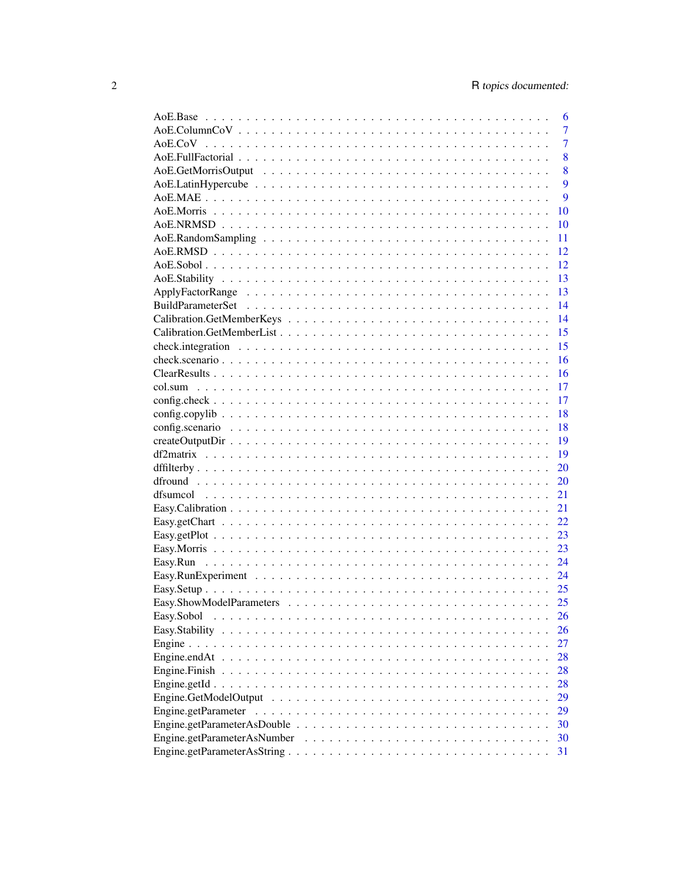| | |
|---|---|
| AoE.Base | 6 |
| AoE.ColumnCoV | 7 |
| AoE.CoV | 7 |
| AoE.FullFactorial | 8 |
| AoE.GetMorrisOutput | 8 |
| AoE.LatinHypercube | 9 |
| AoE.MAE | 9 |
| AoE.Morris | 10 |
| AoE.NRMSD | 10 |
| AoE.RandomSampling | 11 |
| AoE.RMSD | 12 |
| AoE.Sobol | 12 |
| AoE.Stability | 13 |
| ApplyFactorRange | 13 |
| BuildParameterSet | 14 |
| Calibration.GetMemberKeys | 14 |
| Calibration.GetMemberList | 15 |
| check.integration | 15 |
| check.scenario | 16 |
| ClearResults | 16 |
| col.sum | 17 |
| config.check | 17 |
| config.copylib | 18 |
| config.scenario | 18 |
| createOutputDir | 19 |
| df2matrix | 19 |
| dffilterby | 20 |
| dfround | 20 |
| dfsumcol | 21 |
| Easy.Calibration | 21 |
| Easy.getChart | 22 |
| Easy.getPlot | 23 |
| Easy.Morris | 23 |
| Easy.Run | 24 |
| Easy.RunExperiment | 24 |
| Easy.Setup | 25 |
| Easy.ShowModelParameters | 25 |
| Easy.Sobol | 26 |
| Easy.Stability | 26 |
| Engine | 27 |
| Engine.endAt | 28 |
| Engine.Finish | 28 |
| Engine.getId | 28 |
| Engine.GetModelOutput | 29 |
| Engine.getParameter | 29 |
| Engine.getParameterAsDouble | 30 |
| Engine.getParameterAsNumber | 30 |
| Engine.getParameterAsString | 31 |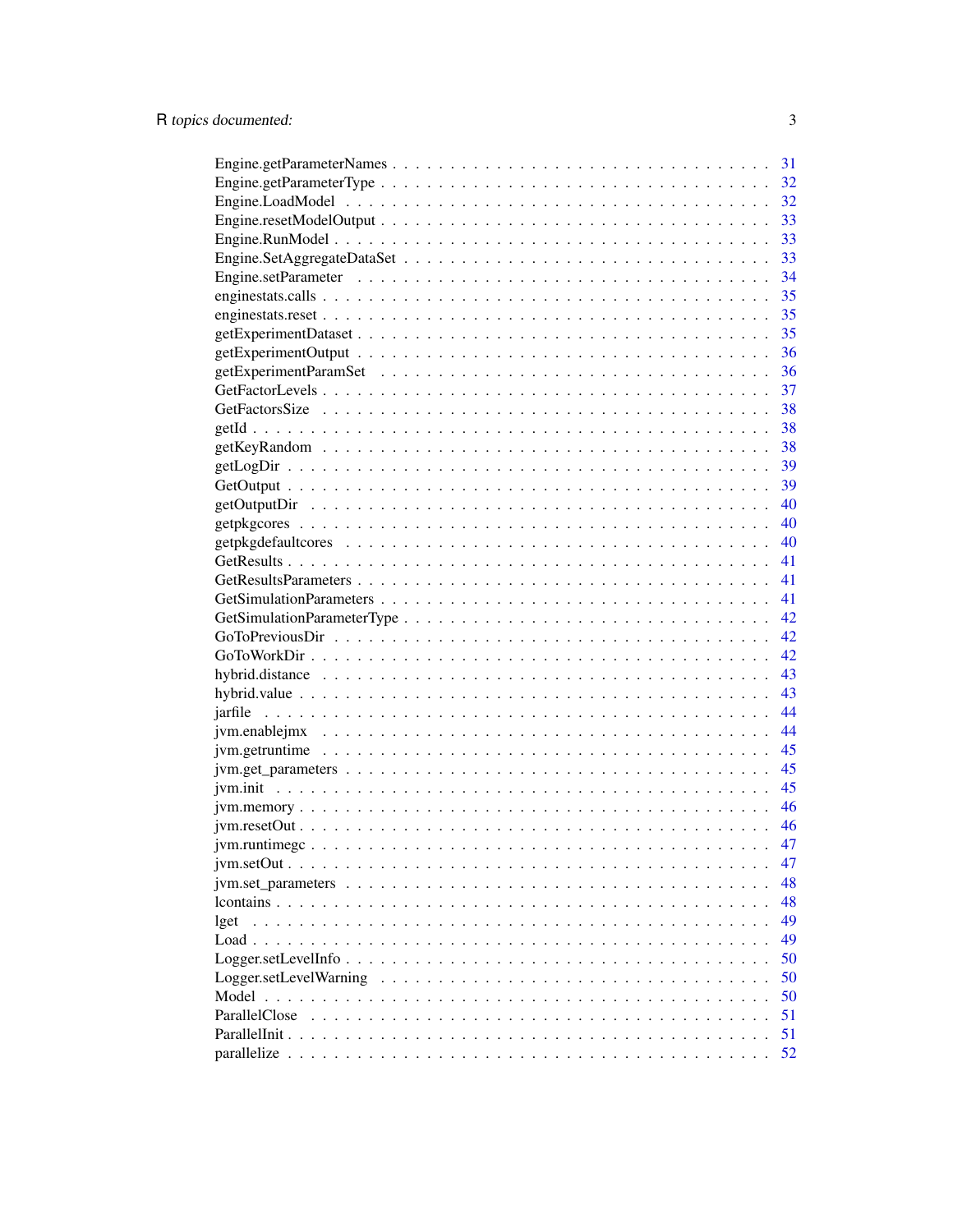Engine.getParameterNames . . . . . . . . . . . . . . . . . . . . . . . . . . . . . . 31
Engine.getParameterType . . . . . . . . . . . . . . . . . . . . . . . . . . . . . . . 32
Engine.LoadModel . . . . . . . . . . . . . . . . . . . . . . . . . . . . . . . . . . . 32
Engine.resetModelOutput . . . . . . . . . . . . . . . . . . . . . . . . . . . . . . . 33
Engine.RunModel . . . . . . . . . . . . . . . . . . . . . . . . . . . . . . . . . . . 33
Engine.SetAggregateDataSet . . . . . . . . . . . . . . . . . . . . . . . . . . . . . 33
Engine.setParameter . . . . . . . . . . . . . . . . . . . . . . . . . . . . . . . . . 34
enginestats.calls . . . . . . . . . . . . . . . . . . . . . . . . . . . . . . . . . . . 35
enginestats.reset . . . . . . . . . . . . . . . . . . . . . . . . . . . . . . . . . . . 35
getExperimentDataset . . . . . . . . . . . . . . . . . . . . . . . . . . . . . . . . . 35
getExperimentOutput . . . . . . . . . . . . . . . . . . . . . . . . . . . . . . . . . 36
getExperimentParamSet . . . . . . . . . . . . . . . . . . . . . . . . . . . . . . . . 36
GetFactorLevels . . . . . . . . . . . . . . . . . . . . . . . . . . . . . . . . . . . . 37
GetFactorsSize . . . . . . . . . . . . . . . . . . . . . . . . . . . . . . . . . . . . 38
getId . . . . . . . . . . . . . . . . . . . . . . . . . . . . . . . . . . . . . . . . . 38
getKeyRandom . . . . . . . . . . . . . . . . . . . . . . . . . . . . . . . . . . . . 38
getLogDir . . . . . . . . . . . . . . . . . . . . . . . . . . . . . . . . . . . . . . . 39
GetOutput . . . . . . . . . . . . . . . . . . . . . . . . . . . . . . . . . . . . . . . 39
getOutputDir . . . . . . . . . . . . . . . . . . . . . . . . . . . . . . . . . . . . . 40
getpkgcores . . . . . . . . . . . . . . . . . . . . . . . . . . . . . . . . . . . . . 40
getpkgdefaultcores . . . . . . . . . . . . . . . . . . . . . . . . . . . . . . . . . 40
GetResults . . . . . . . . . . . . . . . . . . . . . . . . . . . . . . . . . . . . . . 41
GetResultsParameters . . . . . . . . . . . . . . . . . . . . . . . . . . . . . . . . 41
GetSimulationParameters . . . . . . . . . . . . . . . . . . . . . . . . . . . . . . 41
GetSimulationParameterType . . . . . . . . . . . . . . . . . . . . . . . . . . . . 42
GoToPreviousDir . . . . . . . . . . . . . . . . . . . . . . . . . . . . . . . . . . . 42
GoToWorkDir . . . . . . . . . . . . . . . . . . . . . . . . . . . . . . . . . . . . . 42
hybrid.distance . . . . . . . . . . . . . . . . . . . . . . . . . . . . . . . . . . . 43
hybrid.value . . . . . . . . . . . . . . . . . . . . . . . . . . . . . . . . . . . . . 43
jarfile . . . . . . . . . . . . . . . . . . . . . . . . . . . . . . . . . . . . . . . . 44
jvm.enablejmx . . . . . . . . . . . . . . . . . . . . . . . . . . . . . . . . . . . . 44
jvm.getruntime . . . . . . . . . . . . . . . . . . . . . . . . . . . . . . . . . . . . 45
jvm.get_parameters . . . . . . . . . . . . . . . . . . . . . . . . . . . . . . . . . 45
jvm.init . . . . . . . . . . . . . . . . . . . . . . . . . . . . . . . . . . . . . . . . 45
jvm.memory . . . . . . . . . . . . . . . . . . . . . . . . . . . . . . . . . . . . . . 46
jvm.resetOut . . . . . . . . . . . . . . . . . . . . . . . . . . . . . . . . . . . . . 46
jvm.runtimegc . . . . . . . . . . . . . . . . . . . . . . . . . . . . . . . . . . . . 47
jvm.setOut . . . . . . . . . . . . . . . . . . . . . . . . . . . . . . . . . . . . . . 47
jvm.set_parameters . . . . . . . . . . . . . . . . . . . . . . . . . . . . . . . . . 48
lcontains . . . . . . . . . . . . . . . . . . . . . . . . . . . . . . . . . . . . . . . 48
lget . . . . . . . . . . . . . . . . . . . . . . . . . . . . . . . . . . . . . . . . . 49
Load . . . . . . . . . . . . . . . . . . . . . . . . . . . . . . . . . . . . . . . . . 49
Logger.setLevelInfo . . . . . . . . . . . . . . . . . . . . . . . . . . . . . . . . . 50
Logger.setLevelWarning . . . . . . . . . . . . . . . . . . . . . . . . . . . . . . . 50
Model . . . . . . . . . . . . . . . . . . . . . . . . . . . . . . . . . . . . . . . . 50
ParallelClose . . . . . . . . . . . . . . . . . . . . . . . . . . . . . . . . . . . . 51
ParallelInit . . . . . . . . . . . . . . . . . . . . . . . . . . . . . . . . . . . . . 51
parallelize . . . . . . . . . . . . . . . . . . . . . . . . . . . . . . . . . . . . . 52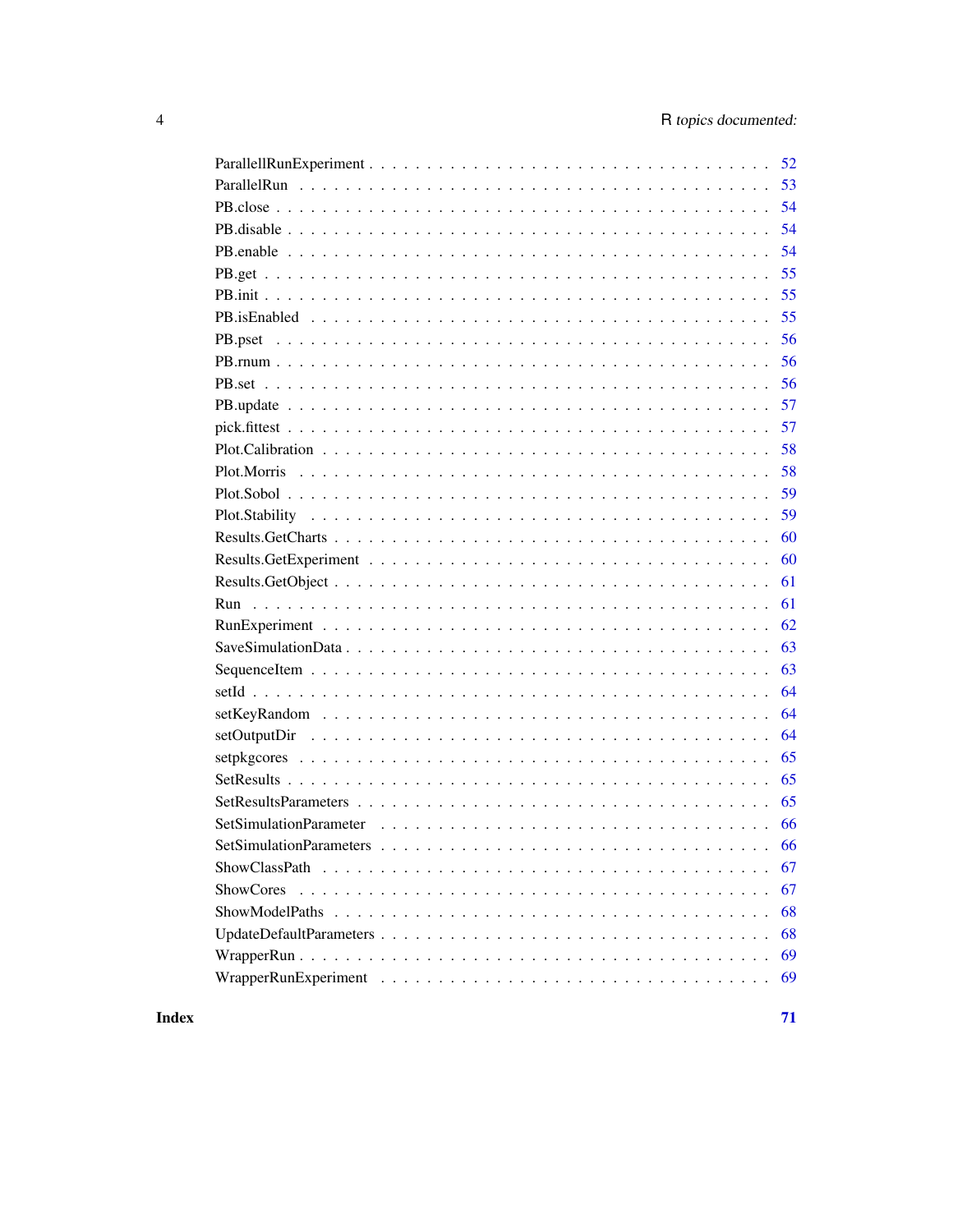| | |
|---|---|
| ParallellRunExperiment | 52 |
| ParallelRun | 53 |
| PB.close | 54 |
| PB.disable | 54 |
| PB.enable | 54 |
| PB.get | 55 |
| PB.init | 55 |
| PB.isEnabled | 55 |
| PB.pset | 56 |
| PB.rnum | 56 |
| PB.set | 56 |
| PB.update | 57 |
| pick.fittest | 57 |
| Plot.Calibration | 58 |
| Plot.Morris | 58 |
| Plot.Sobol | 59 |
| Plot.Stability | 59 |
| Results.GetCharts | 60 |
| Results.GetExperiment | 60 |
| Results.GetObject | 61 |
| Run | 61 |
| RunExperiment | 62 |
| SaveSimulationData | 63 |
| SequenceItem | 63 |
| setId | 64 |
| setKeyRandom | 64 |
| setOutputDir | 64 |
| setpkgcores | 65 |
| SetResults | 65 |
| SetResultsParameters | 65 |
| SetSimulationParameter | 66 |
| SetSimulationParameters | 66 |
| ShowClassPath | 67 |
| ShowCores | 67 |
| ShowModelPaths | 68 |
| UpdateDefaultParameters | 68 |
| WrapperRun | 69 |
| WrapperRunExperiment | 69 |

**Index** **71**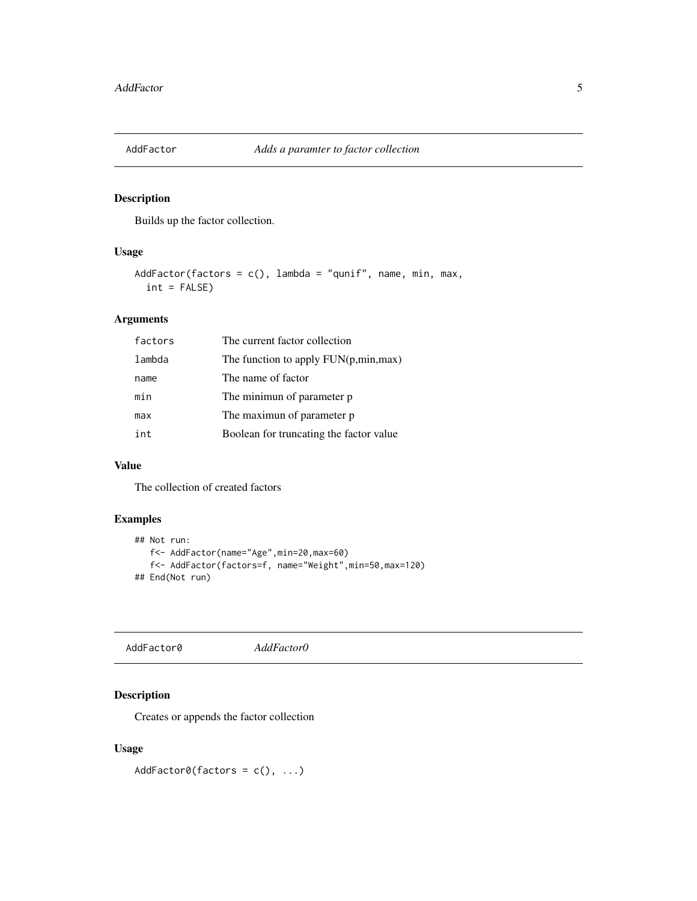## AddFactor — *Adds a paramter to factor collection*

### Description

Builds up the factor collection.

### Usage

```
AddFactor(factors = c(), lambda = "qunif", name, min, max,
  int = FALSE)
```

### Arguments

| | |
|---|---|
| `factors` | The current factor collection |
| `lambda` | The function to apply FUN(p,min,max) |
| `name` | The name of factor |
| `min` | The minimun of parameter p |
| `max` | The maximun of parameter p |
| `int` | Boolean for truncating the factor value |

### Value

The collection of created factors

### Examples

```
## Not run:
   f<- AddFactor(name="Age",min=20,max=60)
   f<- AddFactor(factors=f, name="Weight",min=50,max=120)
## End(Not run)
```

## AddFactor0 — *AddFactor0*

### Description

Creates or appends the factor collection

### Usage

```
AddFactor0(factors = c(), ...)
```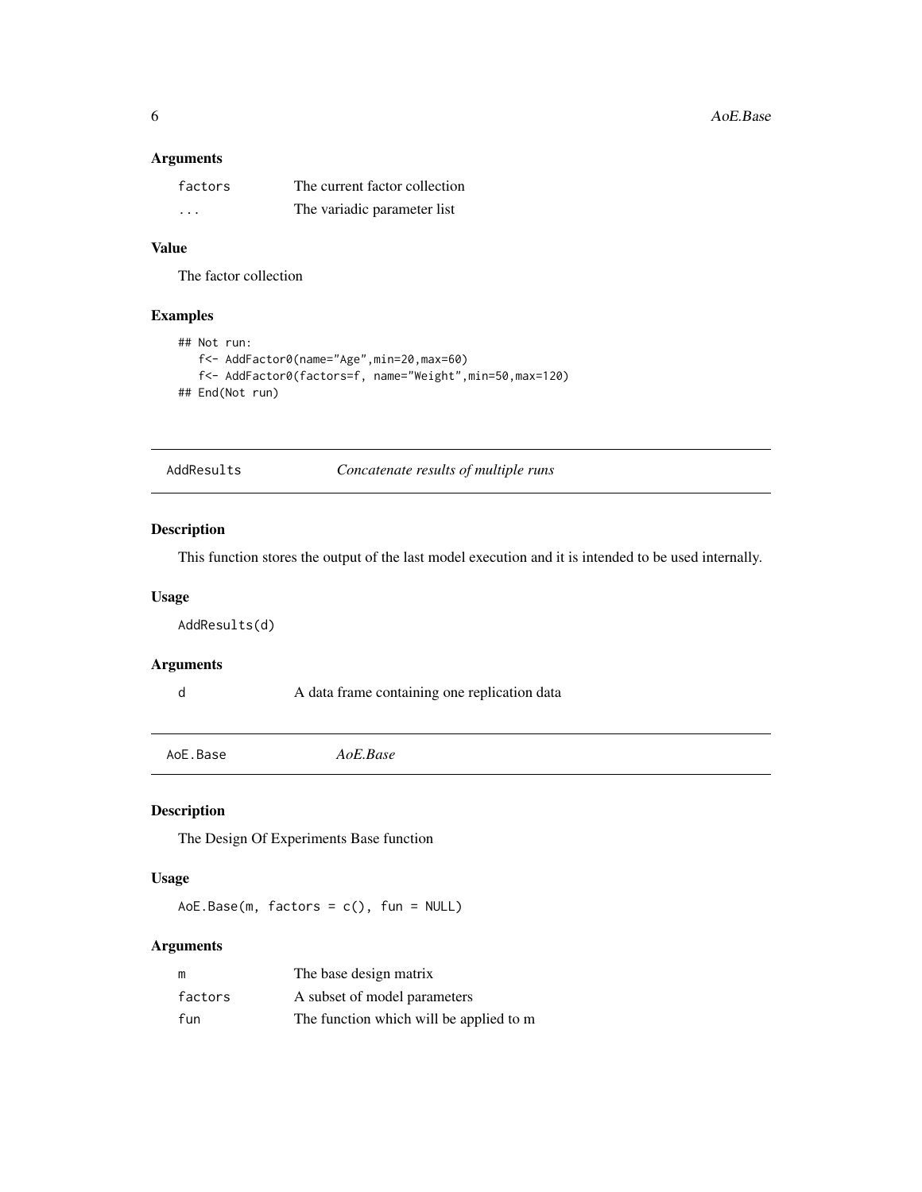### Arguments

| | |
|---|---|
| factors | The current factor collection |
| ... | The variadic parameter list |

### Value

The factor collection

### Examples

```
## Not run:
   f<- AddFactor0(name="Age",min=20,max=60)
   f<- AddFactor0(factors=f, name="Weight",min=50,max=120)
## End(Not run)
```

## AddResults — *Concatenate results of multiple runs*

### Description

This function stores the output of the last model execution and it is intended to be used internally.

### Usage

```
AddResults(d)
```

### Arguments

| | |
|---|---|
| d | A data frame containing one replication data |

## AoE.Base — *AoE.Base*

### Description

The Design Of Experiments Base function

### Usage

```
AoE.Base(m, factors = c(), fun = NULL)
```

### Arguments

| | |
|---|---|
| m | The base design matrix |
| factors | A subset of model parameters |
| fun | The function which will be applied to m |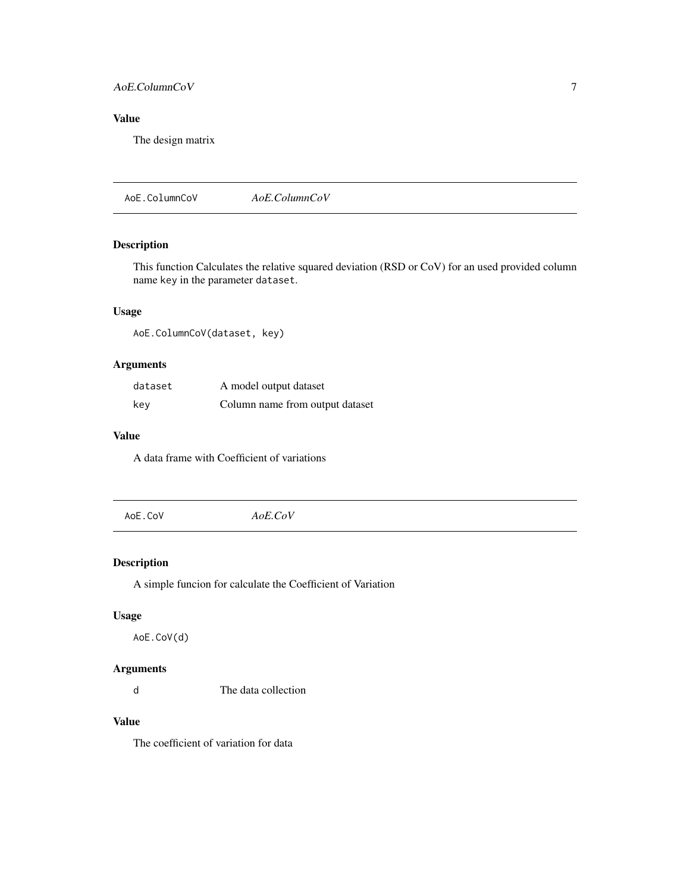## Value

The design matrix

---

# AoE.ColumnCoV — *AoE.ColumnCoV*

---

### Description

This function Calculates the relative squared deviation (RSD or CoV) for an used provided column name `key` in the parameter `dataset`.

### Usage

```
AoE.ColumnCoV(dataset, key)
```

### Arguments

| | |
|---|---|
| `dataset` | A model output dataset |
| `key` | Column name from output dataset |

### Value

A data frame with Coefficient of variations

---

# AoE.CoV — *AoE.CoV*

---

### Description

A simple funcion for calculate the Coefficient of Variation

### Usage

```
AoE.CoV(d)
```

### Arguments

| | |
|---|---|
| `d` | The data collection |

### Value

The coefficient of variation for data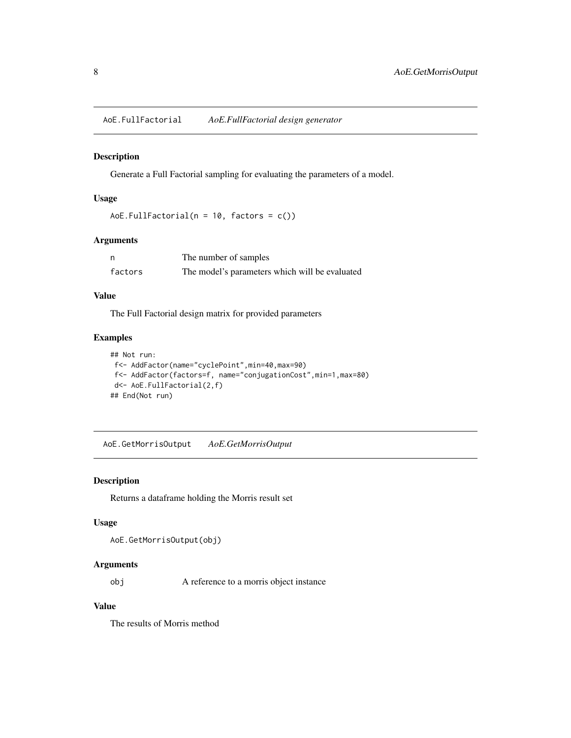## AoE.FullFactorial *AoE.FullFactorial design generator*

### Description

Generate a Full Factorial sampling for evaluating the parameters of a model.

### Usage

```
AoE.FullFactorial(n = 10, factors = c())
```

### Arguments

| | |
|---|---|
| n | The number of samples |
| factors | The model's parameters which will be evaluated |

### Value

The Full Factorial design matrix for provided parameters

### Examples

```
## Not run:
 f<- AddFactor(name="cyclePoint",min=40,max=90)
 f<- AddFactor(factors=f, name="conjugationCost",min=1,max=80)
 d<- AoE.FullFactorial(2,f)
## End(Not run)
```

## AoE.GetMorrisOutput *AoE.GetMorrisOutput*

### Description

Returns a dataframe holding the Morris result set

### Usage

```
AoE.GetMorrisOutput(obj)
```

### Arguments

| | |
|---|---|
| obj | A reference to a morris object instance |

### Value

The results of Morris method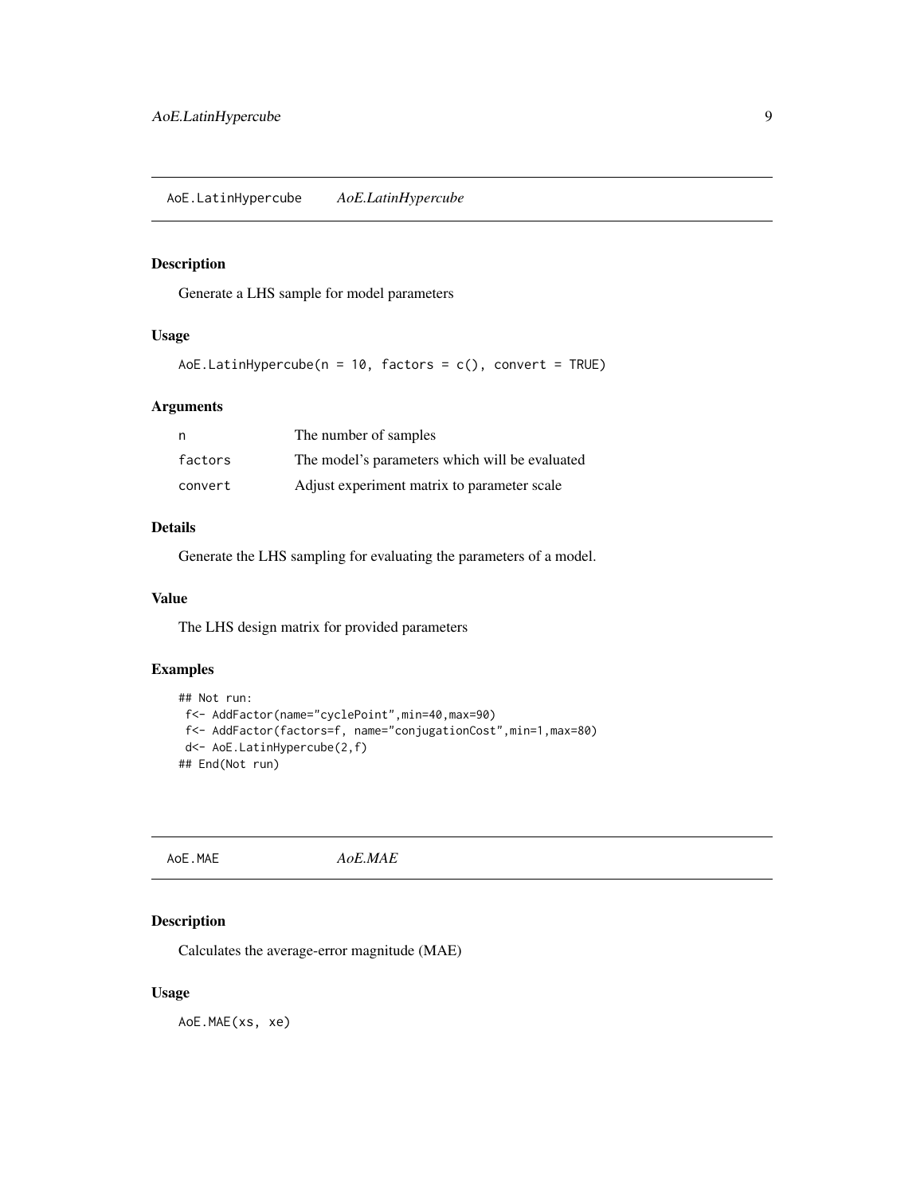## AoE.LatinHypercube *AoE.LatinHypercube*

### Description

Generate a LHS sample for model parameters

### Usage

```
AoE.LatinHypercube(n = 10, factors = c(), convert = TRUE)
```

### Arguments

| | |
|---|---|
| n | The number of samples |
| factors | The model's parameters which will be evaluated |
| convert | Adjust experiment matrix to parameter scale |

### Details

Generate the LHS sampling for evaluating the parameters of a model.

### Value

The LHS design matrix for provided parameters

### Examples

```
## Not run:
 f<- AddFactor(name="cyclePoint",min=40,max=90)
 f<- AddFactor(factors=f, name="conjugationCost",min=1,max=80)
 d<- AoE.LatinHypercube(2,f)
## End(Not run)
```

## AoE.MAE *AoE.MAE*

### Description

Calculates the average-error magnitude (MAE)

### Usage

```
AoE.MAE(xs, xe)
```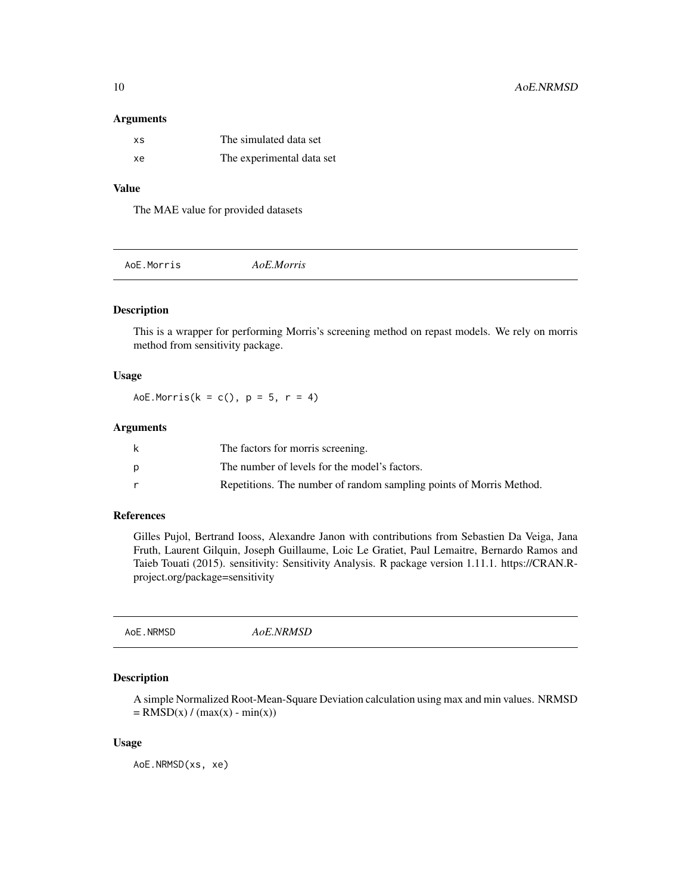### Arguments

| | |
|---|---|
| xs | The simulated data set |
| xe | The experimental data set |

### Value

The MAE value for provided datasets

## AoE.Morris *AoE.Morris*

### Description

This is a wrapper for performing Morris's screening method on repast models. We rely on morris method from sensitivity package.

### Usage

```
AoE.Morris(k = c(), p = 5, r = 4)
```

### Arguments

| | |
|---|---|
| k | The factors for morris screening. |
| p | The number of levels for the model's factors. |
| r | Repetitions. The number of random sampling points of Morris Method. |

### References

Gilles Pujol, Bertrand Iooss, Alexandre Janon with contributions from Sebastien Da Veiga, Jana Fruth, Laurent Gilquin, Joseph Guillaume, Loic Le Gratiet, Paul Lemaitre, Bernardo Ramos and Taieb Touati (2015). sensitivity: Sensitivity Analysis. R package version 1.11.1. https://CRAN.R-project.org/package=sensitivity

## AoE.NRMSD *AoE.NRMSD*

### Description

A simple Normalized Root-Mean-Square Deviation calculation using max and min values. NRMSD = RMSD(x) / (max(x) - min(x))

### Usage

```
AoE.NRMSD(xs, xe)
```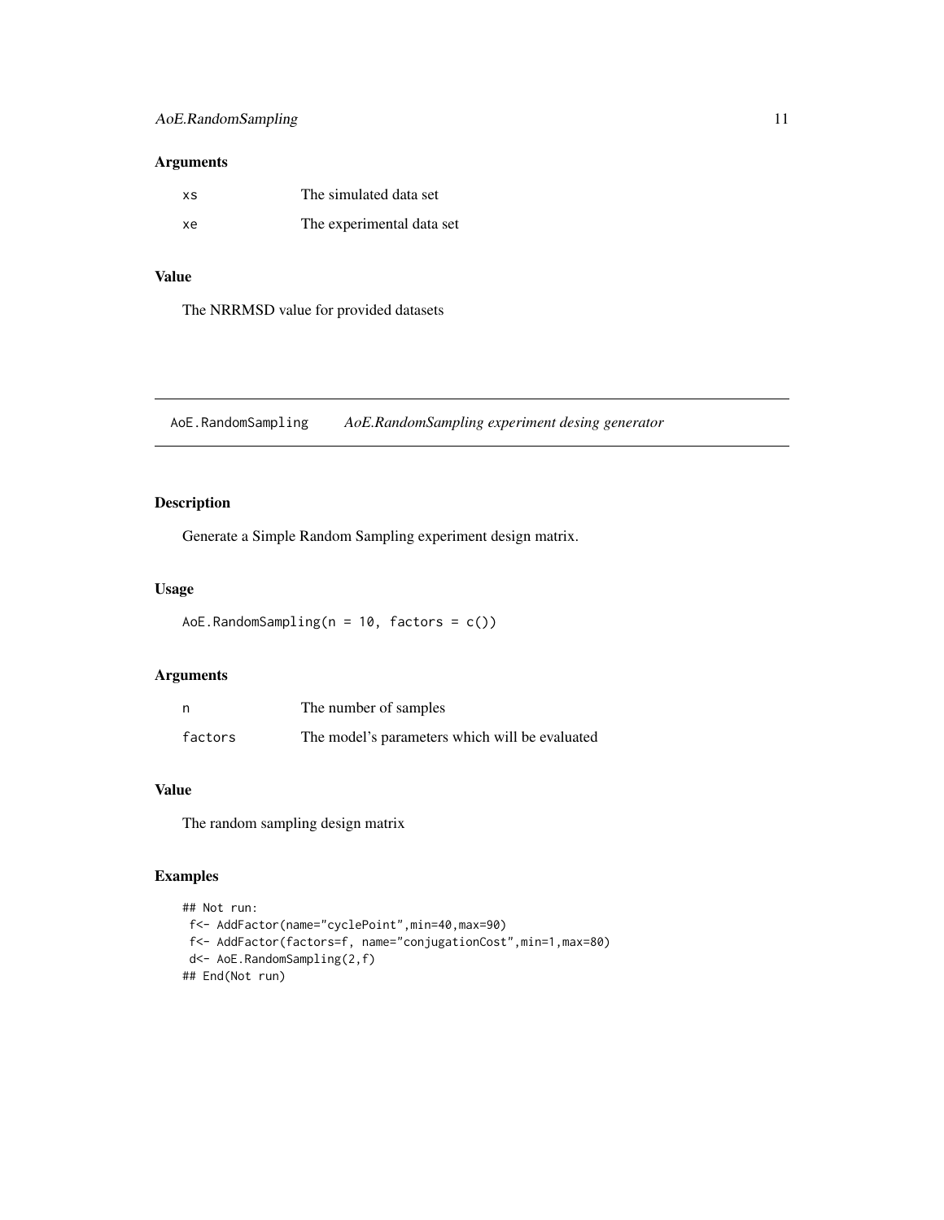### Arguments

| | |
|---|---|
| xs | The simulated data set |
| xe | The experimental data set |

### Value

The NRRMSD value for provided datasets

---

## AoE.RandomSampling *AoE.RandomSampling experiment desing generator*

---

### Description

Generate a Simple Random Sampling experiment design matrix.

### Usage

```
AoE.RandomSampling(n = 10, factors = c())
```

### Arguments

| | |
|---|---|
| n | The number of samples |
| factors | The model's parameters which will be evaluated |

### Value

The random sampling design matrix

### Examples

```
## Not run:
 f<- AddFactor(name="cyclePoint",min=40,max=90)
 f<- AddFactor(factors=f, name="conjugationCost",min=1,max=80)
 d<- AoE.RandomSampling(2,f)
## End(Not run)
```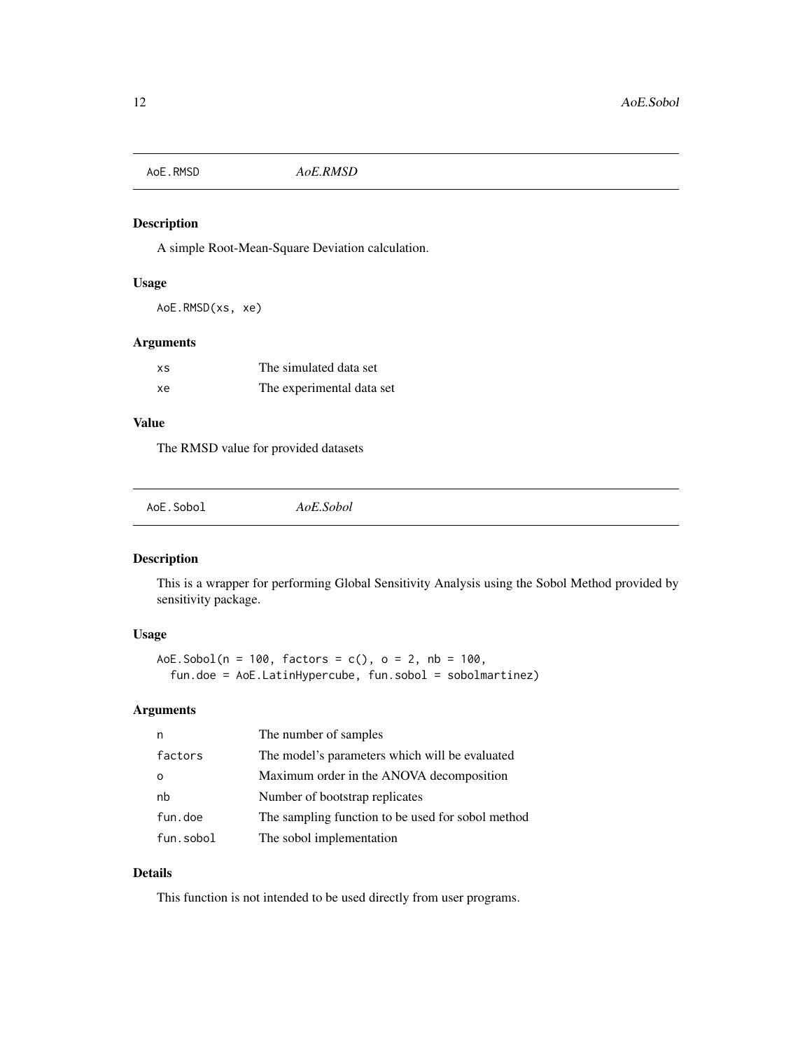## AoE.RMSD *AoE.RMSD*

### Description

A simple Root-Mean-Square Deviation calculation.

### Usage

```
AoE.RMSD(xs, xe)
```

### Arguments

| | |
|---|---|
| xs | The simulated data set |
| xe | The experimental data set |

### Value

The RMSD value for provided datasets

## AoE.Sobol *AoE.Sobol*

### Description

This is a wrapper for performing Global Sensitivity Analysis using the Sobol Method provided by sensitivity package.

### Usage

```
AoE.Sobol(n = 100, factors = c(), o = 2, nb = 100,
  fun.doe = AoE.LatinHypercube, fun.sobol = sobolmartinez)
```

### Arguments

| | |
|---|---|
| n | The number of samples |
| factors | The model's parameters which will be evaluated |
| o | Maximum order in the ANOVA decomposition |
| nb | Number of bootstrap replicates |
| fun.doe | The sampling function to be used for sobol method |
| fun.sobol | The sobol implementation |

### Details

This function is not intended to be used directly from user programs.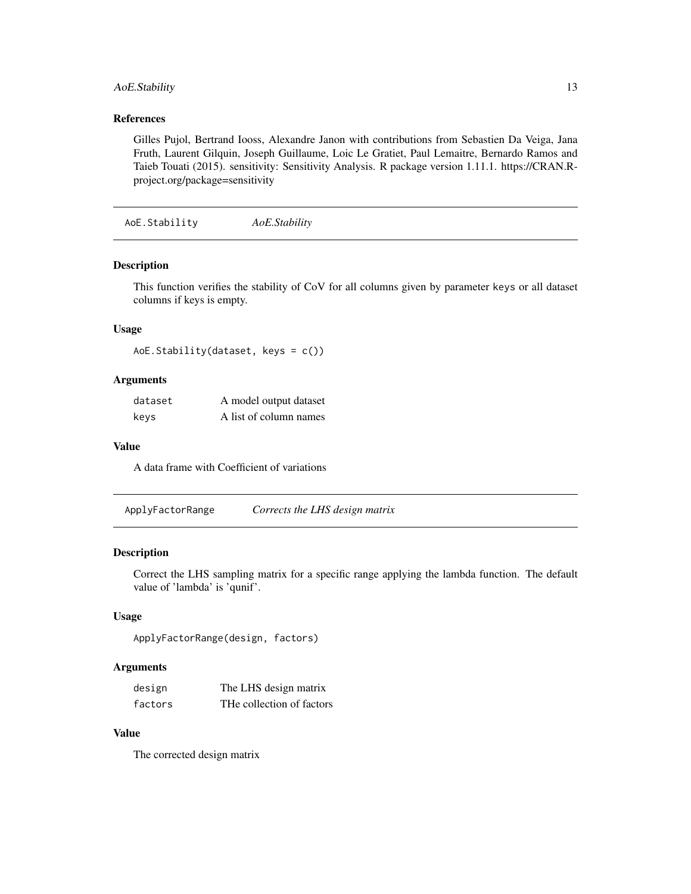### References

Gilles Pujol, Bertrand Iooss, Alexandre Janon with contributions from Sebastien Da Veiga, Jana Fruth, Laurent Gilquin, Joseph Guillaume, Loic Le Gratiet, Paul Lemaitre, Bernardo Ramos and Taieb Touati (2015). sensitivity: Sensitivity Analysis. R package version 1.11.1. https://CRAN.R-project.org/package=sensitivity

---

## AoE.Stability *AoE.Stability*

### Description

This function verifies the stability of CoV for all columns given by parameter `keys` or all dataset columns if keys is empty.

### Usage

```
AoE.Stability(dataset, keys = c())
```

### Arguments

| | |
|---|---|
| `dataset` | A model output dataset |
| `keys` | A list of column names |

### Value

A data frame with Coefficient of variations

---

## ApplyFactorRange *Corrects the LHS design matrix*

### Description

Correct the LHS sampling matrix for a specific range applying the lambda function. The default value of 'lambda' is 'qunif'.

### Usage

```
ApplyFactorRange(design, factors)
```

### Arguments

| | |
|---|---|
| `design` | The LHS design matrix |
| `factors` | THe collection of factors |

### Value

The corrected design matrix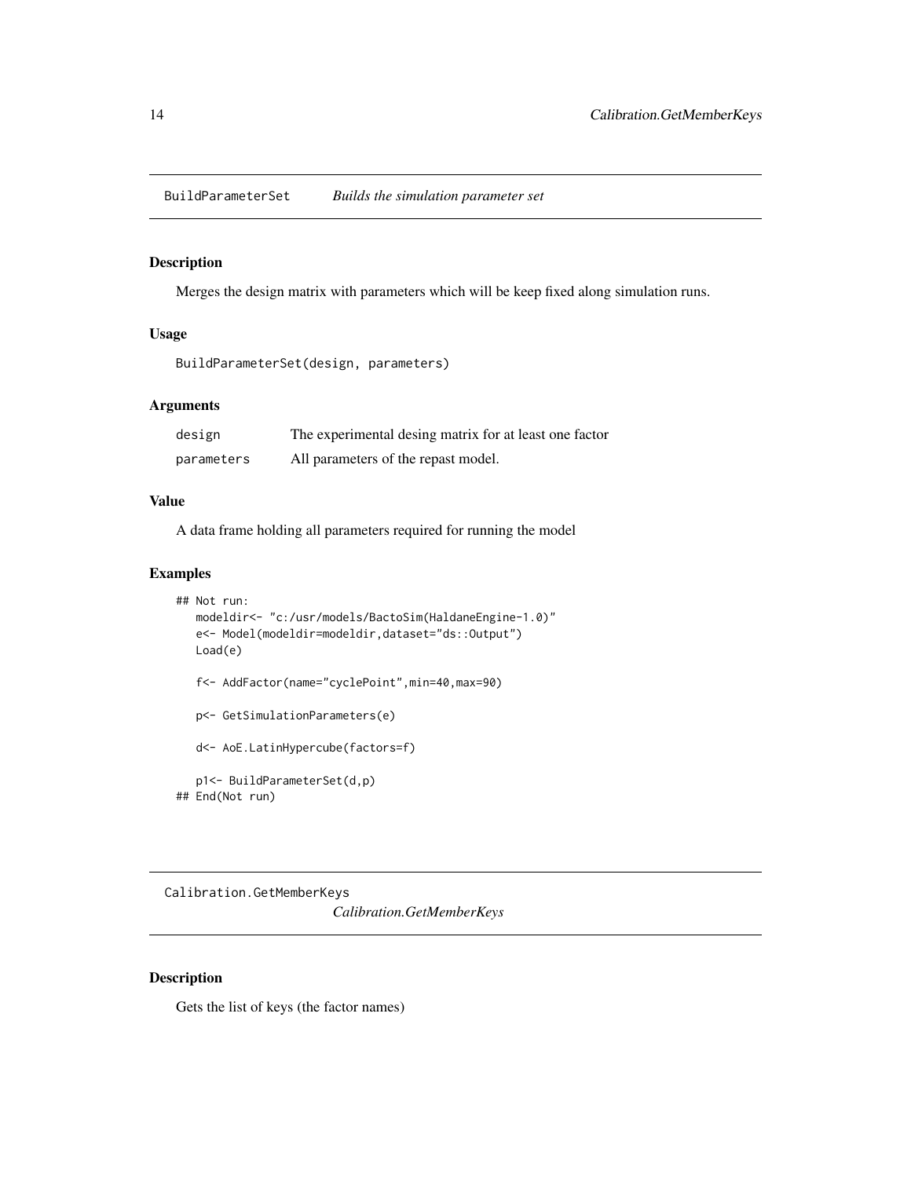## BuildParameterSet — *Builds the simulation parameter set*

### Description

Merges the design matrix with parameters which will be keep fixed along simulation runs.

### Usage

```
BuildParameterSet(design, parameters)
```

### Arguments

| | |
|---|---|
| design | The experimental desing matrix for at least one factor |
| parameters | All parameters of the repast model. |

### Value

A data frame holding all parameters required for running the model

### Examples

```
## Not run:
   modeldir<- "c:/usr/models/BactoSim(HaldaneEngine-1.0)"
   e<- Model(modeldir=modeldir,dataset="ds::Output")
   Load(e)

   f<- AddFactor(name="cyclePoint",min=40,max=90)

   p<- GetSimulationParameters(e)

   d<- AoE.LatinHypercube(factors=f)

   p1<- BuildParameterSet(d,p)
## End(Not run)
```

## Calibration.GetMemberKeys — *Calibration.GetMemberKeys*

### Description

Gets the list of keys (the factor names)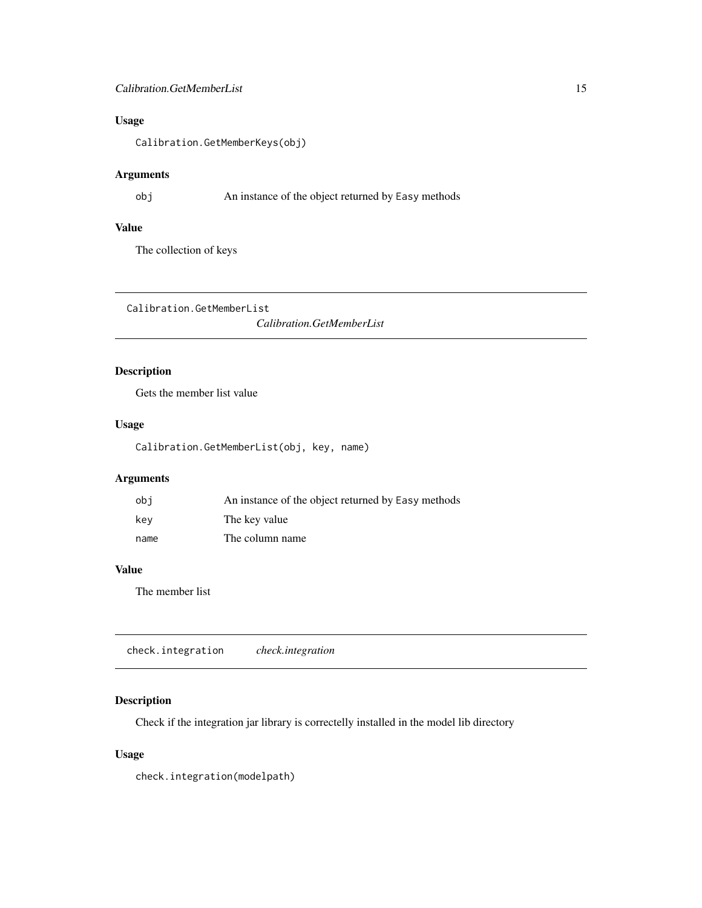### Usage

```
Calibration.GetMemberKeys(obj)
```

### Arguments

| | |
|---|---|
| obj | An instance of the object returned by Easy methods |

### Value

The collection of keys

## Calibration.GetMemberList

*Calibration.GetMemberList*

### Description

Gets the member list value

### Usage

```
Calibration.GetMemberList(obj, key, name)
```

### Arguments

| | |
|---|---|
| obj | An instance of the object returned by Easy methods |
| key | The key value |
| name | The column name |

### Value

The member list

## check.integration

*check.integration*

### Description

Check if the integration jar library is correctelly installed in the model lib directory

### Usage

```
check.integration(modelpath)
```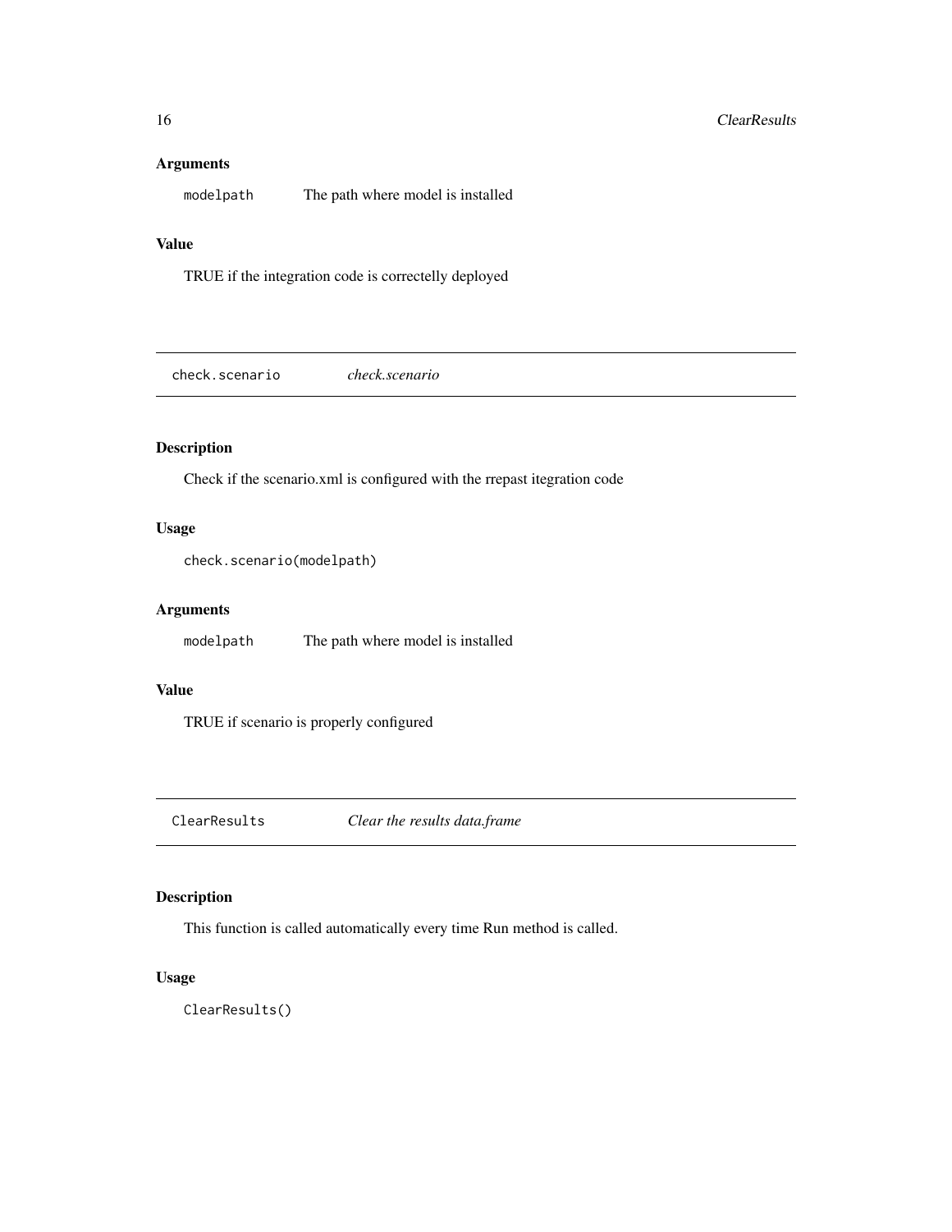### Arguments

`modelpath` The path where model is installed

### Value

TRUE if the integration code is correctelly deployed

---

## check.scenario *check.scenario*

---

### Description

Check if the scenario.xml is configured with the rrepast itegration code

### Usage

```
check.scenario(modelpath)
```

### Arguments

`modelpath` The path where model is installed

### Value

TRUE if scenario is properly configured

---

## ClearResults *Clear the results data.frame*

---

### Description

This function is called automatically every time Run method is called.

### Usage

```
ClearResults()
```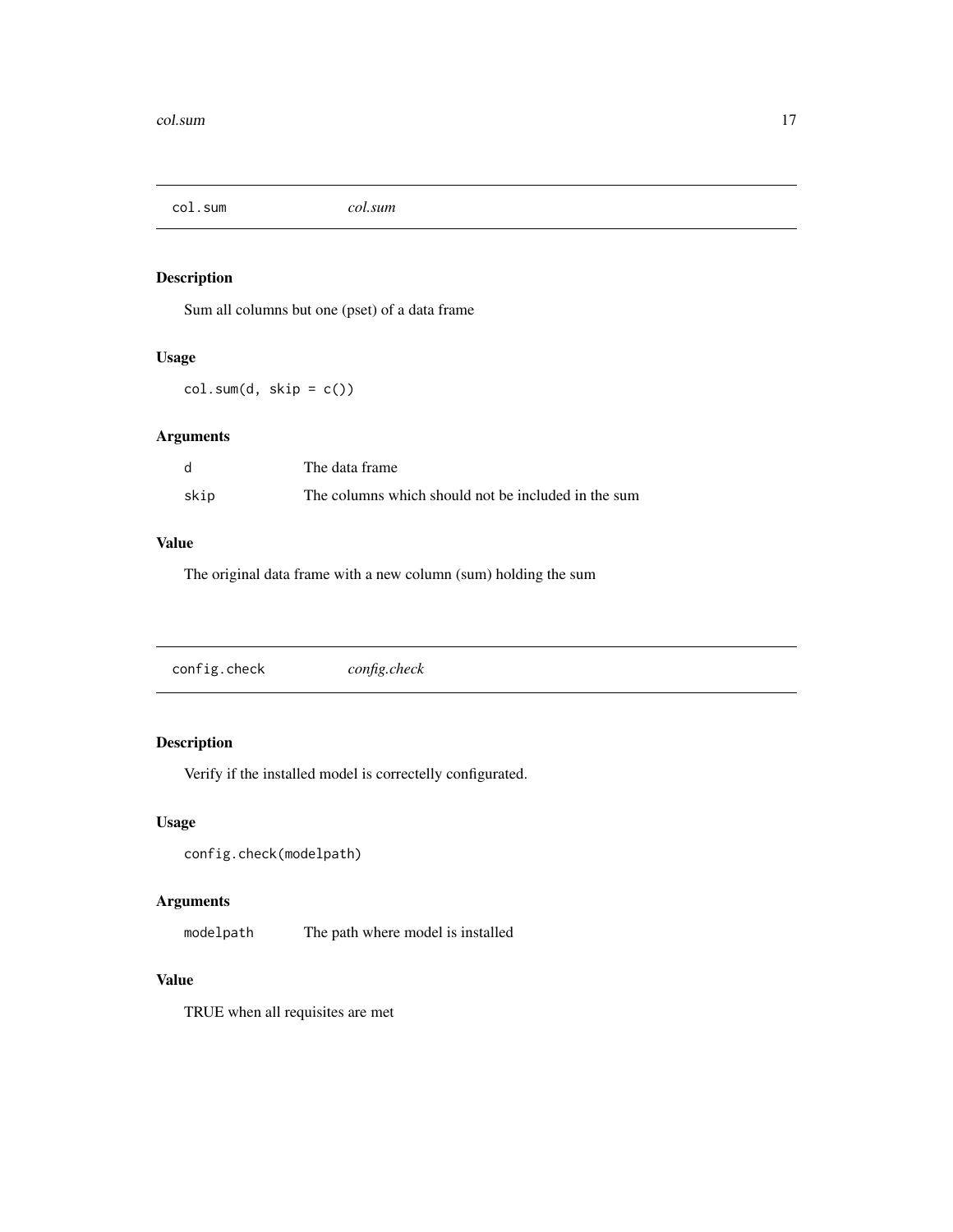## col.sum *col.sum*

### Description

Sum all columns but one (pset) of a data frame

### Usage

```
col.sum(d, skip = c())
```

### Arguments

| | |
|---|---|
| d | The data frame |
| skip | The columns which should not be included in the sum |

### Value

The original data frame with a new column (sum) holding the sum

## config.check *config.check*

### Description

Verify if the installed model is correctelly configurated.

### Usage

```
config.check(modelpath)
```

### Arguments

| | |
|---|---|
| modelpath | The path where model is installed |

### Value

TRUE when all requisites are met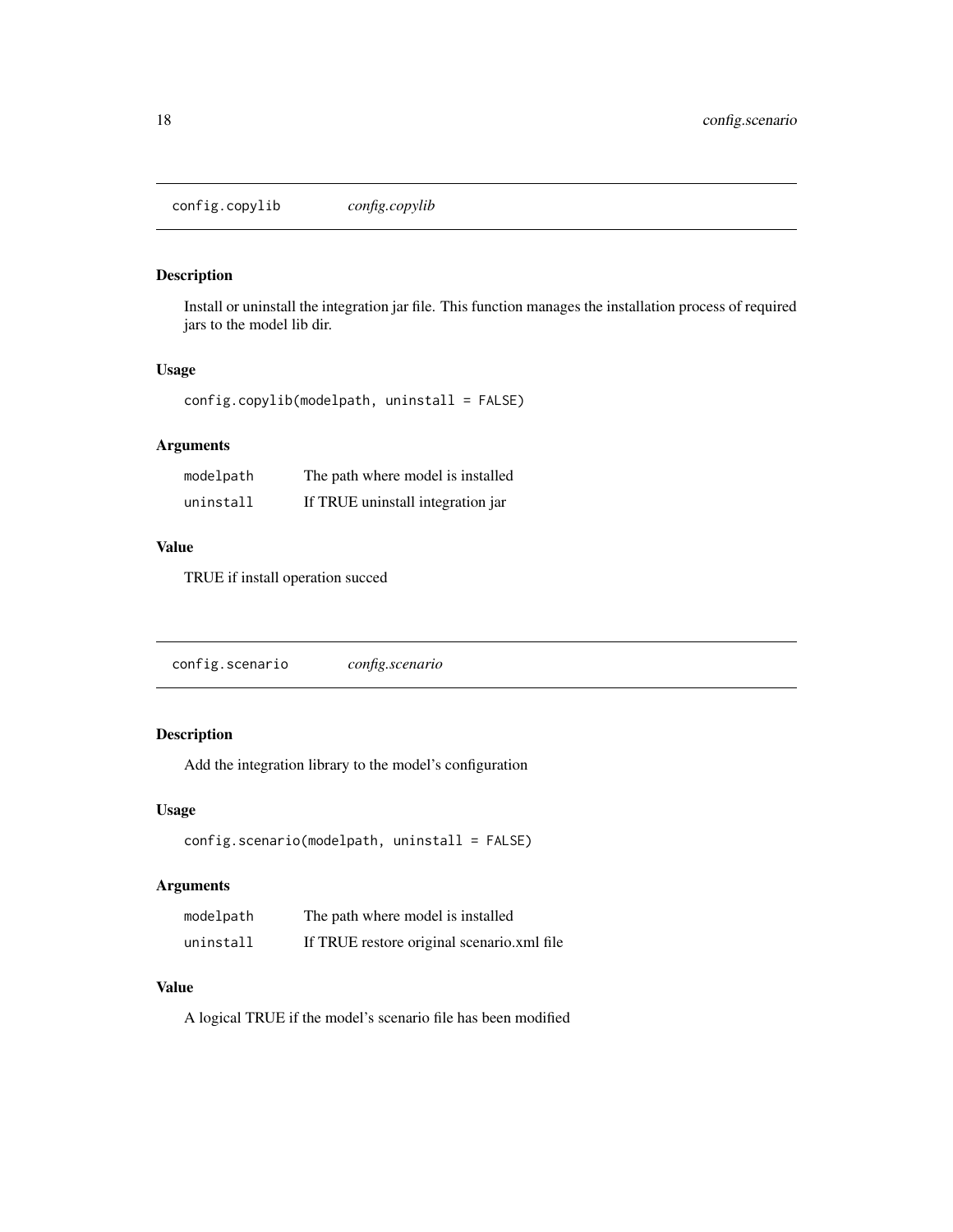## config.copylib *config.copylib*

### Description

Install or uninstall the integration jar file. This function manages the installation process of required jars to the model lib dir.

### Usage

```
config.copylib(modelpath, uninstall = FALSE)
```

### Arguments

| | |
|---|---|
| `modelpath` | The path where model is installed |
| `uninstall` | If TRUE uninstall integration jar |

### Value

TRUE if install operation succed

## config.scenario *config.scenario*

### Description

Add the integration library to the model's configuration

### Usage

```
config.scenario(modelpath, uninstall = FALSE)
```

### Arguments

| | |
|---|---|
| `modelpath` | The path where model is installed |
| `uninstall` | If TRUE restore original scenario.xml file |

### Value

A logical TRUE if the model's scenario file has been modified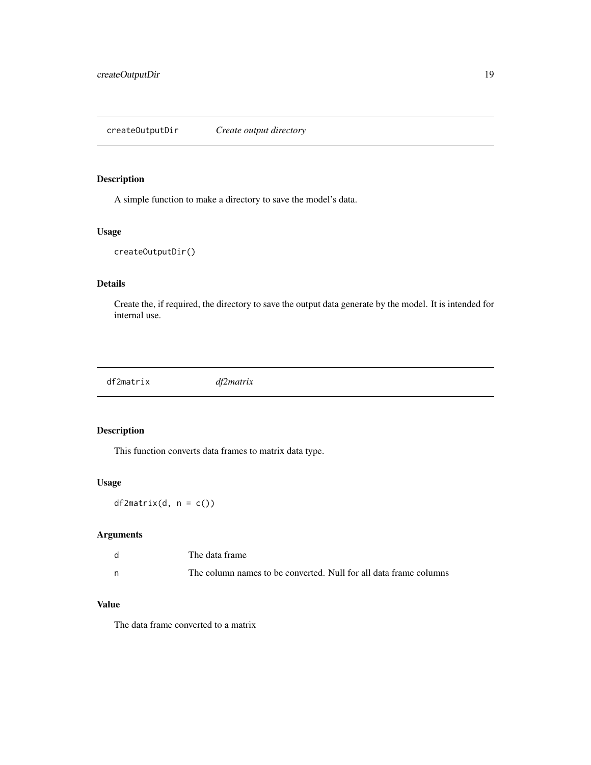## createOutputDir *Create output directory*

### Description

A simple function to make a directory to save the model's data.

### Usage

```
createOutputDir()
```

### Details

Create the, if required, the directory to save the output data generate by the model. It is intended for internal use.

## df2matrix *df2matrix*

### Description

This function converts data frames to matrix data type.

### Usage

```
df2matrix(d, n = c())
```

### Arguments

| | |
|---|---|
| d | The data frame |
| n | The column names to be converted. Null for all data frame columns |

### Value

The data frame converted to a matrix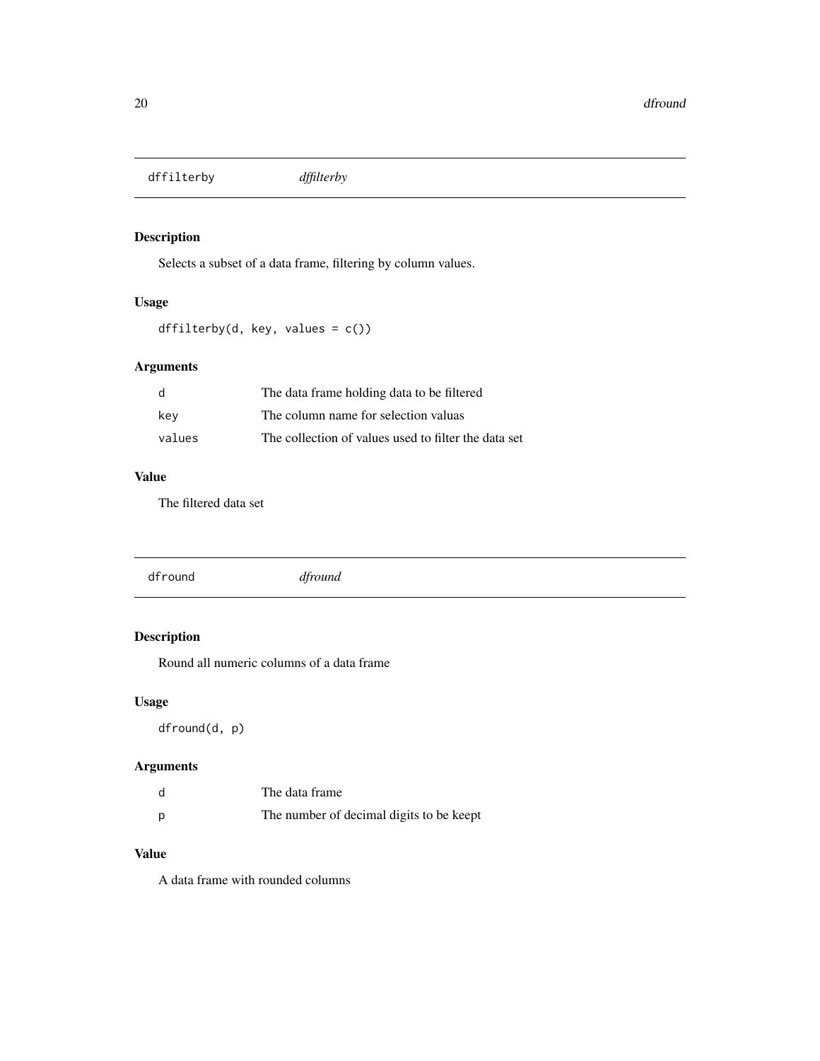## dffilterby *dffilterby*

### Description

Selects a subset of a data frame, filtering by column values.

### Usage

```
dffilterby(d, key, values = c())
```

### Arguments

| | |
|---|---|
| d | The data frame holding data to be filtered |
| key | The column name for selection valuas |
| values | The collection of values used to filter the data set |

### Value

The filtered data set

## dfround *dfround*

### Description

Round all numeric columns of a data frame

### Usage

```
dfround(d, p)
```

### Arguments

| | |
|---|---|
| d | The data frame |
| p | The number of decimal digits to be keept |

### Value

A data frame with rounded columns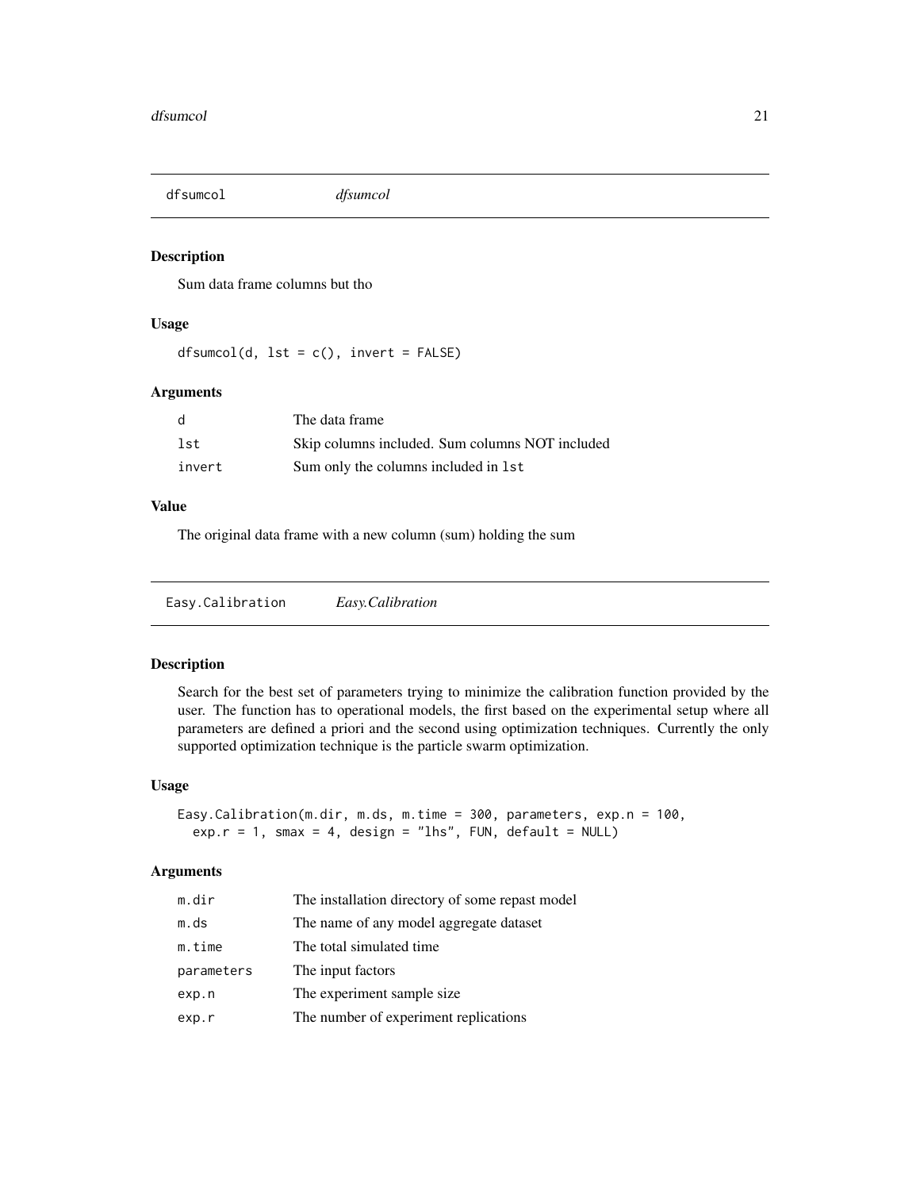## dfsumcol *dfsumcol*

### Description

Sum data frame columns but tho

### Usage

```
dfsumcol(d, lst = c(), invert = FALSE)
```

### Arguments

| | |
|---|---|
| d | The data frame |
| lst | Skip columns included. Sum columns NOT included |
| invert | Sum only the columns included in lst |

### Value

The original data frame with a new column (sum) holding the sum

## Easy.Calibration *Easy.Calibration*

### Description

Search for the best set of parameters trying to minimize the calibration function provided by the user. The function has to operational models, the first based on the experimental setup where all parameters are defined a priori and the second using optimization techniques. Currently the only supported optimization technique is the particle swarm optimization.

### Usage

```
Easy.Calibration(m.dir, m.ds, m.time = 300, parameters, exp.n = 100,
  exp.r = 1, smax = 4, design = "lhs", FUN, default = NULL)
```

### Arguments

| | |
|---|---|
| m.dir | The installation directory of some repast model |
| m.ds | The name of any model aggregate dataset |
| m.time | The total simulated time |
| parameters | The input factors |
| exp.n | The experiment sample size |
| exp.r | The number of experiment replications |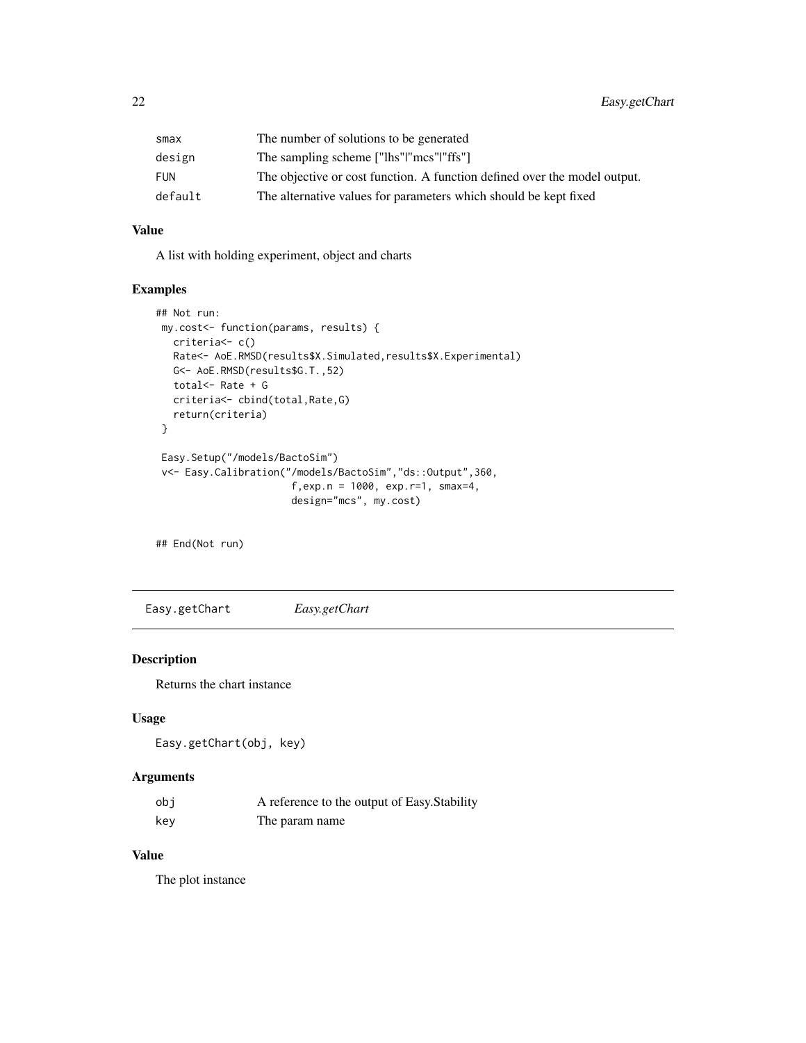| | |
|---|---|
| smax | The number of solutions to be generated |
| design | The sampling scheme ["lhs"\|"mcs"\|"ffs"] |
| FUN | The objective or cost function. A function defined over the model output. |
| default | The alternative values for parameters which should be kept fixed |

### Value

A list with holding experiment, object and charts

### Examples

```
## Not run:
 my.cost<- function(params, results) {
   criteria<- c()
   Rate<- AoE.RMSD(results$X.Simulated,results$X.Experimental)
   G<- AoE.RMSD(results$G.T.,52)
   total<- Rate + G
   criteria<- cbind(total,Rate,G)
   return(criteria)
 }

 Easy.Setup("/models/BactoSim")
 v<- Easy.Calibration("/models/BactoSim","ds::Output",360,
                      f,exp.n = 1000, exp.r=1, smax=4,
                      design="mcs", my.cost)


## End(Not run)
```

---

## Easy.getChart *Easy.getChart*

### Description

Returns the chart instance

### Usage

```
Easy.getChart(obj, key)
```

### Arguments

| | |
|---|---|
| obj | A reference to the output of Easy.Stability |
| key | The param name |

### Value

The plot instance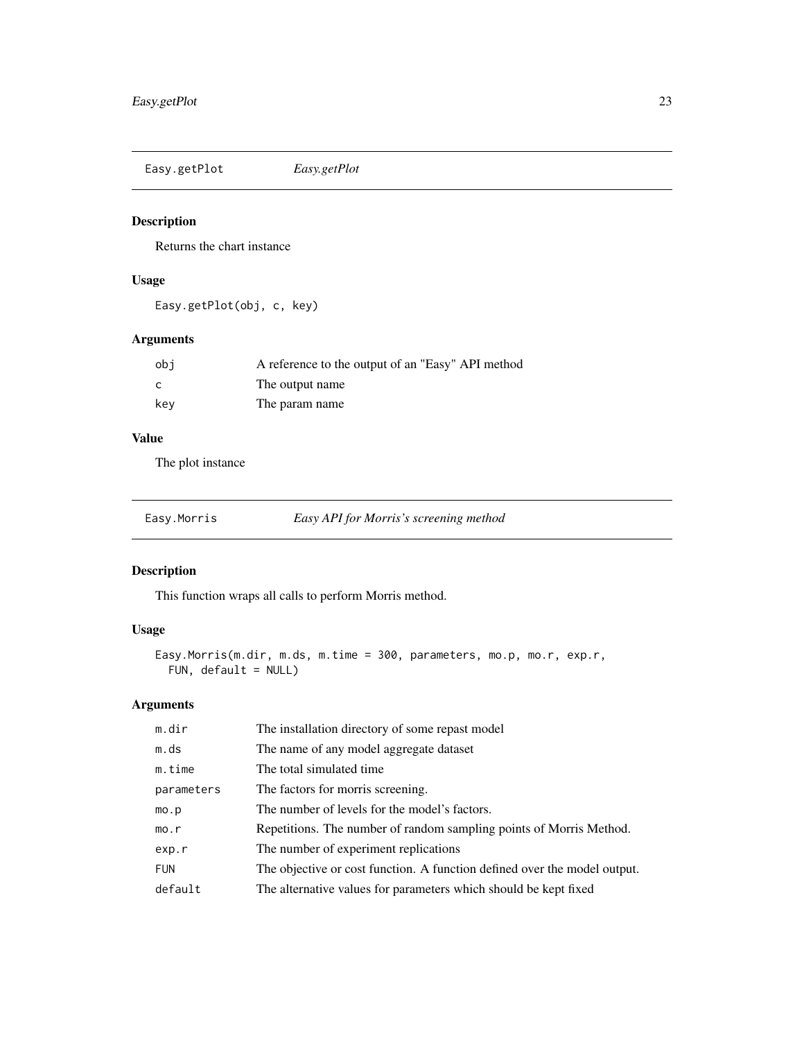## Easy.getPlot *Easy.getPlot*

### Description

Returns the chart instance

### Usage

```
Easy.getPlot(obj, c, key)
```

### Arguments

| | |
|---|---|
| obj | A reference to the output of an "Easy" API method |
| c | The output name |
| key | The param name |

### Value

The plot instance

## Easy.Morris *Easy API for Morris's screening method*

### Description

This function wraps all calls to perform Morris method.

### Usage

```
Easy.Morris(m.dir, m.ds, m.time = 300, parameters, mo.p, mo.r, exp.r,
  FUN, default = NULL)
```

### Arguments

| | |
|---|---|
| m.dir | The installation directory of some repast model |
| m.ds | The name of any model aggregate dataset |
| m.time | The total simulated time |
| parameters | The factors for morris screening. |
| mo.p | The number of levels for the model's factors. |
| mo.r | Repetitions. The number of random sampling points of Morris Method. |
| exp.r | The number of experiment replications |
| FUN | The objective or cost function. A function defined over the model output. |
| default | The alternative values for parameters which should be kept fixed |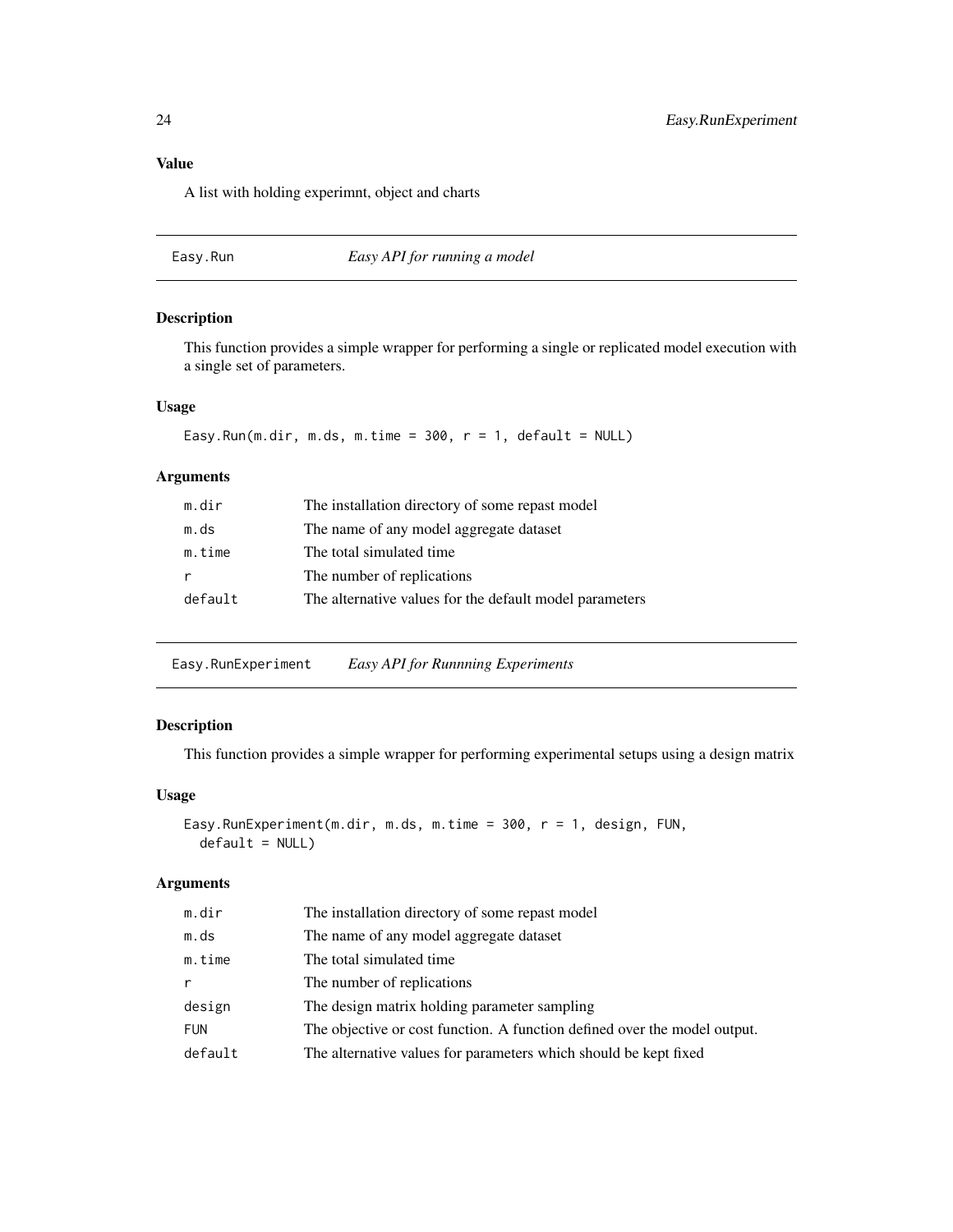## Value

A list with holding experimnt, object and charts

## Easy.Run — *Easy API for running a model*

### Description

This function provides a simple wrapper for performing a single or replicated model execution with a single set of parameters.

### Usage

```
Easy.Run(m.dir, m.ds, m.time = 300, r = 1, default = NULL)
```

### Arguments

| | |
|---|---|
| m.dir | The installation directory of some repast model |
| m.ds | The name of any model aggregate dataset |
| m.time | The total simulated time |
| r | The number of replications |
| default | The alternative values for the default model parameters |

## Easy.RunExperiment — *Easy API for Runnning Experiments*

### Description

This function provides a simple wrapper for performing experimental setups using a design matrix

### Usage

```
Easy.RunExperiment(m.dir, m.ds, m.time = 300, r = 1, design, FUN,
  default = NULL)
```

### Arguments

| | |
|---|---|
| m.dir | The installation directory of some repast model |
| m.ds | The name of any model aggregate dataset |
| m.time | The total simulated time |
| r | The number of replications |
| design | The design matrix holding parameter sampling |
| FUN | The objective or cost function. A function defined over the model output. |
| default | The alternative values for parameters which should be kept fixed |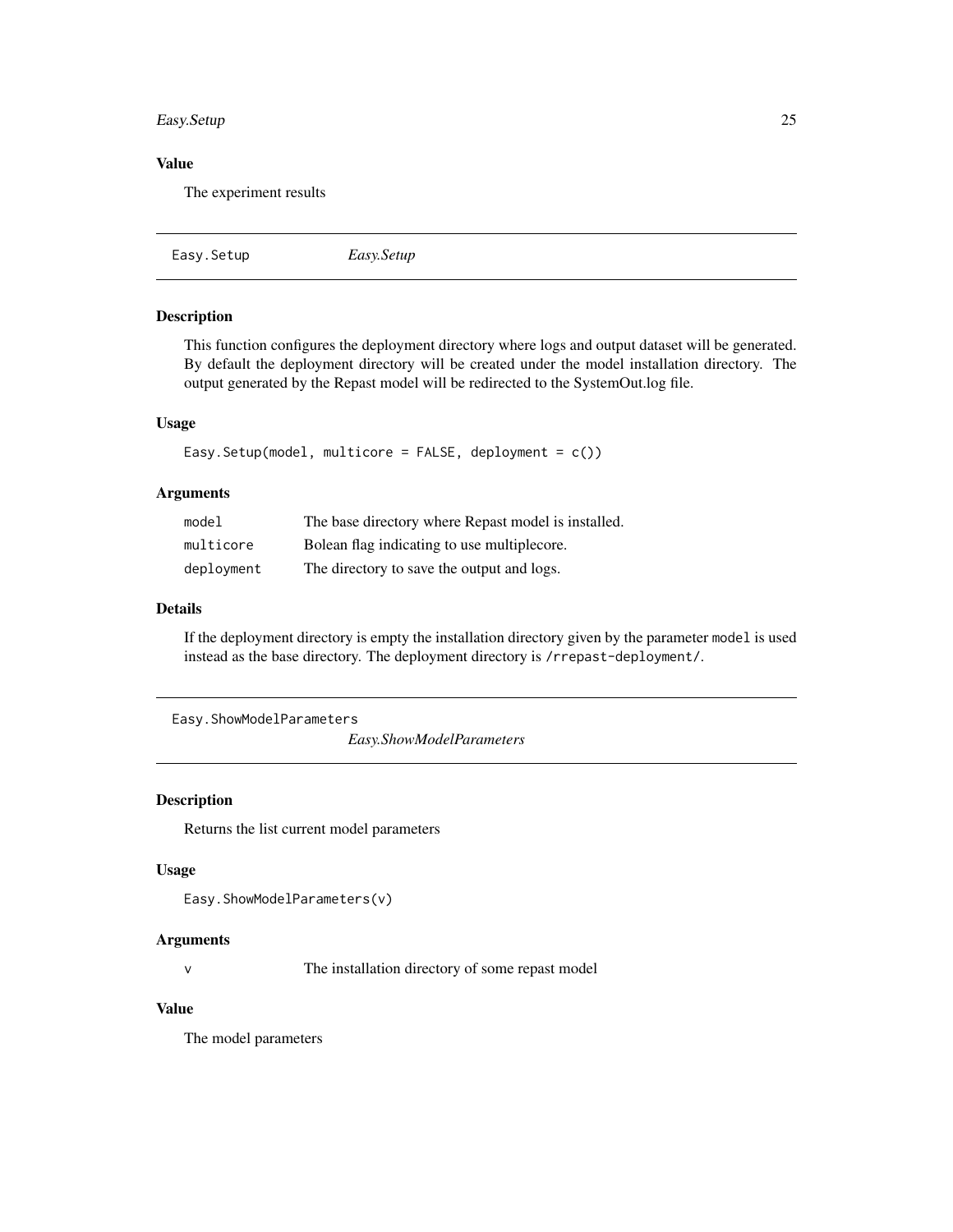### Value

The experiment results

---

## Easy.Setup — *Easy.Setup*

### Description

This function configures the deployment directory where logs and output dataset will be generated. By default the deployment directory will be created under the model installation directory. The output generated by the Repast model will be redirected to the SystemOut.log file.

### Usage

```
Easy.Setup(model, multicore = FALSE, deployment = c())
```

### Arguments

| | |
|---|---|
| `model` | The base directory where Repast model is installed. |
| `multicore` | Bolean flag indicating to use multiplecore. |
| `deployment` | The directory to save the output and logs. |

### Details

If the deployment directory is empty the installation directory given by the parameter `model` is used instead as the base directory. The deployment directory is `/rrepast-deployment/`.

---

## Easy.ShowModelParameters — *Easy.ShowModelParameters*

### Description

Returns the list current model parameters

### Usage

```
Easy.ShowModelParameters(v)
```

### Arguments

| | |
|---|---|
| `v` | The installation directory of some repast model |

### Value

The model parameters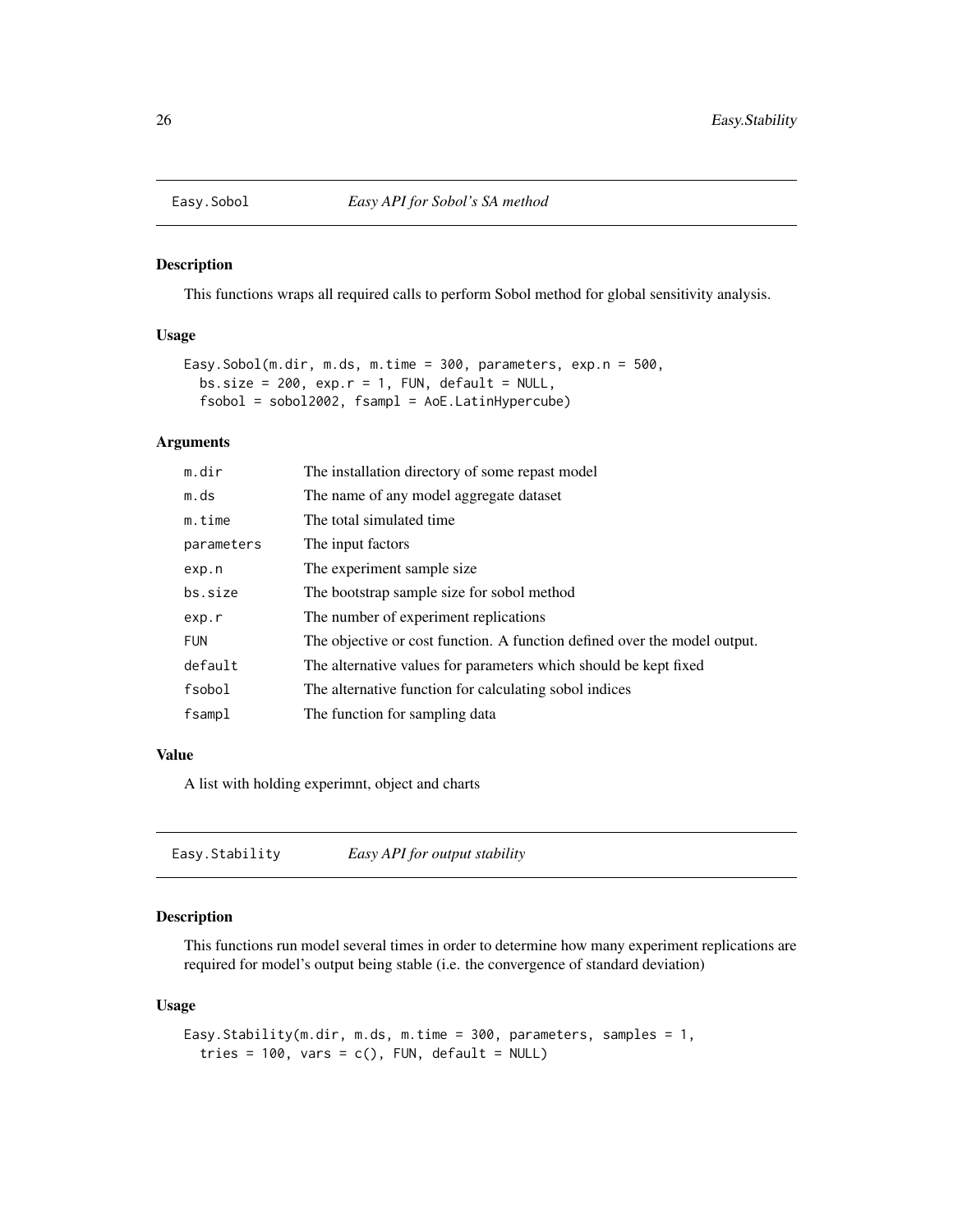## Easy.Sobol — *Easy API for Sobol's SA method*

### Description

This functions wraps all required calls to perform Sobol method for global sensitivity analysis.

### Usage

```
Easy.Sobol(m.dir, m.ds, m.time = 300, parameters, exp.n = 500,
  bs.size = 200, exp.r = 1, FUN, default = NULL,
  fsobol = sobol2002, fsampl = AoE.LatinHypercube)
```

### Arguments

| | |
|---|---|
| m.dir | The installation directory of some repast model |
| m.ds | The name of any model aggregate dataset |
| m.time | The total simulated time |
| parameters | The input factors |
| exp.n | The experiment sample size |
| bs.size | The bootstrap sample size for sobol method |
| exp.r | The number of experiment replications |
| FUN | The objective or cost function. A function defined over the model output. |
| default | The alternative values for parameters which should be kept fixed |
| fsobol | The alternative function for calculating sobol indices |
| fsampl | The function for sampling data |

### Value

A list with holding experimnt, object and charts

## Easy.Stability — *Easy API for output stability*

### Description

This functions run model several times in order to determine how many experiment replications are required for model's output being stable (i.e. the convergence of standard deviation)

### Usage

```
Easy.Stability(m.dir, m.ds, m.time = 300, parameters, samples = 1,
  tries = 100, vars = c(), FUN, default = NULL)
```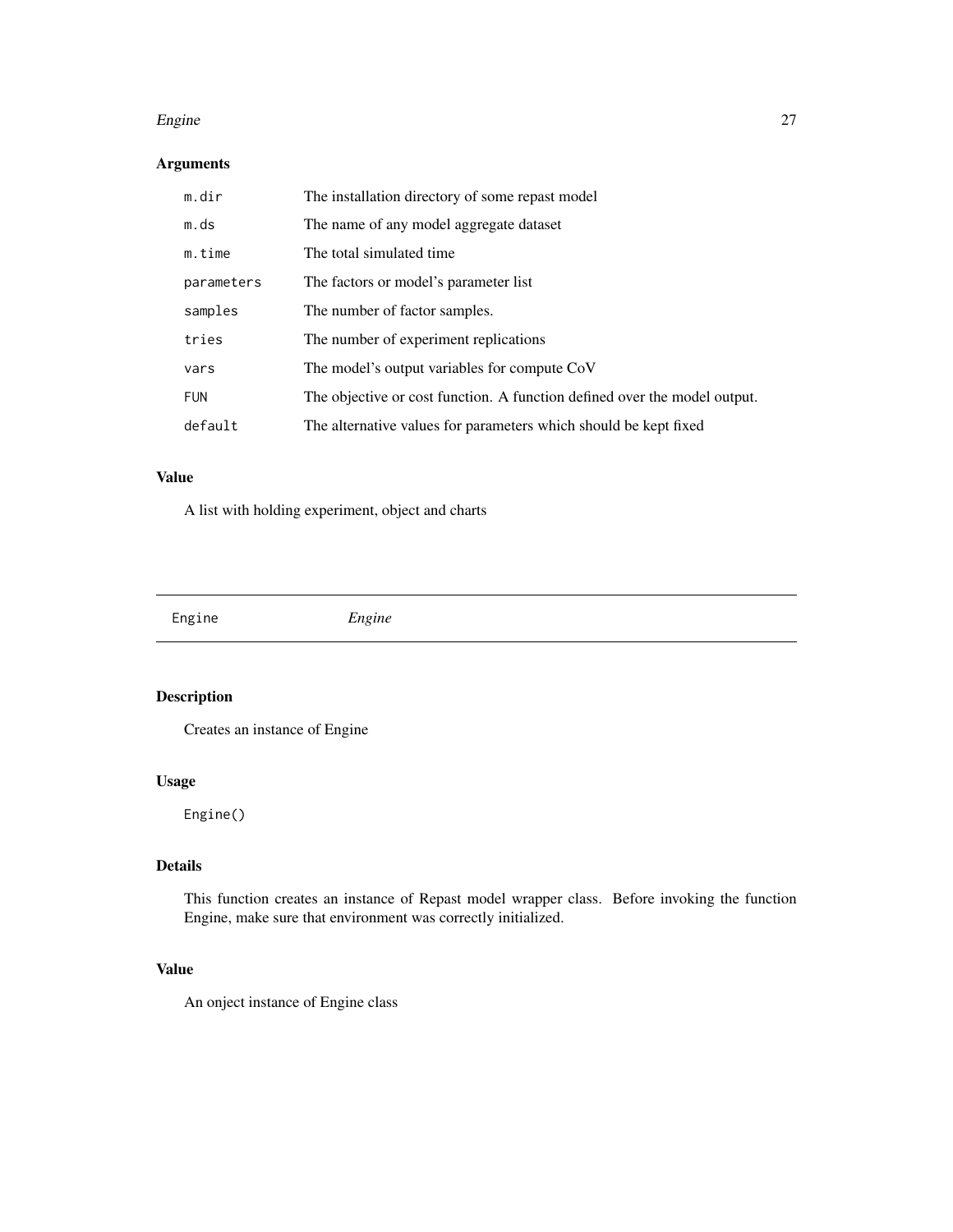### Arguments

| | |
|---|---|
| m.dir | The installation directory of some repast model |
| m.ds | The name of any model aggregate dataset |
| m.time | The total simulated time |
| parameters | The factors or model's parameter list |
| samples | The number of factor samples. |
| tries | The number of experiment replications |
| vars | The model's output variables for compute CoV |
| FUN | The objective or cost function. A function defined over the model output. |
| default | The alternative values for parameters which should be kept fixed |

### Value

A list with holding experiment, object and charts

---

## Engine *Engine*

---

### Description

Creates an instance of Engine

### Usage

```
Engine()
```

### Details

This function creates an instance of Repast model wrapper class. Before invoking the function Engine, make sure that environment was correctly initialized.

### Value

An onject instance of Engine class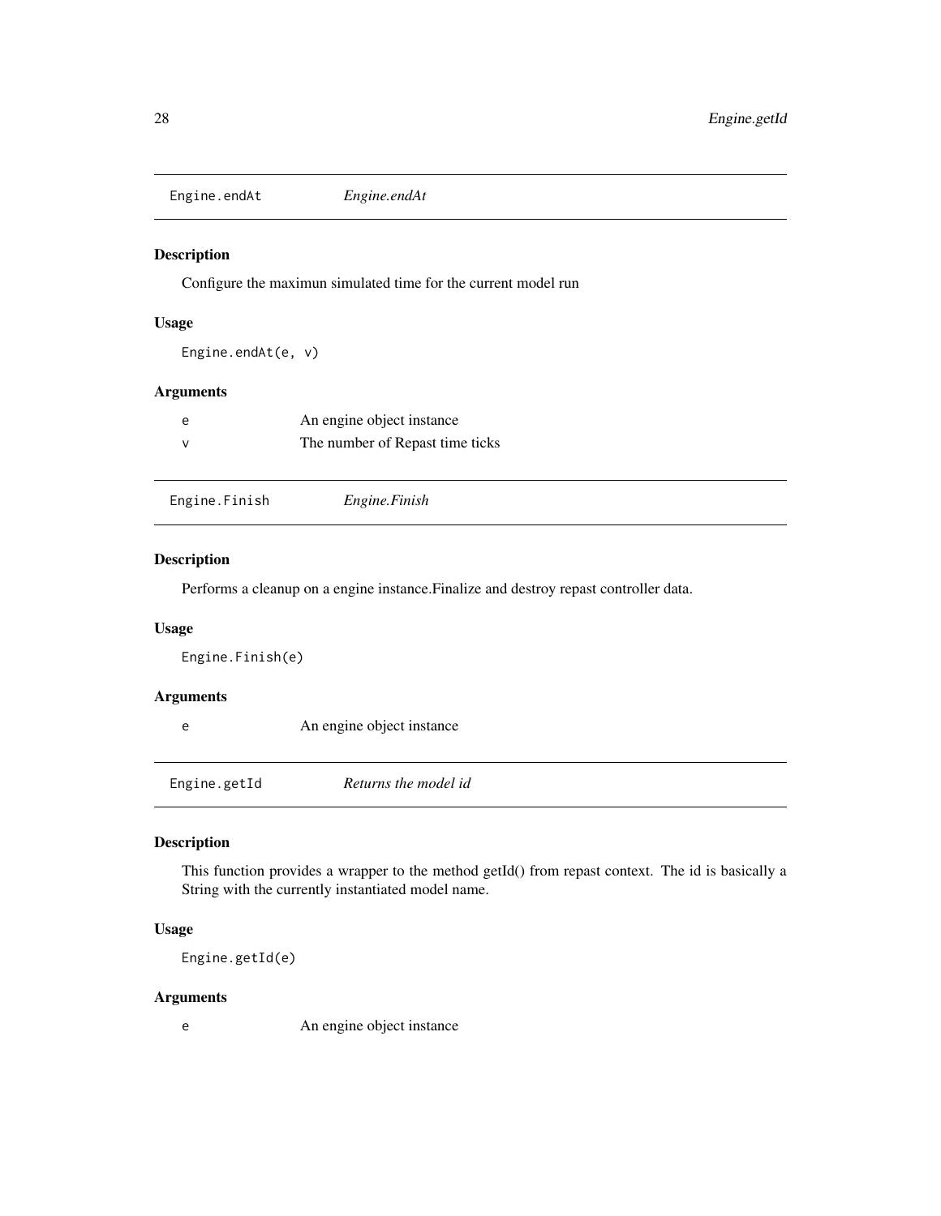## Engine.endAt — *Engine.endAt*

### Description

Configure the maximun simulated time for the current model run

### Usage

```
Engine.endAt(e, v)
```

### Arguments

| | |
|---|---|
| e | An engine object instance |
| v | The number of Repast time ticks |

## Engine.Finish — *Engine.Finish*

### Description

Performs a cleanup on a engine instance.Finalize and destroy repast controller data.

### Usage

```
Engine.Finish(e)
```

### Arguments

| | |
|---|---|
| e | An engine object instance |

## Engine.getId — *Returns the model id*

### Description

This function provides a wrapper to the method getId() from repast context. The id is basically a String with the currently instantiated model name.

### Usage

```
Engine.getId(e)
```

### Arguments

| | |
|---|---|
| e | An engine object instance |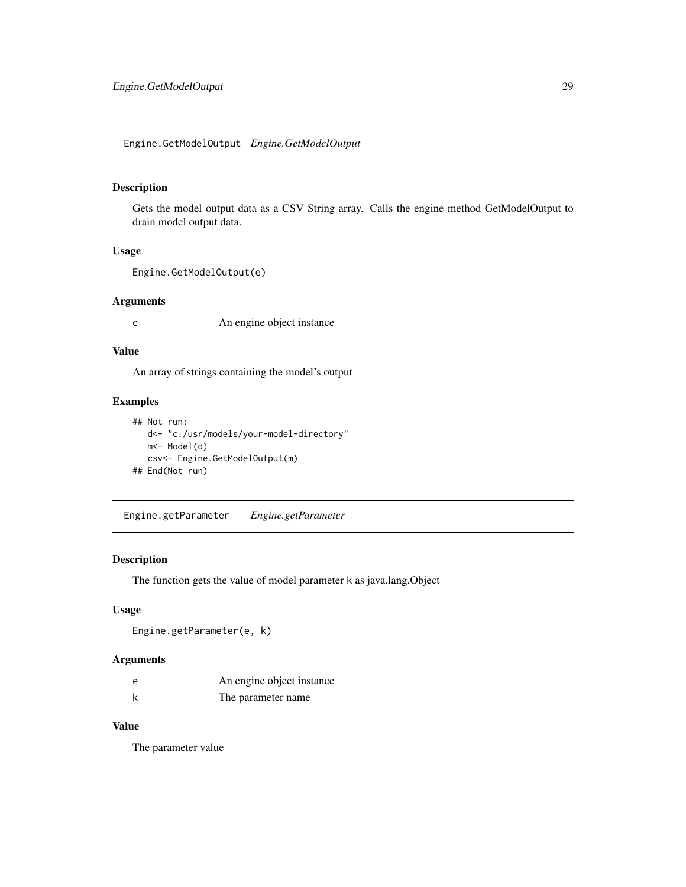## Engine.GetModelOutput *Engine.GetModelOutput*

### Description

Gets the model output data as a CSV String array. Calls the engine method GetModelOutput to drain model output data.

### Usage

```
Engine.GetModelOutput(e)
```

### Arguments

| | |
|---|---|
| e | An engine object instance |

### Value

An array of strings containing the model's output

### Examples

```
## Not run:
   d<- "c:/usr/models/your-model-directory"
   m<- Model(d)
   csv<- Engine.GetModelOutput(m)
## End(Not run)
```

## Engine.getParameter *Engine.getParameter*

### Description

The function gets the value of model parameter k as java.lang.Object

### Usage

```
Engine.getParameter(e, k)
```

### Arguments

| | |
|---|---|
| e | An engine object instance |
| k | The parameter name |

### Value

The parameter value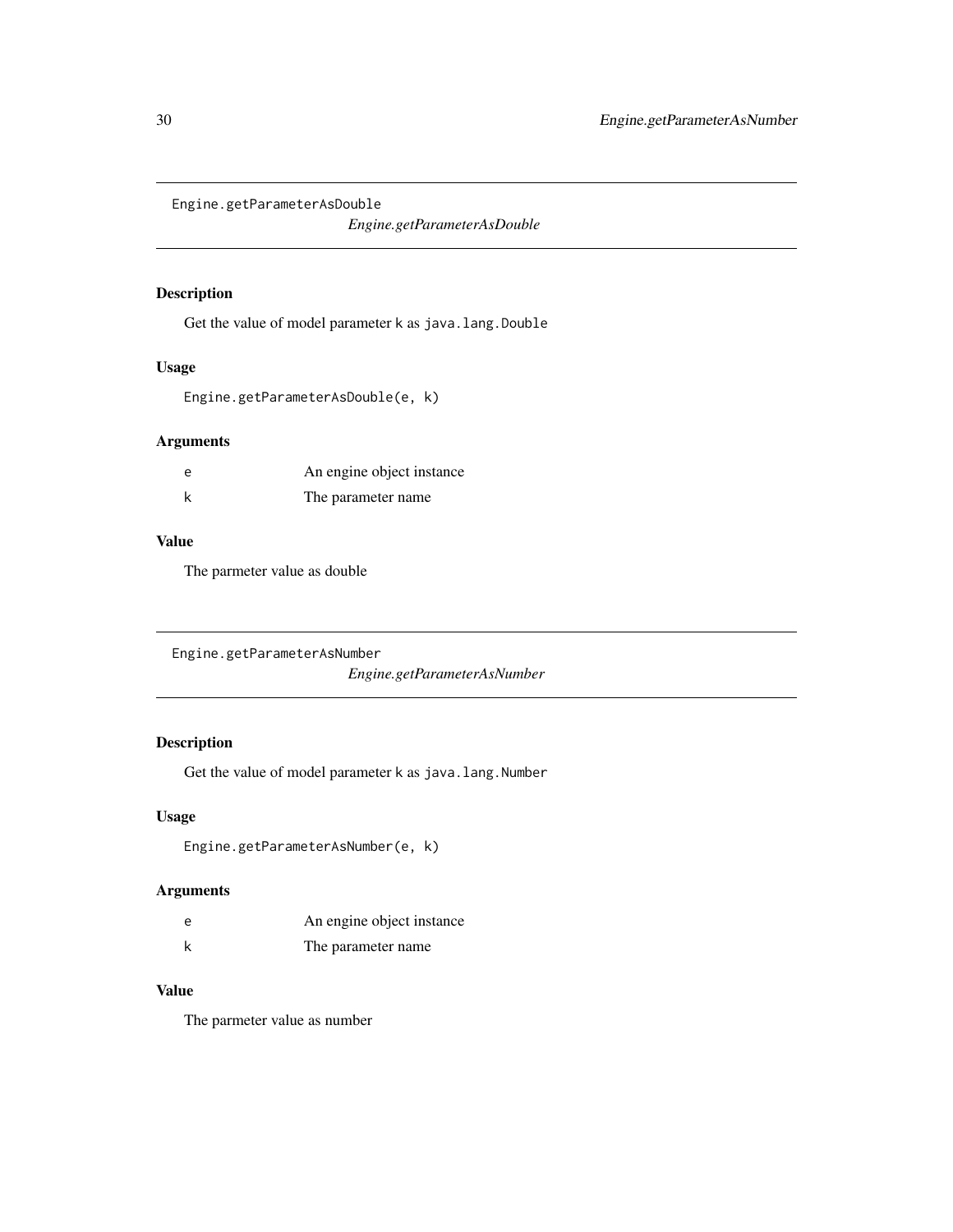## Engine.getParameterAsDouble

*Engine.getParameterAsDouble*

### Description

Get the value of model parameter `k` as `java.lang.Double`

### Usage

```
Engine.getParameterAsDouble(e, k)
```

### Arguments

| | |
|---|---|
| `e` | An engine object instance |
| `k` | The parameter name |

### Value

The parmeter value as double

## Engine.getParameterAsNumber

*Engine.getParameterAsNumber*

### Description

Get the value of model parameter `k` as `java.lang.Number`

### Usage

```
Engine.getParameterAsNumber(e, k)
```

### Arguments

| | |
|---|---|
| `e` | An engine object instance |
| `k` | The parameter name |

### Value

The parmeter value as number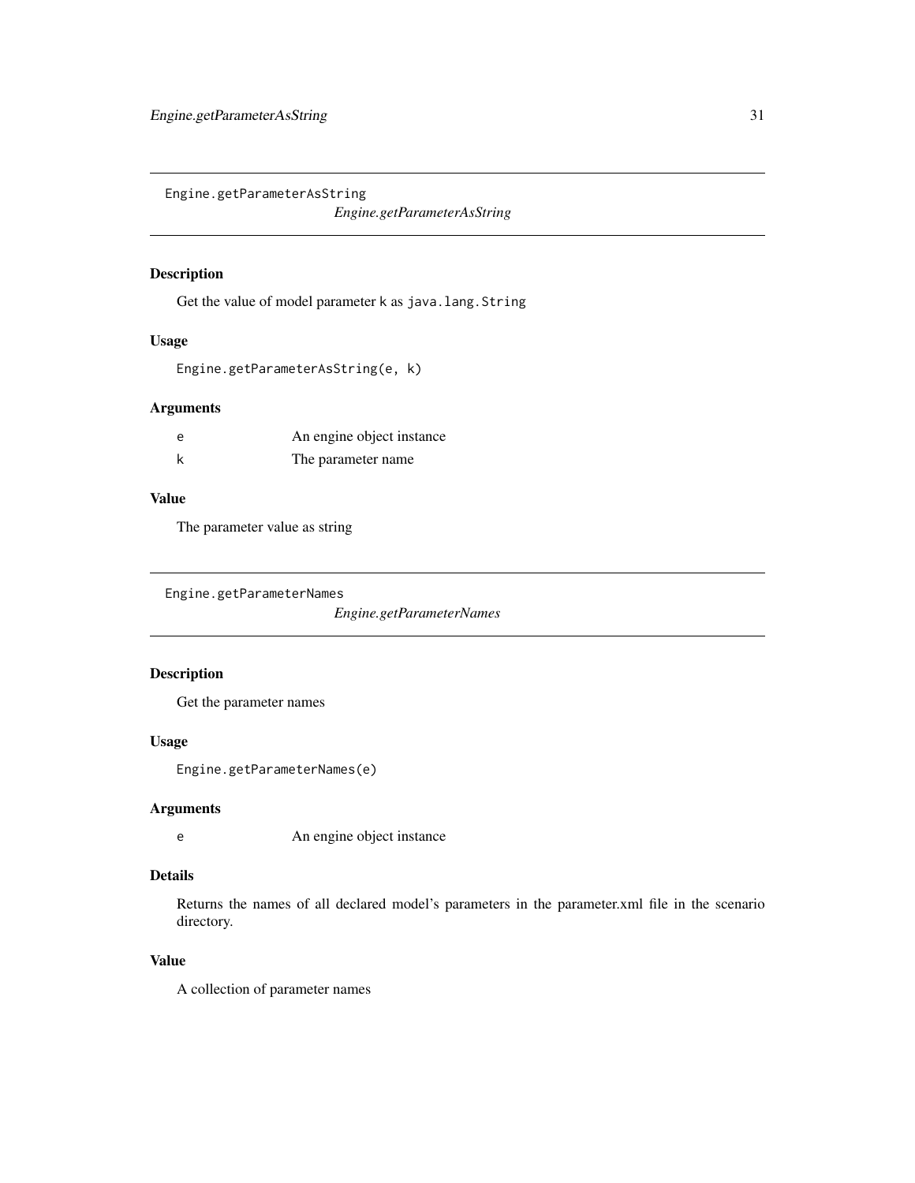## Engine.getParameterAsString

*Engine.getParameterAsString*

### Description

Get the value of model parameter k as `java.lang.String`

### Usage

```
Engine.getParameterAsString(e, k)
```

### Arguments

| | |
|---|---|
| e | An engine object instance |
| k | The parameter name |

### Value

The parameter value as string

## Engine.getParameterNames

*Engine.getParameterNames*

### Description

Get the parameter names

### Usage

```
Engine.getParameterNames(e)
```

### Arguments

| | |
|---|---|
| e | An engine object instance |

### Details

Returns the names of all declared model's parameters in the parameter.xml file in the scenario directory.

### Value

A collection of parameter names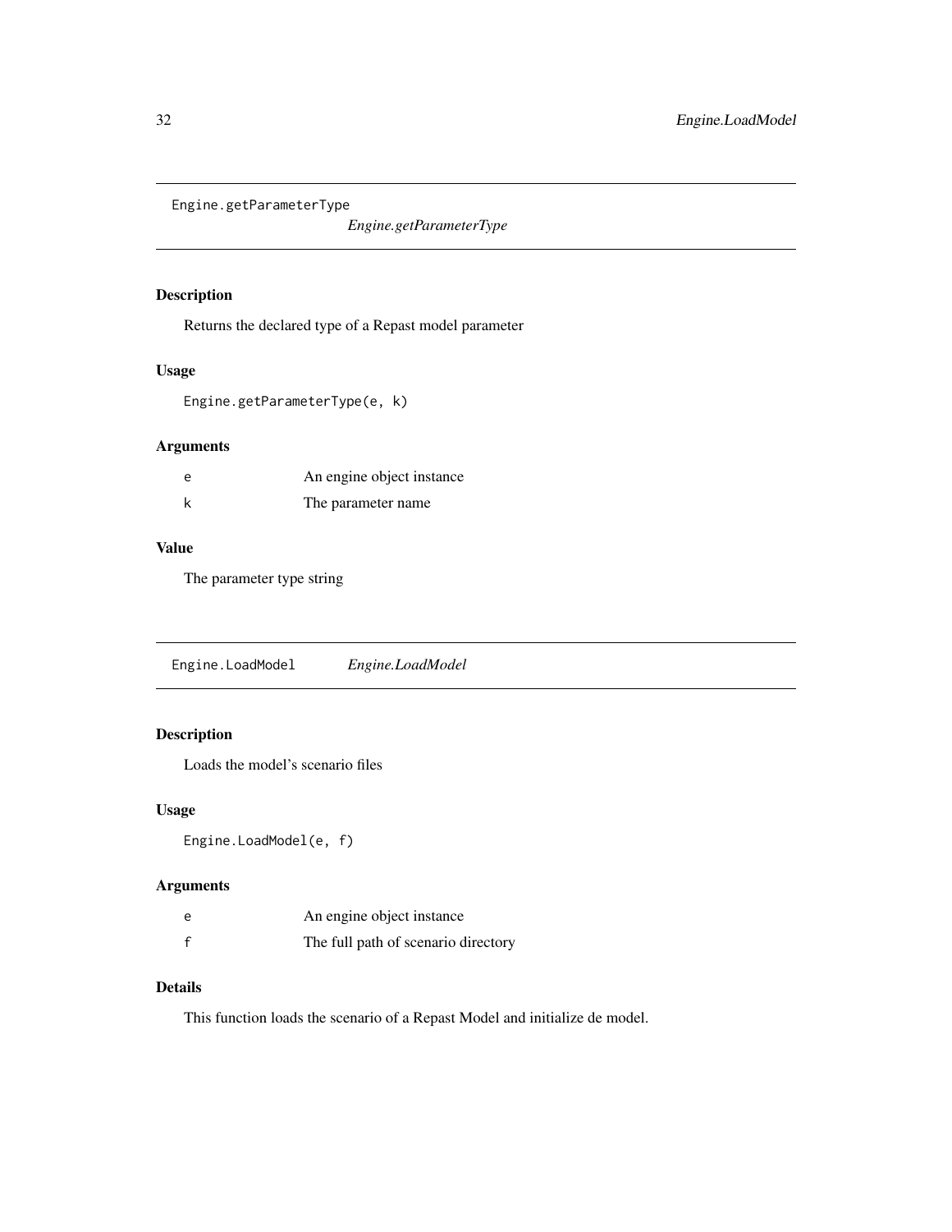## Engine.getParameterType

*Engine.getParameterType*

### Description

Returns the declared type of a Repast model parameter

### Usage

```
Engine.getParameterType(e, k)
```

### Arguments

| | |
|---|---|
| e | An engine object instance |
| k | The parameter name |

### Value

The parameter type string

## Engine.LoadModel

*Engine.LoadModel*

### Description

Loads the model's scenario files

### Usage

```
Engine.LoadModel(e, f)
```

### Arguments

| | |
|---|---|
| e | An engine object instance |
| f | The full path of scenario directory |

### Details

This function loads the scenario of a Repast Model and initialize de model.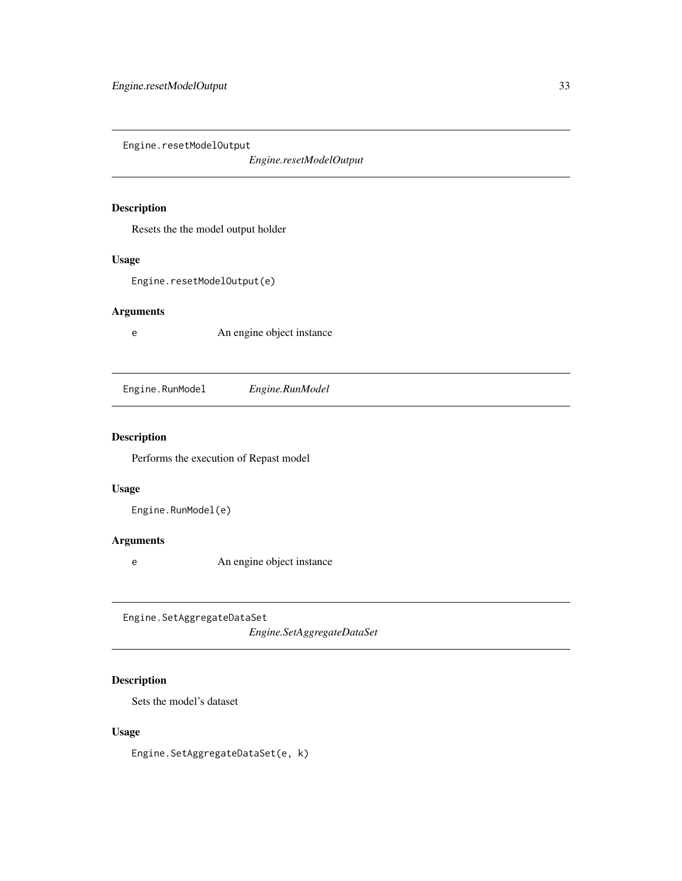## Engine.resetModelOutput

*Engine.resetModelOutput*

### Description

Resets the the model output holder

### Usage

```
Engine.resetModelOutput(e)
```

### Arguments

| | |
|---|---|
| `e` | An engine object instance |

## Engine.RunModel

*Engine.RunModel*

### Description

Performs the execution of Repast model

### Usage

```
Engine.RunModel(e)
```

### Arguments

| | |
|---|---|
| `e` | An engine object instance |

## Engine.SetAggregateDataSet

*Engine.SetAggregateDataSet*

### Description

Sets the model's dataset

### Usage

```
Engine.SetAggregateDataSet(e, k)
```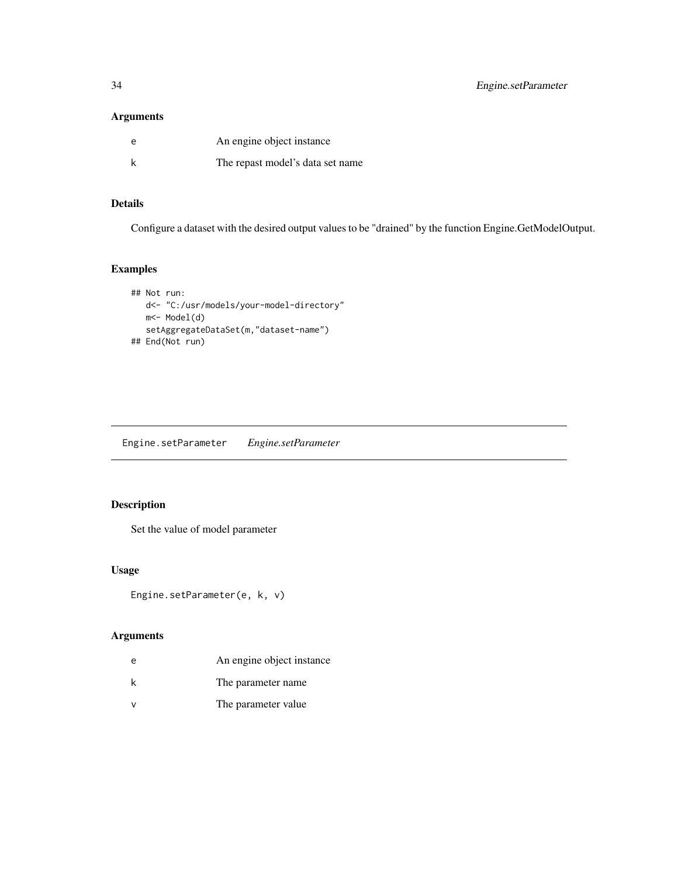## Arguments

| | |
|---|---|
| e | An engine object instance |
| k | The repast model's data set name |

## Details

Configure a dataset with the desired output values to be "drained" by the function Engine.GetModelOutput.

## Examples

```
## Not run:
   d<- "C:/usr/models/your-model-directory"
   m<- Model(d)
   setAggregateDataSet(m,"dataset-name")
## End(Not run)
```

---

# Engine.setParameter *Engine.setParameter*

## Description

Set the value of model parameter

## Usage

```
Engine.setParameter(e, k, v)
```

## Arguments

| | |
|---|---|
| e | An engine object instance |
| k | The parameter name |
| v | The parameter value |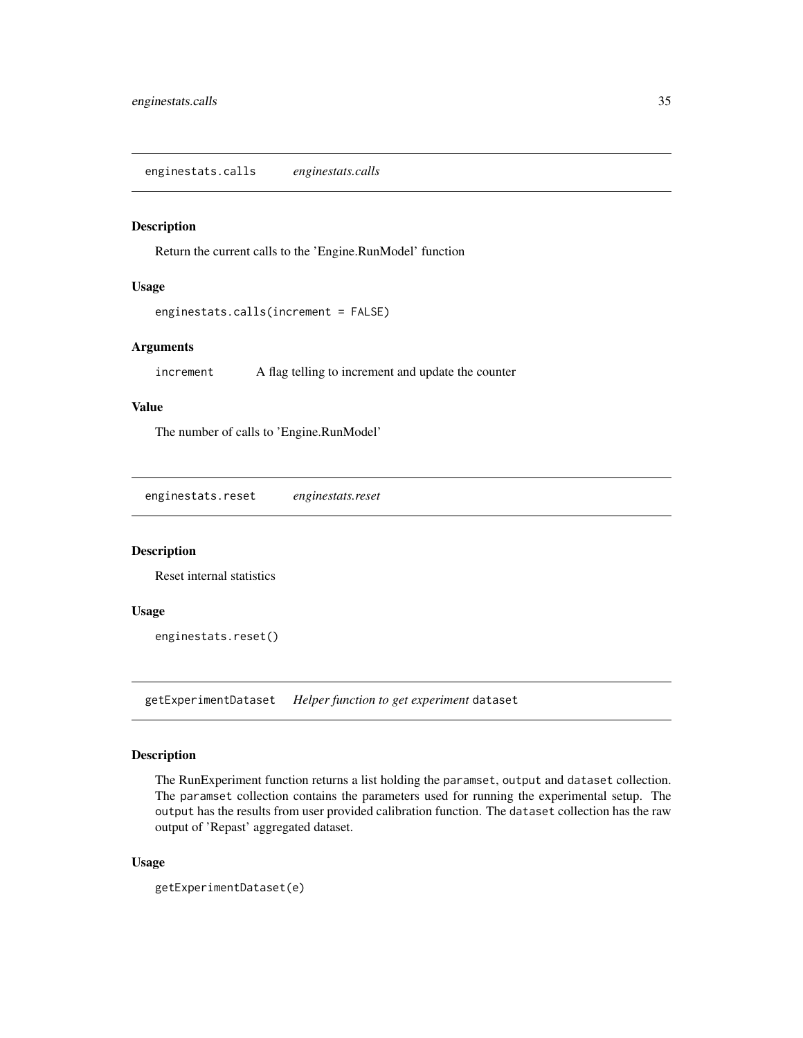## enginestats.calls *enginestats.calls*

### Description

Return the current calls to the 'Engine.RunModel' function

### Usage

```
enginestats.calls(increment = FALSE)
```

### Arguments

| | |
|---|---|
| `increment` | A flag telling to increment and update the counter |

### Value

The number of calls to 'Engine.RunModel'

## enginestats.reset *enginestats.reset*

### Description

Reset internal statistics

### Usage

```
enginestats.reset()
```

## getExperimentDataset *Helper function to get experiment* `dataset`

### Description

The RunExperiment function returns a list holding the `paramset`, `output` and `dataset` collection. The `paramset` collection contains the parameters used for running the experimental setup. The `output` has the results from user provided calibration function. The `dataset` collection has the raw output of 'Repast' aggregated dataset.

### Usage

```
getExperimentDataset(e)
```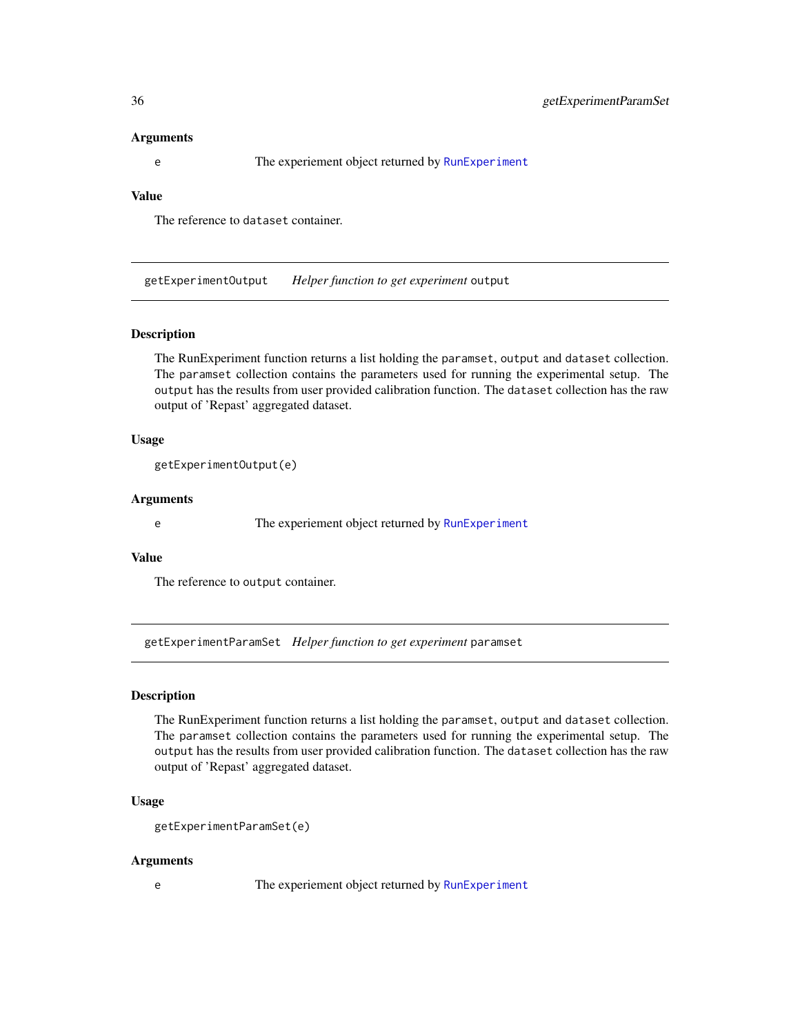### Arguments

e    The experiement object returned by `RunExperiment`

### Value

The reference to `dataset` container.

---

## getExperimentOutput    *Helper function to get experiment* `output`

### Description

The RunExperiment function returns a list holding the `paramset`, `output` and `dataset` collection. The `paramset` collection contains the parameters used for running the experimental setup. The `output` has the results from user provided calibration function. The `dataset` collection has the raw output of 'Repast' aggregated dataset.

### Usage

```
getExperimentOutput(e)
```

### Arguments

e    The experiement object returned by `RunExperiment`

### Value

The reference to `output` container.

---

## getExperimentParamSet    *Helper function to get experiment* `paramset`

### Description

The RunExperiment function returns a list holding the `paramset`, `output` and `dataset` collection. The `paramset` collection contains the parameters used for running the experimental setup. The `output` has the results from user provided calibration function. The `dataset` collection has the raw output of 'Repast' aggregated dataset.

### Usage

```
getExperimentParamSet(e)
```

### Arguments

e    The experiement object returned by `RunExperiment`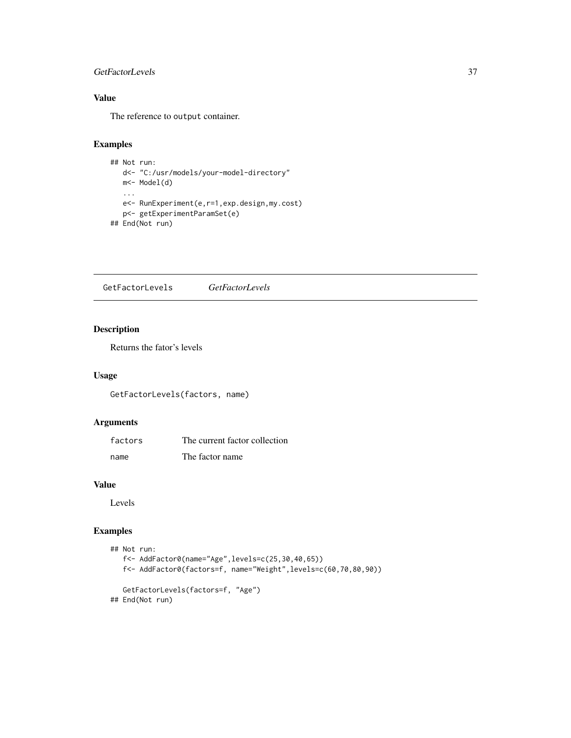### Value

The reference to output container.

### Examples

```
## Not run:
   d<- "C:/usr/models/your-model-directory"
   m<- Model(d)
   ...
   e<- RunExperiment(e,r=1,exp.design,my.cost)
   p<- getExperimentParamSet(e)
## End(Not run)
```

---

## GetFactorLevels &nbsp;&nbsp;&nbsp; *GetFactorLevels*

---

### Description

Returns the fator's levels

### Usage

```
GetFactorLevels(factors, name)
```

### Arguments

| | |
|---|---|
| factors | The current factor collection |
| name | The factor name |

### Value

Levels

### Examples

```
## Not run:
   f<- AddFactor0(name="Age",levels=c(25,30,40,65))
   f<- AddFactor0(factors=f, name="Weight",levels=c(60,70,80,90))

   GetFactorLevels(factors=f, "Age")
## End(Not run)
```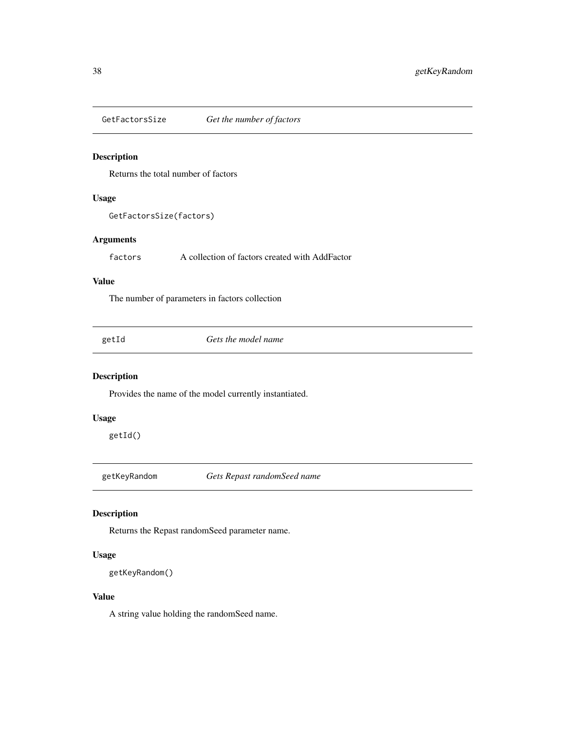## GetFactorsSize *Get the number of factors*

### Description

Returns the total number of factors

### Usage

```
GetFactorsSize(factors)
```

### Arguments

| | |
|---|---|
| `factors` | A collection of factors created with AddFactor |

### Value

The number of parameters in factors collection

## getId *Gets the model name*

### Description

Provides the name of the model currently instantiated.

### Usage

```
getId()
```

## getKeyRandom *Gets Repast randomSeed name*

### Description

Returns the Repast randomSeed parameter name.

### Usage

```
getKeyRandom()
```

### Value

A string value holding the randomSeed name.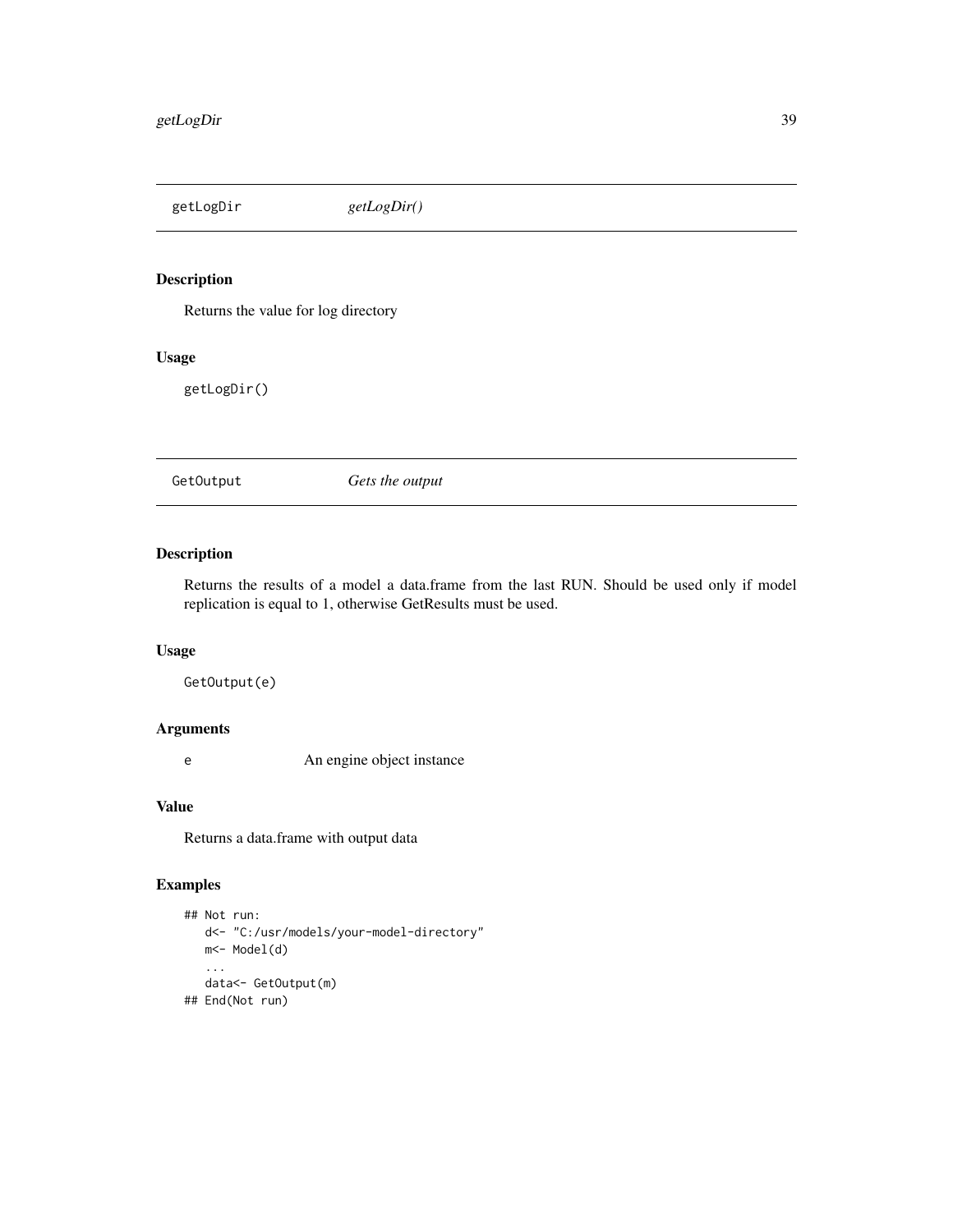## getLogDir — *getLogDir()*

### Description

Returns the value for log directory

### Usage

```
getLogDir()
```

## GetOutput — *Gets the output*

### Description

Returns the results of a model a data.frame from the last RUN. Should be used only if model replication is equal to 1, otherwise GetResults must be used.

### Usage

```
GetOutput(e)
```

### Arguments

| | |
|---|---|
| e | An engine object instance |

### Value

Returns a data.frame with output data

### Examples

```
## Not run:
   d<- "C:/usr/models/your-model-directory"
   m<- Model(d)
   ...
   data<- GetOutput(m)
## End(Not run)
```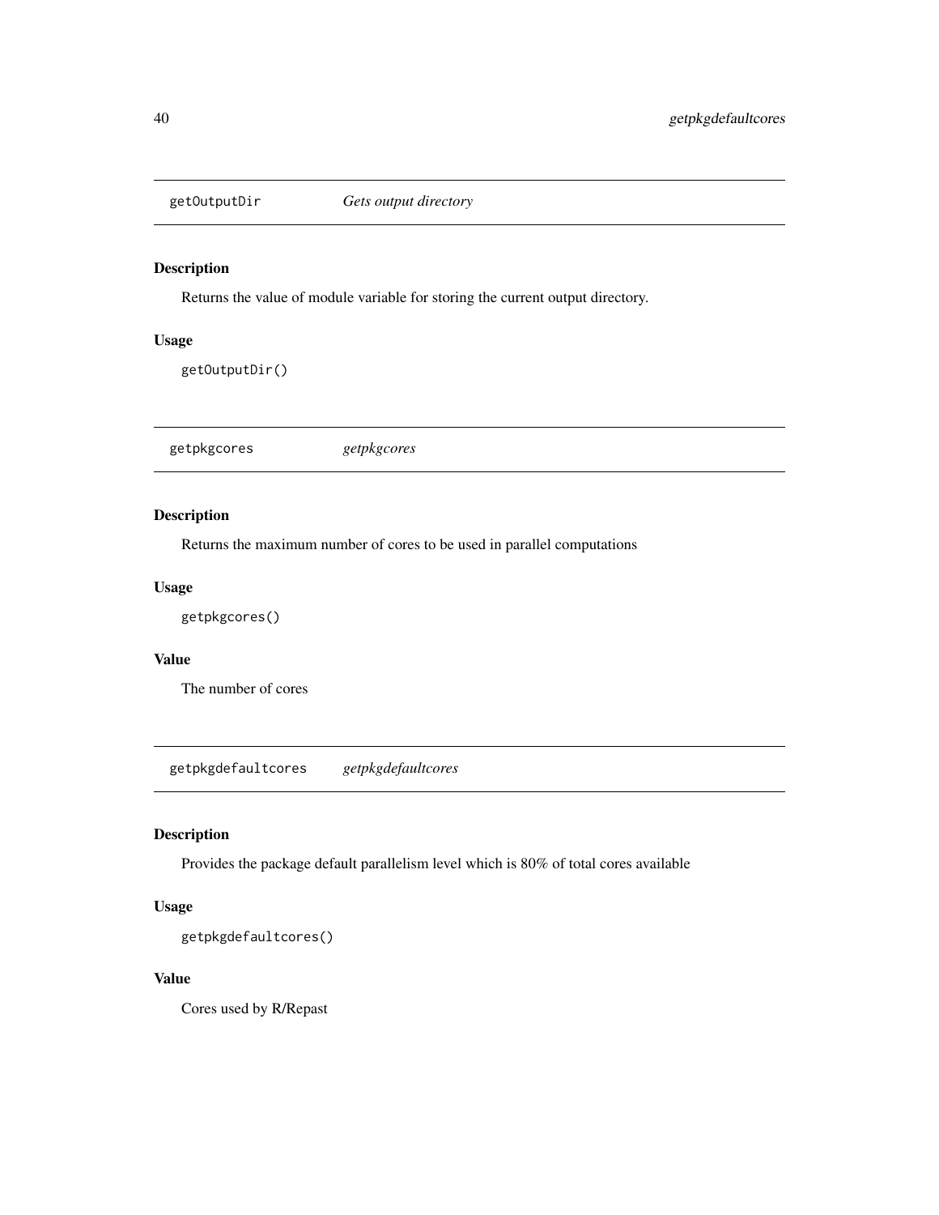## getOutputDir *Gets output directory*

### Description

Returns the value of module variable for storing the current output directory.

### Usage

```
getOutputDir()
```

## getpkgcores *getpkgcores*

### Description

Returns the maximum number of cores to be used in parallel computations

### Usage

```
getpkgcores()
```

### Value

The number of cores

## getpkgdefaultcores *getpkgdefaultcores*

### Description

Provides the package default parallelism level which is 80% of total cores available

### Usage

```
getpkgdefaultcores()
```

### Value

Cores used by R/Repast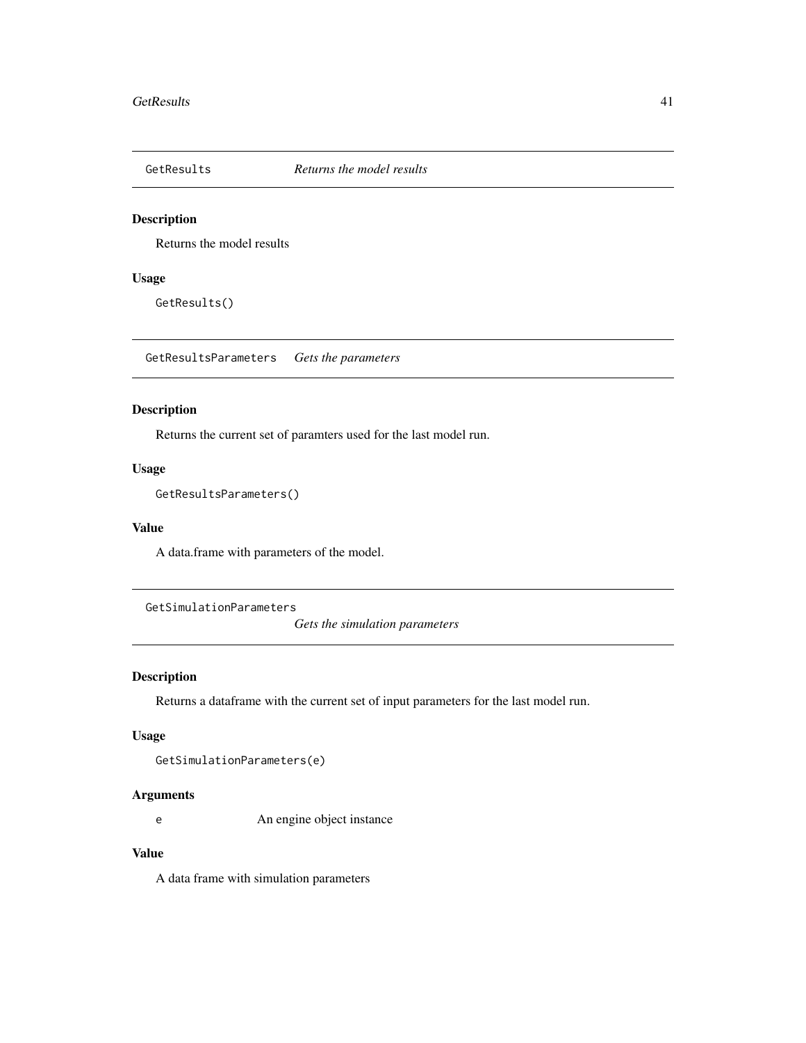## GetResults *Returns the model results*

### Description

Returns the model results

### Usage

```
GetResults()
```

## GetResultsParameters *Gets the parameters*

### Description

Returns the current set of paramters used for the last model run.

### Usage

```
GetResultsParameters()
```

### Value

A data.frame with parameters of the model.

## GetSimulationParameters *Gets the simulation parameters*

### Description

Returns a dataframe with the current set of input parameters for the last model run.

### Usage

```
GetSimulationParameters(e)
```

### Arguments

| | |
|---|---|
| e | An engine object instance |

### Value

A data frame with simulation parameters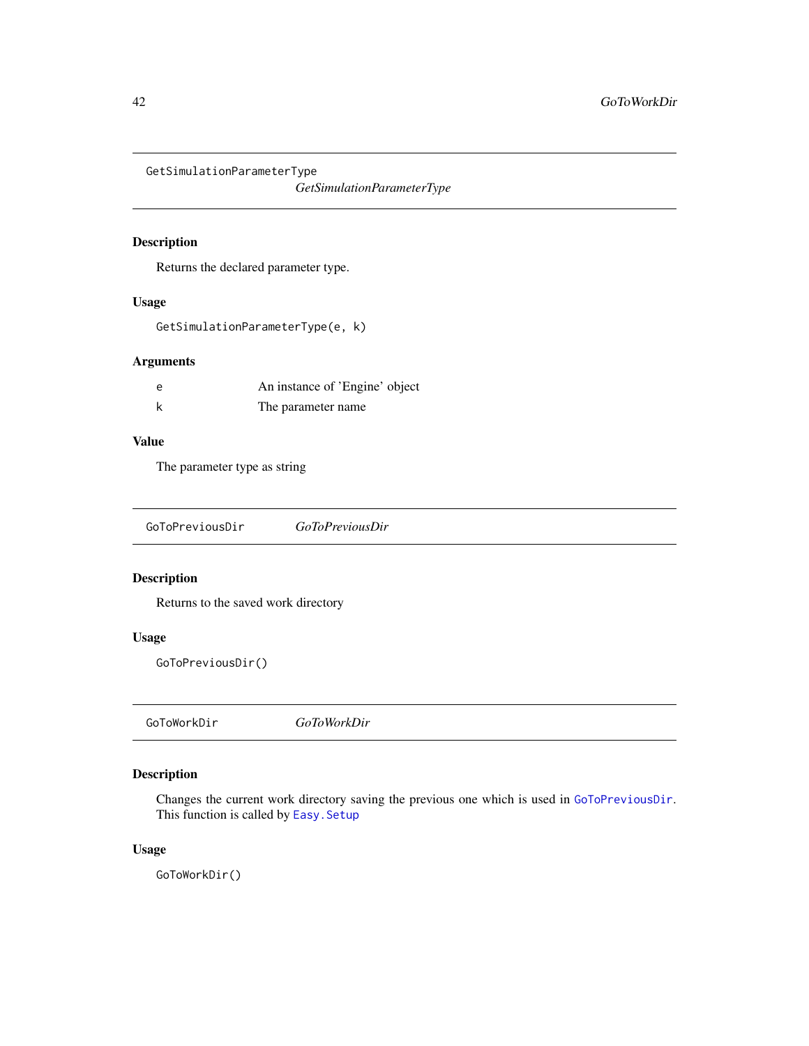## GetSimulationParameterType *GetSimulationParameterType*

### Description

Returns the declared parameter type.

### Usage

```
GetSimulationParameterType(e, k)
```

### Arguments

| | |
|---|---|
| e | An instance of 'Engine' object |
| k | The parameter name |

### Value

The parameter type as string

## GoToPreviousDir *GoToPreviousDir*

### Description

Returns to the saved work directory

### Usage

```
GoToPreviousDir()
```

## GoToWorkDir *GoToWorkDir*

### Description

Changes the current work directory saving the previous one which is used in `GoToPreviousDir`. This function is called by `Easy.Setup`

### Usage

```
GoToWorkDir()
```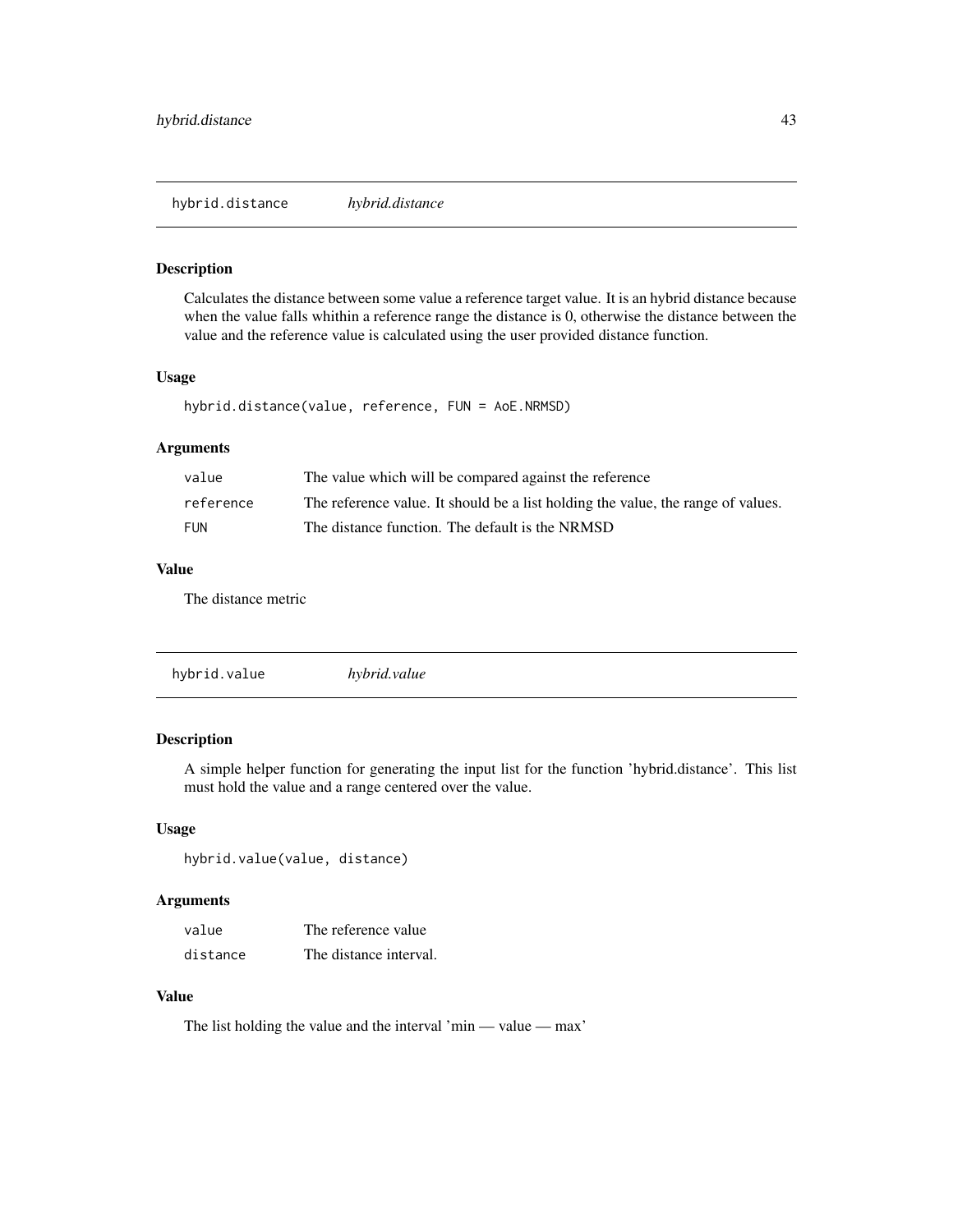## hybrid.distance *hybrid.distance*

### Description

Calculates the distance between some value a reference target value. It is an hybrid distance because when the value falls whithin a reference range the distance is 0, otherwise the distance between the value and the reference value is calculated using the user provided distance function.

### Usage

```
hybrid.distance(value, reference, FUN = AoE.NRMSD)
```

### Arguments

| | |
|---|---|
| `value` | The value which will be compared against the reference |
| `reference` | The reference value. It should be a list holding the value, the range of values. |
| `FUN` | The distance function. The default is the NRMSD |

### Value

The distance metric

## hybrid.value *hybrid.value*

### Description

A simple helper function for generating the input list for the function 'hybrid.distance'. This list must hold the value and a range centered over the value.

### Usage

```
hybrid.value(value, distance)
```

### Arguments

| | |
|---|---|
| `value` | The reference value |
| `distance` | The distance interval. |

### Value

The list holding the value and the interval 'min — value — max'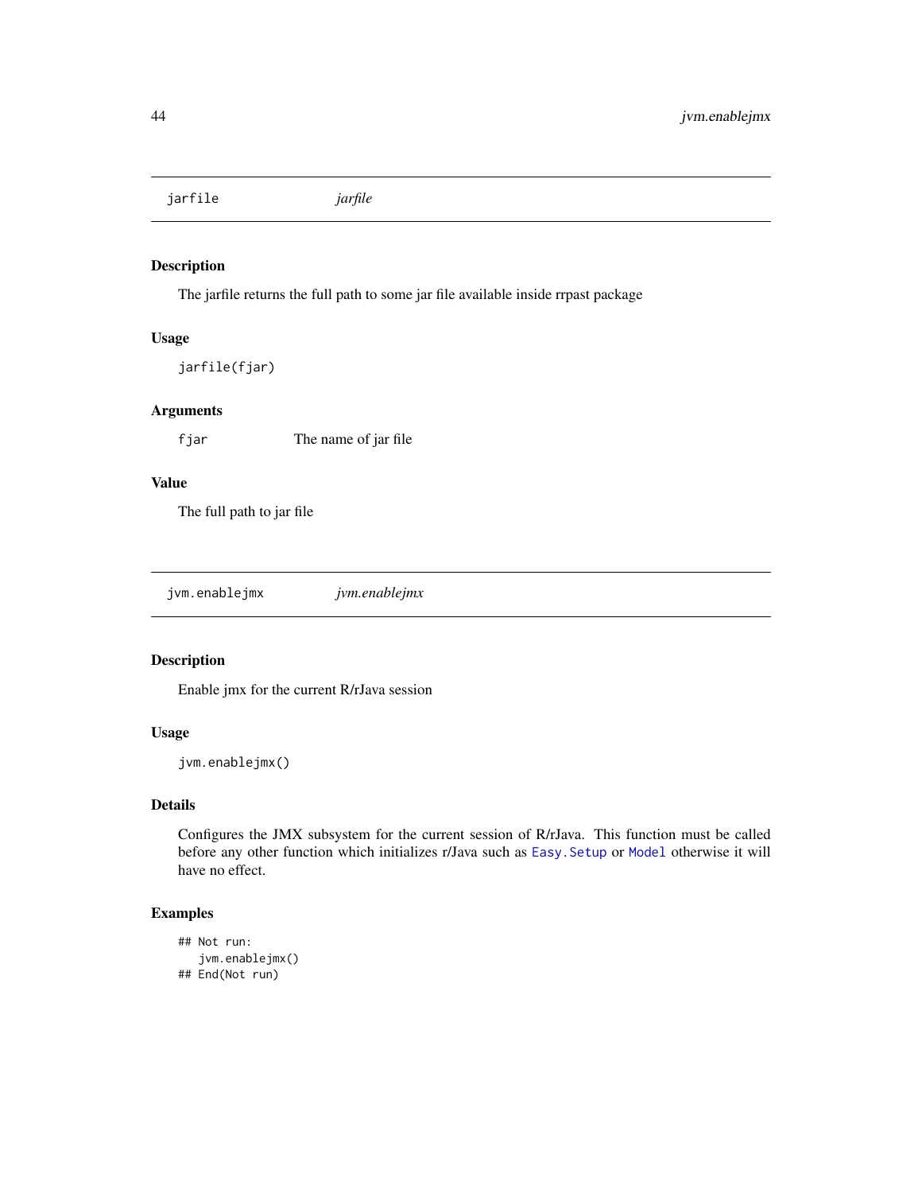## jarfile — *jarfile*

### Description

The jarfile returns the full path to some jar file available inside rrpast package

### Usage

```
jarfile(fjar)
```

### Arguments

| | |
|---|---|
| `fjar` | The name of jar file |

### Value

The full path to jar file

## jvm.enablejmx — *jvm.enablejmx*

### Description

Enable jmx for the current R/rJava session

### Usage

```
jvm.enablejmx()
```

### Details

Configures the JMX subsystem for the current session of R/rJava. This function must be called before any other function which initializes r/Java such as `Easy.Setup` or `Model` otherwise it will have no effect.

### Examples

```
## Not run:
   jvm.enablejmx()
## End(Not run)
```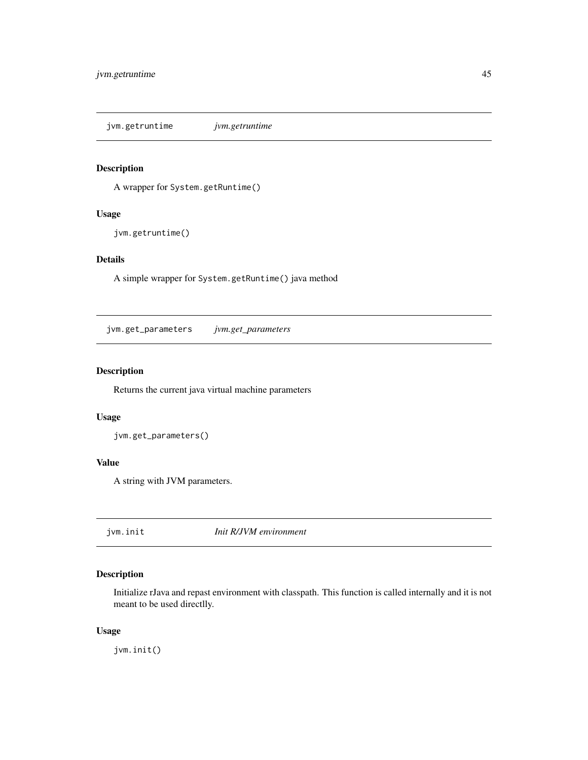## jvm.getruntime *jvm.getruntime*

### Description

A wrapper for `System.getRuntime()`

### Usage

```
jvm.getruntime()
```

### Details

A simple wrapper for `System.getRuntime()` java method

## jvm.get_parameters *jvm.get_parameters*

### Description

Returns the current java virtual machine parameters

### Usage

```
jvm.get_parameters()
```

### Value

A string with JVM parameters.

## jvm.init *Init R/JVM environment*

### Description

Initialize rJava and repast environment with classpath. This function is called internally and it is not meant to be used directlly.

### Usage

```
jvm.init()
```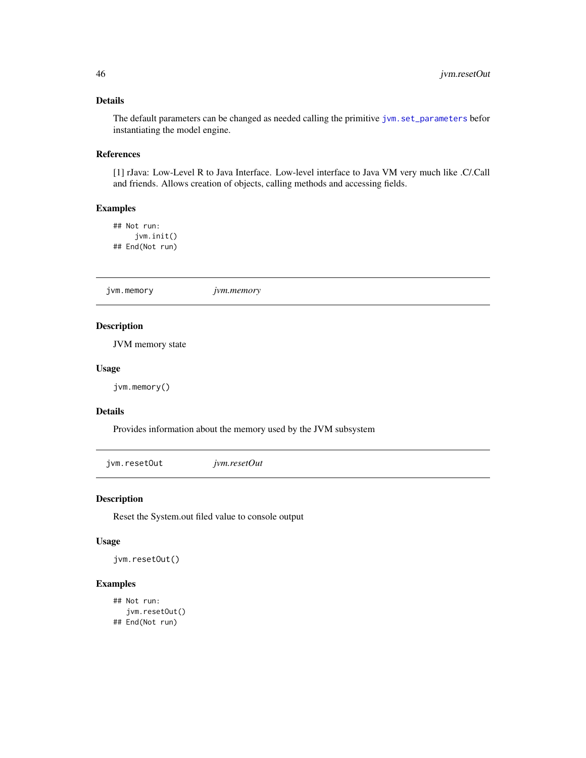### Details

The default parameters can be changed as needed calling the primitive `jvm.set_parameters` befor instantiating the model engine.

### References

[1] rJava: Low-Level R to Java Interface. Low-level interface to Java VM very much like .C/.Call and friends. Allows creation of objects, calling methods and accessing fields.

### Examples

```
## Not run:
     jvm.init()
## End(Not run)
```

---

## jvm.memory — *jvm.memory*

### Description

JVM memory state

### Usage

```
jvm.memory()
```

### Details

Provides information about the memory used by the JVM subsystem

---

## jvm.resetOut — *jvm.resetOut*

### Description

Reset the System.out filed value to console output

### Usage

```
jvm.resetOut()
```

### Examples

```
## Not run:
   jvm.resetOut()
## End(Not run)
```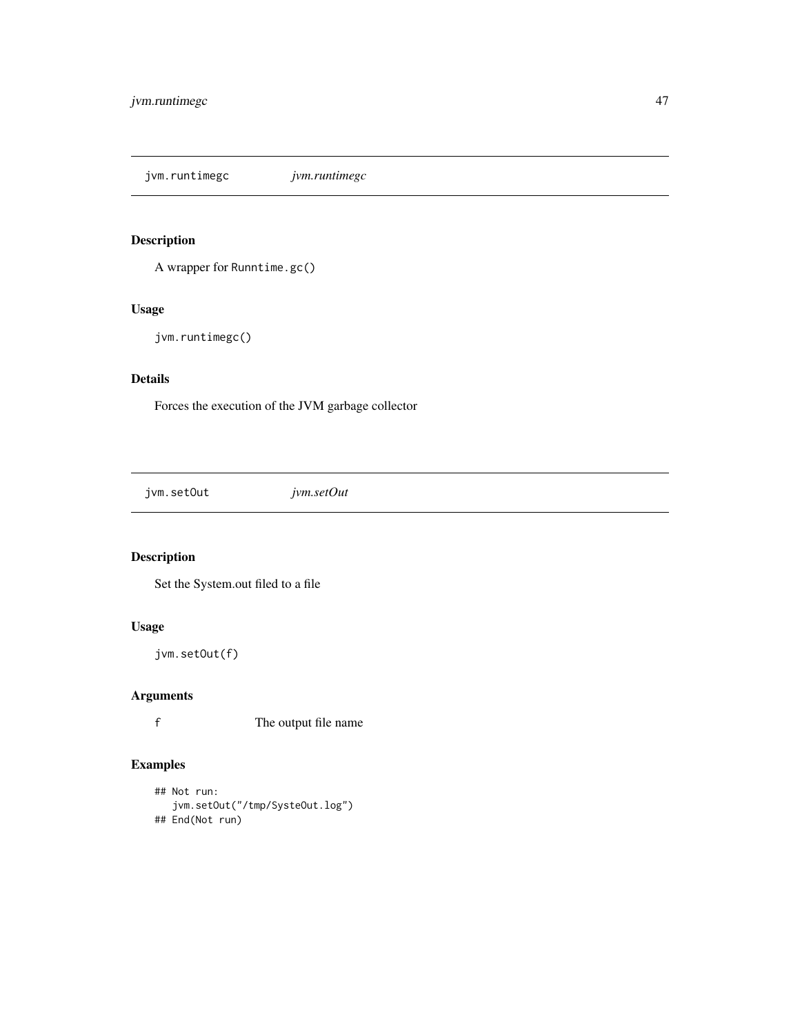## jvm.runtimegc *jvm.runtimegc*

### Description

A wrapper for `Runntime.gc()`

### Usage

```
jvm.runtimegc()
```

### Details

Forces the execution of the JVM garbage collector

## jvm.setOut *jvm.setOut*

### Description

Set the System.out filed to a file

### Usage

```
jvm.setOut(f)
```

### Arguments

| | |
|---|---|
| f | The output file name |

### Examples

```
## Not run:
   jvm.setOut("/tmp/SysteOut.log")
## End(Not run)
```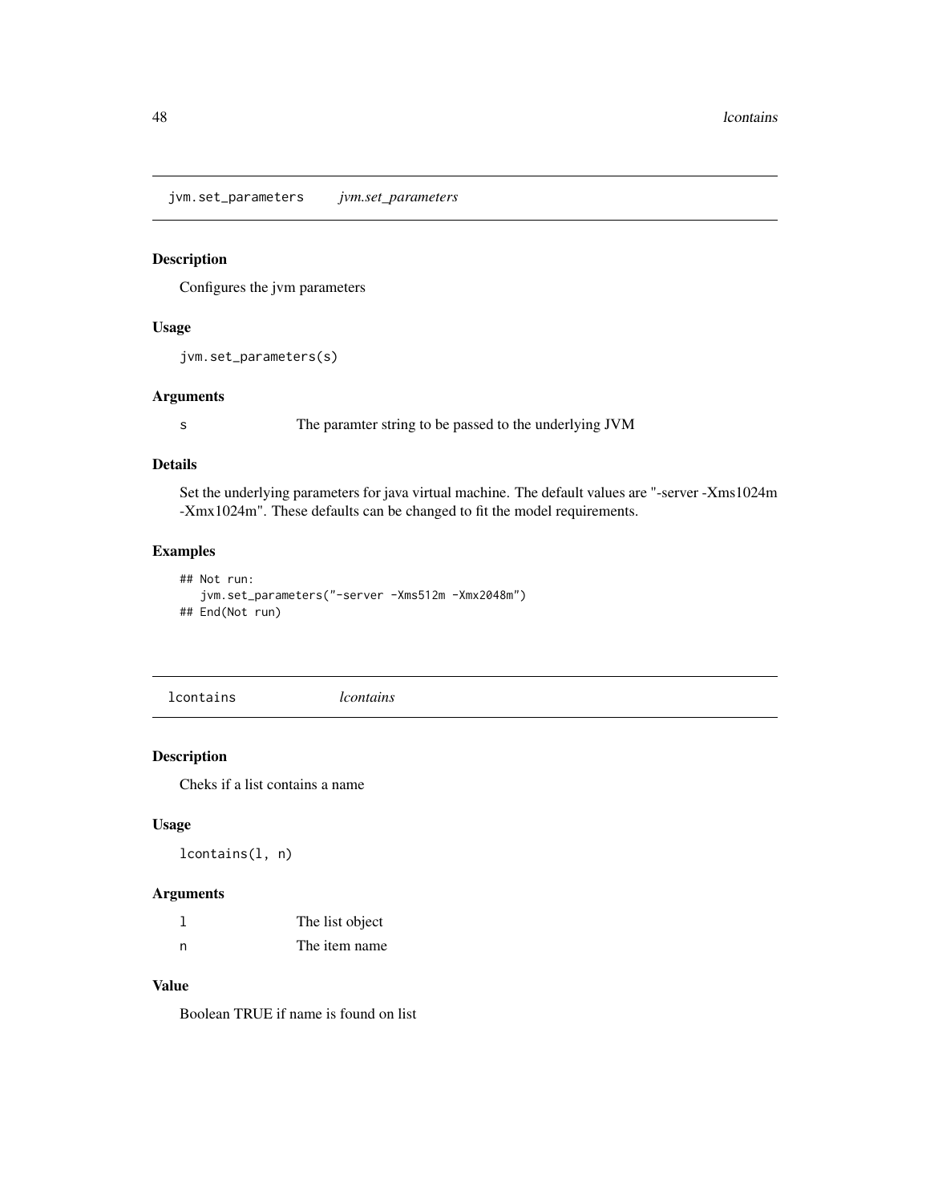## jvm.set_parameters *jvm.set_parameters*

### Description

Configures the jvm parameters

### Usage

```
jvm.set_parameters(s)
```

### Arguments

| | |
|---|---|
| s | The paramter string to be passed to the underlying JVM |

### Details

Set the underlying parameters for java virtual machine. The default values are "-server -Xms1024m -Xmx1024m". These defaults can be changed to fit the model requirements.

### Examples

```
## Not run:
   jvm.set_parameters("-server -Xms512m -Xmx2048m")
## End(Not run)
```

## lcontains *lcontains*

### Description

Cheks if a list contains a name

### Usage

```
lcontains(l, n)
```

### Arguments

| | |
|---|---|
| l | The list object |
| n | The item name |

### Value

Boolean TRUE if name is found on list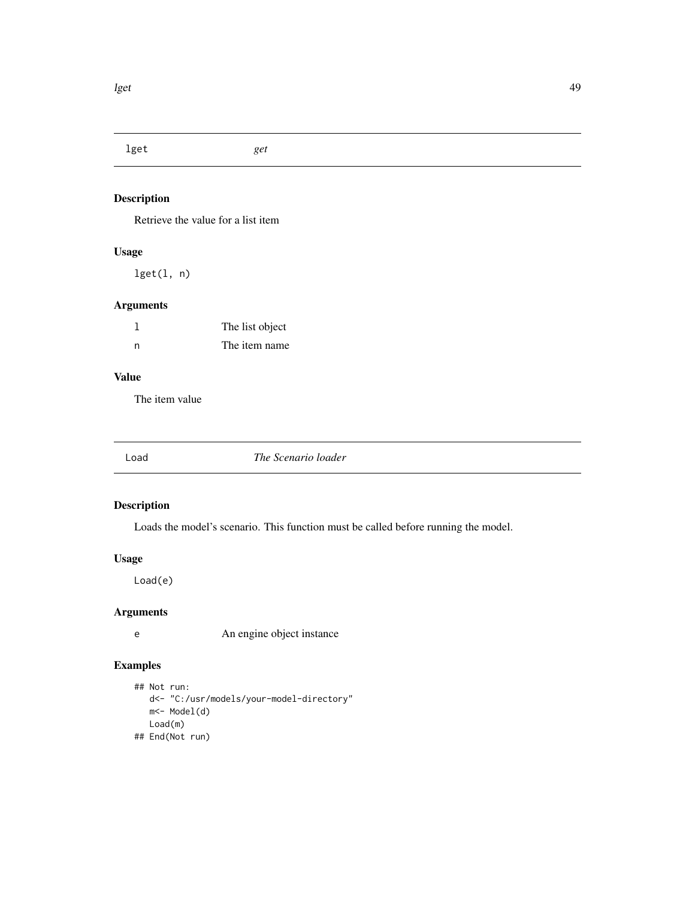## lget — *get*

### Description

Retrieve the value for a list item

### Usage

```
lget(l, n)
```

### Arguments

| | |
|---|---|
| `l` | The list object |
| `n` | The item name |

### Value

The item value

## Load — *The Scenario loader*

### Description

Loads the model's scenario. This function must be called before running the model.

### Usage

```
Load(e)
```

### Arguments

| | |
|---|---|
| `e` | An engine object instance |

### Examples

```
## Not run:
   d<- "C:/usr/models/your-model-directory"
   m<- Model(d)
   Load(m)
## End(Not run)
```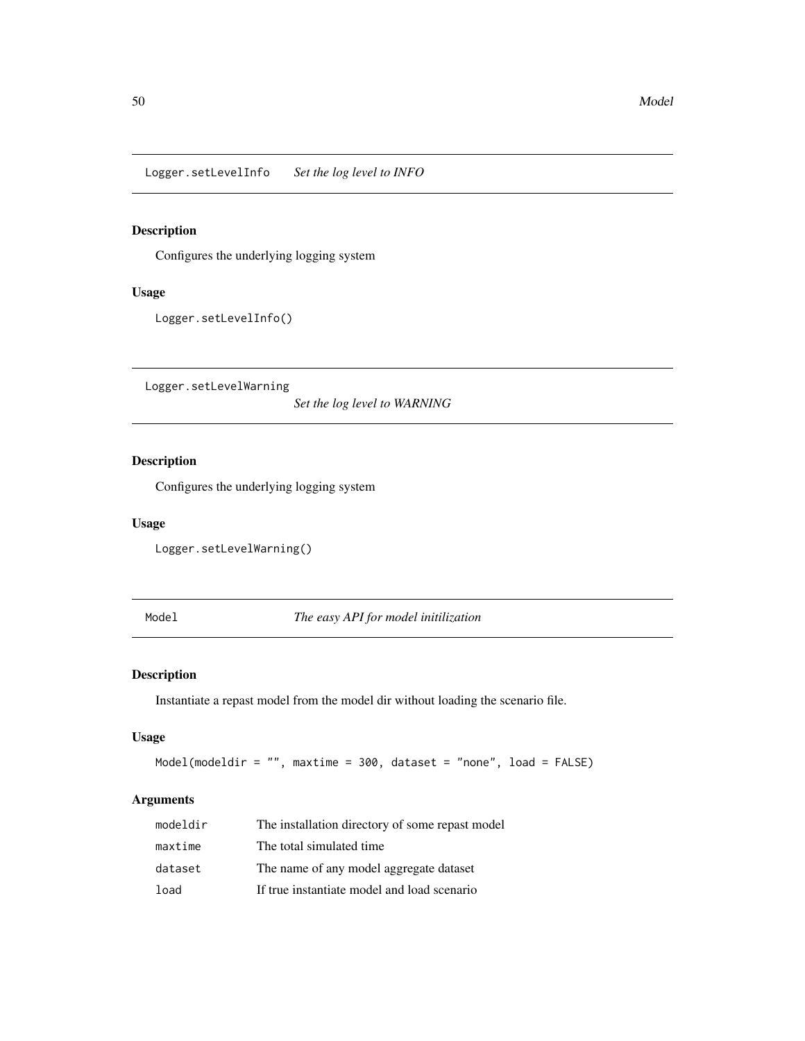## `Logger.setLevelInfo` *Set the log level to INFO*

### Description

Configures the underlying logging system

### Usage

```
Logger.setLevelInfo()
```

## `Logger.setLevelWarning` *Set the log level to WARNING*

### Description

Configures the underlying logging system

### Usage

```
Logger.setLevelWarning()
```

## `Model` *The easy API for model initilization*

### Description

Instantiate a repast model from the model dir without loading the scenario file.

### Usage

```
Model(modeldir = "", maxtime = 300, dataset = "none", load = FALSE)
```

### Arguments

| | |
|---|---|
| `modeldir` | The installation directory of some repast model |
| `maxtime` | The total simulated time |
| `dataset` | The name of any model aggregate dataset |
| `load` | If true instantiate model and load scenario |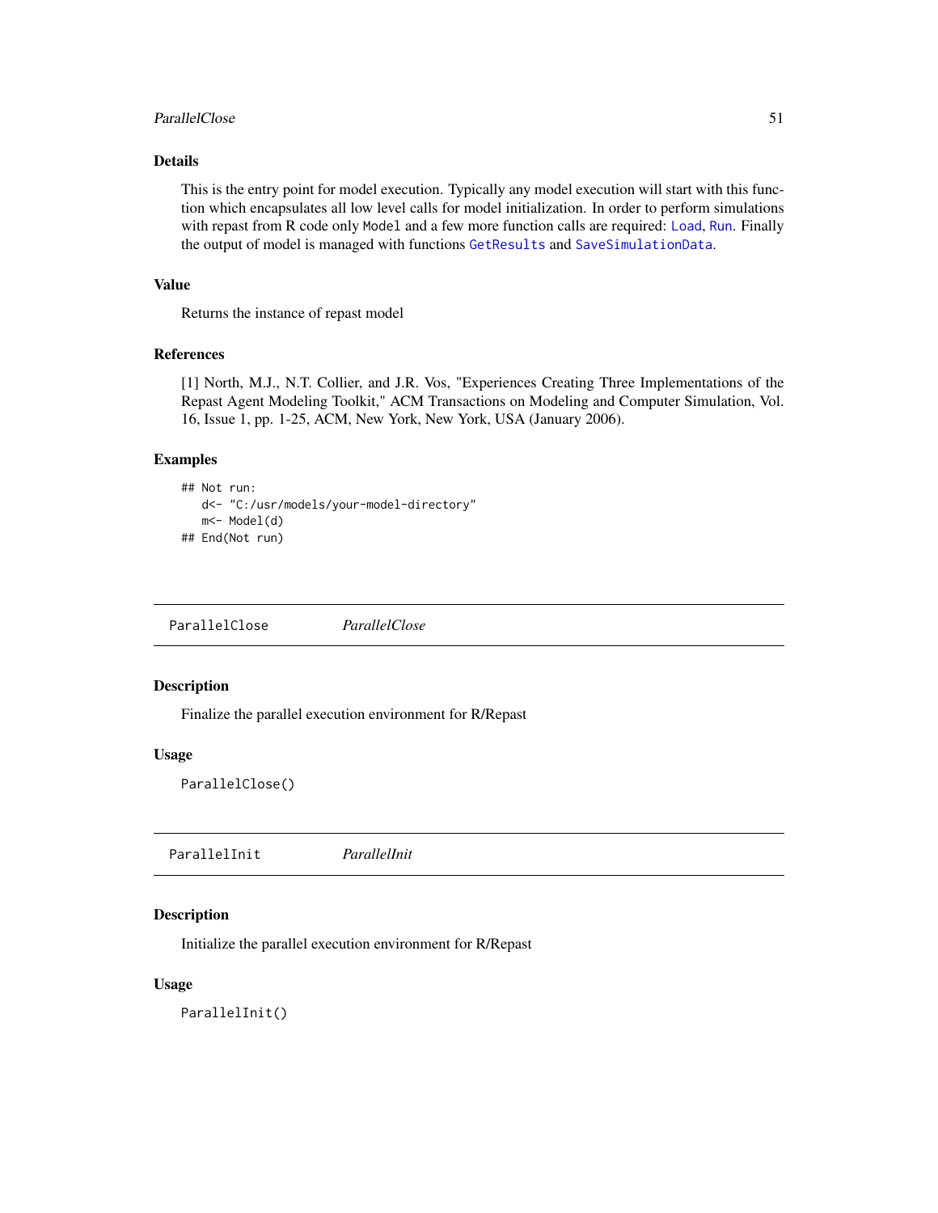### Details

This is the entry point for model execution. Typically any model execution will start with this function which encapsulates all low level calls for model initialization. In order to perform simulations with repast from R code only `Model` and a few more function calls are required: `Load`, `Run`. Finally the output of model is managed with functions `GetResults` and `SaveSimulationData`.

### Value

Returns the instance of repast model

### References

[1] North, M.J., N.T. Collier, and J.R. Vos, "Experiences Creating Three Implementations of the Repast Agent Modeling Toolkit," ACM Transactions on Modeling and Computer Simulation, Vol. 16, Issue 1, pp. 1-25, ACM, New York, New York, USA (January 2006).

### Examples

```
## Not run:
   d<- "C:/usr/models/your-model-directory"
   m<- Model(d)
## End(Not run)
```

---

## ParallelClose *ParallelClose*

---

### Description

Finalize the parallel execution environment for R/Repast

### Usage

```
ParallelClose()
```

---

## ParallelInit *ParallelInit*

---

### Description

Initialize the parallel execution environment for R/Repast

### Usage

```
ParallelInit()
```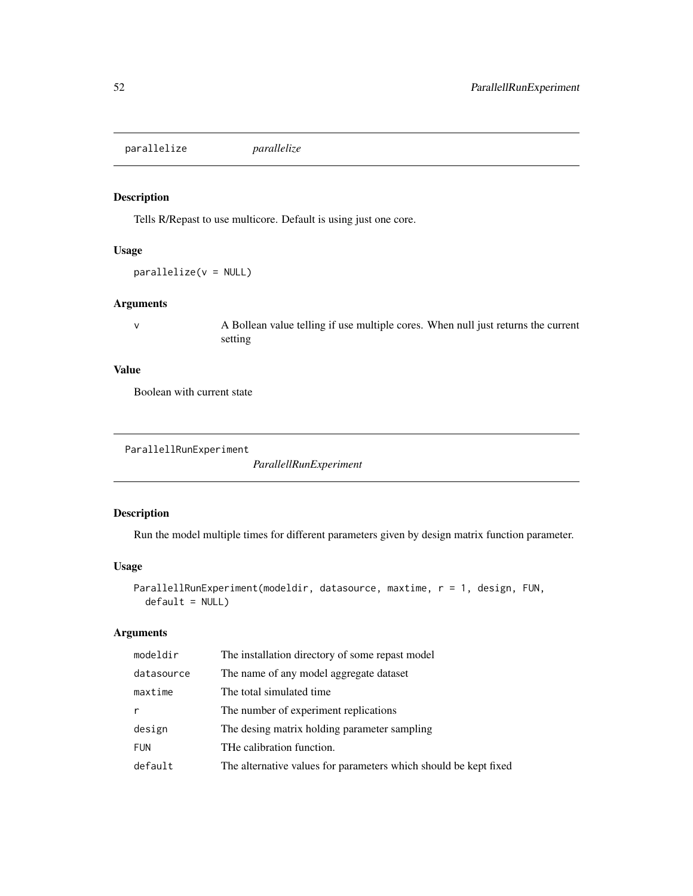## parallelize *parallelize*

### Description

Tells R/Repast to use multicore. Default is using just one core.

### Usage

```
parallelize(v = NULL)
```

### Arguments

| | |
|---|---|
| v | A Bollean value telling if use multiple cores. When null just returns the current setting |

### Value

Boolean with current state

## ParallellRunExperiment *ParallellRunExperiment*

### Description

Run the model multiple times for different parameters given by design matrix function parameter.

### Usage

```
ParallellRunExperiment(modeldir, datasource, maxtime, r = 1, design, FUN,
  default = NULL)
```

### Arguments

| | |
|---|---|
| modeldir | The installation directory of some repast model |
| datasource | The name of any model aggregate dataset |
| maxtime | The total simulated time |
| r | The number of experiment replications |
| design | The desing matrix holding parameter sampling |
| FUN | THe calibration function. |
| default | The alternative values for parameters which should be kept fixed |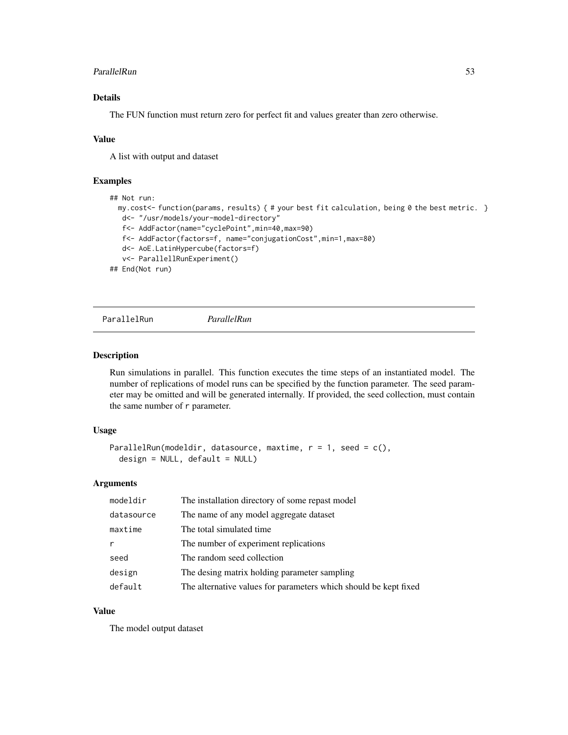## Details

The FUN function must return zero for perfect fit and values greater than zero otherwise.

## Value

A list with output and dataset

## Examples

```
## Not run:
  my.cost<- function(params, results) { # your best fit calculation, being 0 the best metric. }
   d<- "/usr/models/your-model-directory"
   f<- AddFactor(name="cyclePoint",min=40,max=90)
   f<- AddFactor(factors=f, name="conjugationCost",min=1,max=80)
   d<- AoE.LatinHypercube(factors=f)
   v<- ParallellRunExperiment()
## End(Not run)
```

---

ParallelRun *ParallelRun*

---

## Description

Run simulations in parallel. This function executes the time steps of an instantiated model. The number of replications of model runs can be specified by the function parameter. The seed parameter may be omitted and will be generated internally. If provided, the seed collection, must contain the same number of `r` parameter.

## Usage

```
ParallelRun(modeldir, datasource, maxtime, r = 1, seed = c(),
  design = NULL, default = NULL)
```

## Arguments

| | |
|---|---|
| `modeldir` | The installation directory of some repast model |
| `datasource` | The name of any model aggregate dataset |
| `maxtime` | The total simulated time |
| `r` | The number of experiment replications |
| `seed` | The random seed collection |
| `design` | The desing matrix holding parameter sampling |
| `default` | The alternative values for parameters which should be kept fixed |

## Value

The model output dataset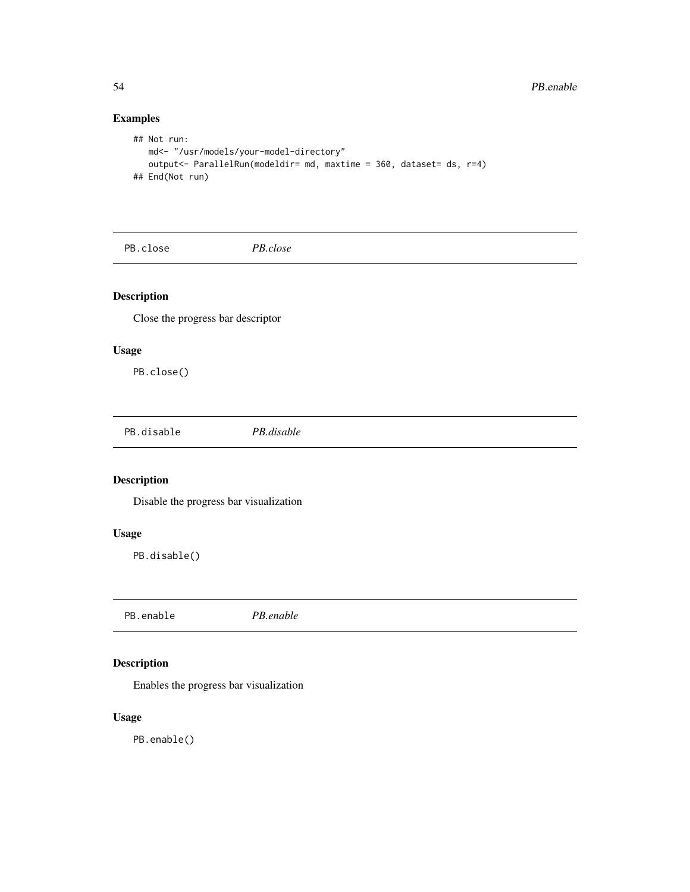## Examples

```
## Not run:
   md<- "/usr/models/your-model-directory"
   output<- ParallelRun(modeldir= md, maxtime = 360, dataset= ds, r=4)
## End(Not run)
```

---

`PB.close` *PB.close*

---

### Description

Close the progress bar descriptor

### Usage

```
PB.close()
```

---

`PB.disable` *PB.disable*

---

### Description

Disable the progress bar visualization

### Usage

```
PB.disable()
```

---

`PB.enable` *PB.enable*

---

### Description

Enables the progress bar visualization

### Usage

```
PB.enable()
```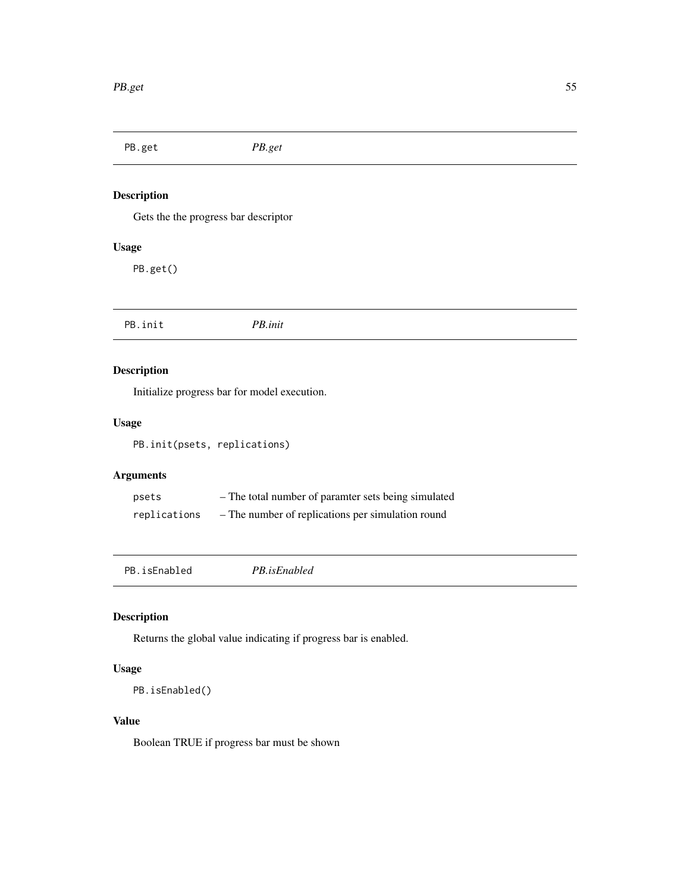## PB.get — *PB.get*

### Description

Gets the the progress bar descriptor

### Usage

```
PB.get()
```

## PB.init — *PB.init*

### Description

Initialize progress bar for model execution.

### Usage

```
PB.init(psets, replications)
```

### Arguments

| | |
|---|---|
| `psets` | – The total number of paramter sets being simulated |
| `replications` | – The number of replications per simulation round |

## PB.isEnabled — *PB.isEnabled*

### Description

Returns the global value indicating if progress bar is enabled.

### Usage

```
PB.isEnabled()
```

### Value

Boolean TRUE if progress bar must be shown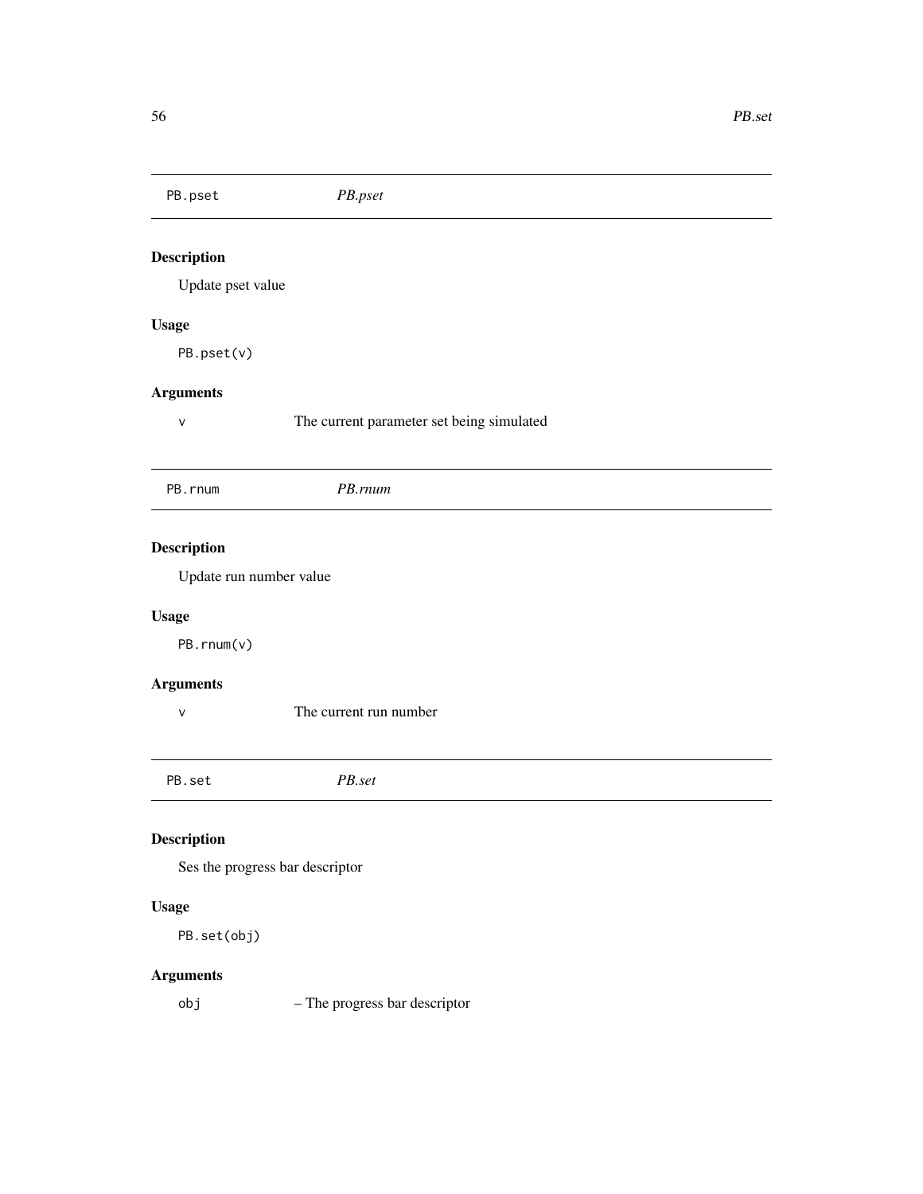## PB.pset *PB.pset*

### Description

Update pset value

### Usage

```
PB.pset(v)
```

### Arguments

| | |
|---|---|
| v | The current parameter set being simulated |

## PB.rnum *PB.rnum*

### Description

Update run number value

### Usage

```
PB.rnum(v)
```

### Arguments

| | |
|---|---|
| v | The current run number |

## PB.set *PB.set*

### Description

Ses the progress bar descriptor

### Usage

```
PB.set(obj)
```

### Arguments

| | |
|---|---|
| obj | – The progress bar descriptor |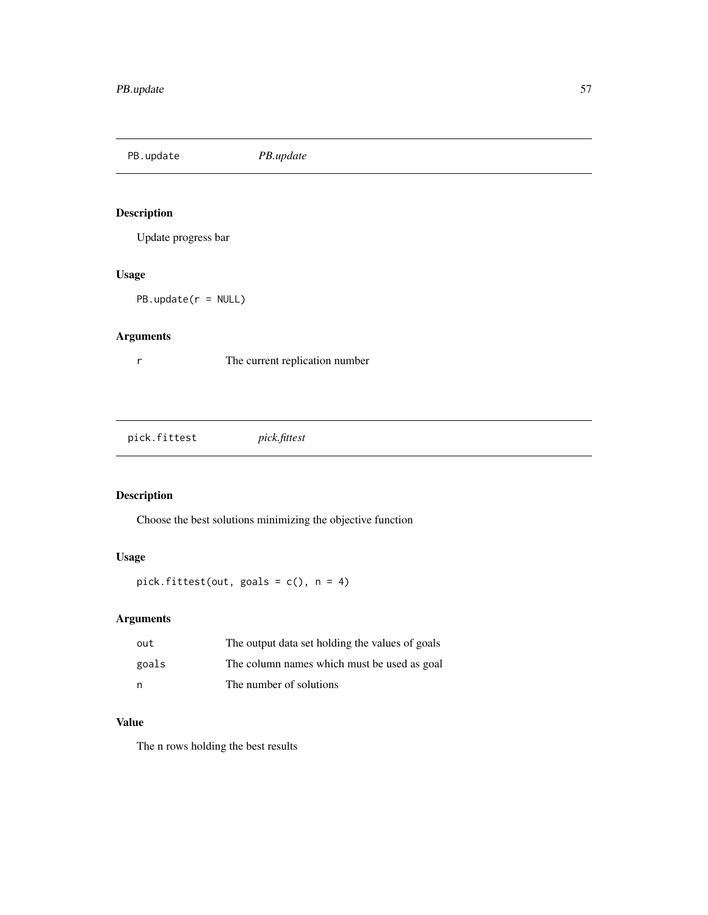## PB.update *PB.update*

### Description

Update progress bar

### Usage

```
PB.update(r = NULL)
```

### Arguments

| | |
|---|---|
| r | The current replication number |

## pick.fittest *pick.fittest*

### Description

Choose the best solutions minimizing the objective function

### Usage

```
pick.fittest(out, goals = c(), n = 4)
```

### Arguments

| | |
|---|---|
| out | The output data set holding the values of goals |
| goals | The column names which must be used as goal |
| n | The number of solutions |

### Value

The n rows holding the best results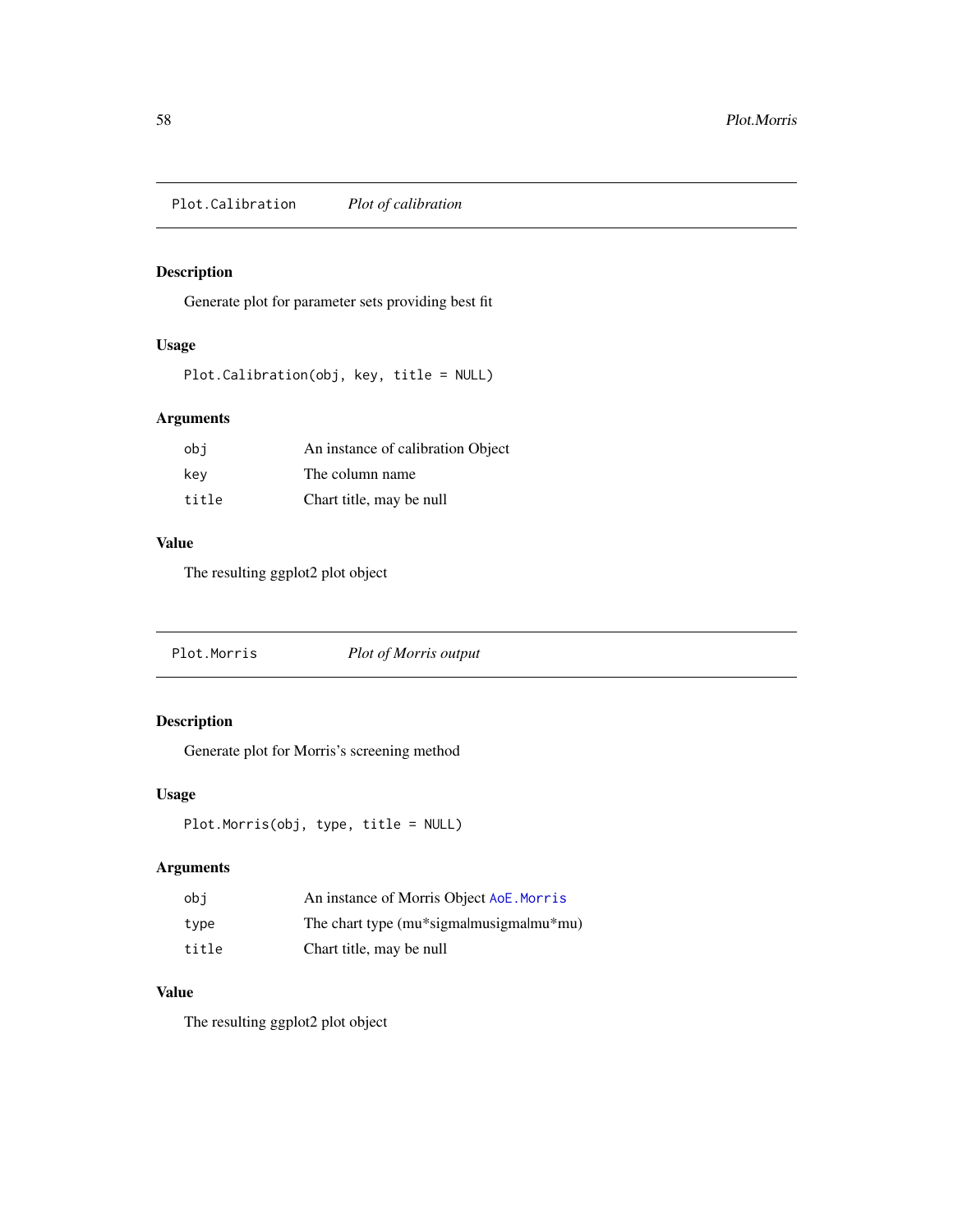## Plot.Calibration — *Plot of calibration*

### Description

Generate plot for parameter sets providing best fit

### Usage

```
Plot.Calibration(obj, key, title = NULL)
```

### Arguments

| | |
|---|---|
| `obj` | An instance of calibration Object |
| `key` | The column name |
| `title` | Chart title, may be null |

### Value

The resulting ggplot2 plot object

## Plot.Morris — *Plot of Morris output*

### Description

Generate plot for Morris's screening method

### Usage

```
Plot.Morris(obj, type, title = NULL)
```

### Arguments

| | |
|---|---|
| `obj` | An instance of Morris Object `AoE.Morris` |
| `type` | The chart type (mu*sigma|musigma|mu*mu) |
| `title` | Chart title, may be null |

### Value

The resulting ggplot2 plot object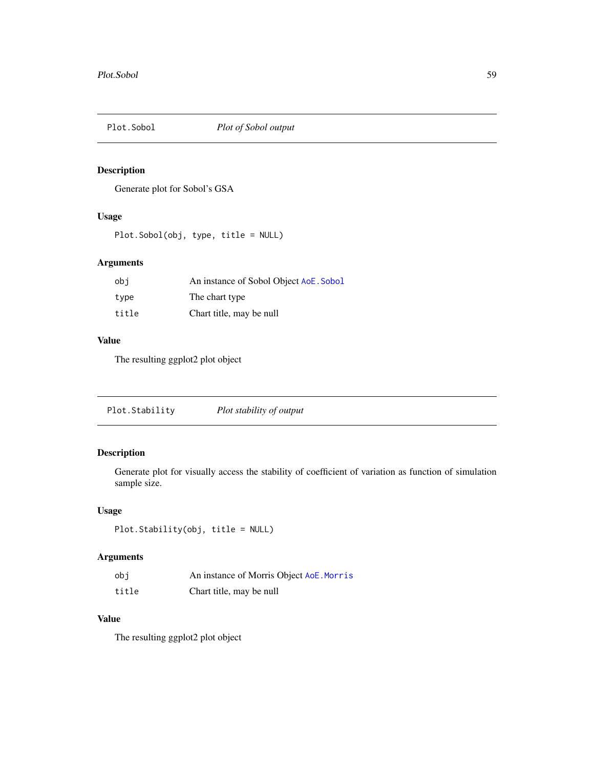## Plot.Sobol *Plot of Sobol output*

### Description

Generate plot for Sobol's GSA

### Usage

```
Plot.Sobol(obj, type, title = NULL)
```

### Arguments

| | |
|---|---|
| `obj` | An instance of Sobol Object `AoE.Sobol` |
| `type` | The chart type |
| `title` | Chart title, may be null |

### Value

The resulting ggplot2 plot object

## Plot.Stability *Plot stability of output*

### Description

Generate plot for visually access the stability of coefficient of variation as function of simulation sample size.

### Usage

```
Plot.Stability(obj, title = NULL)
```

### Arguments

| | |
|---|---|
| `obj` | An instance of Morris Object `AoE.Morris` |
| `title` | Chart title, may be null |

### Value

The resulting ggplot2 plot object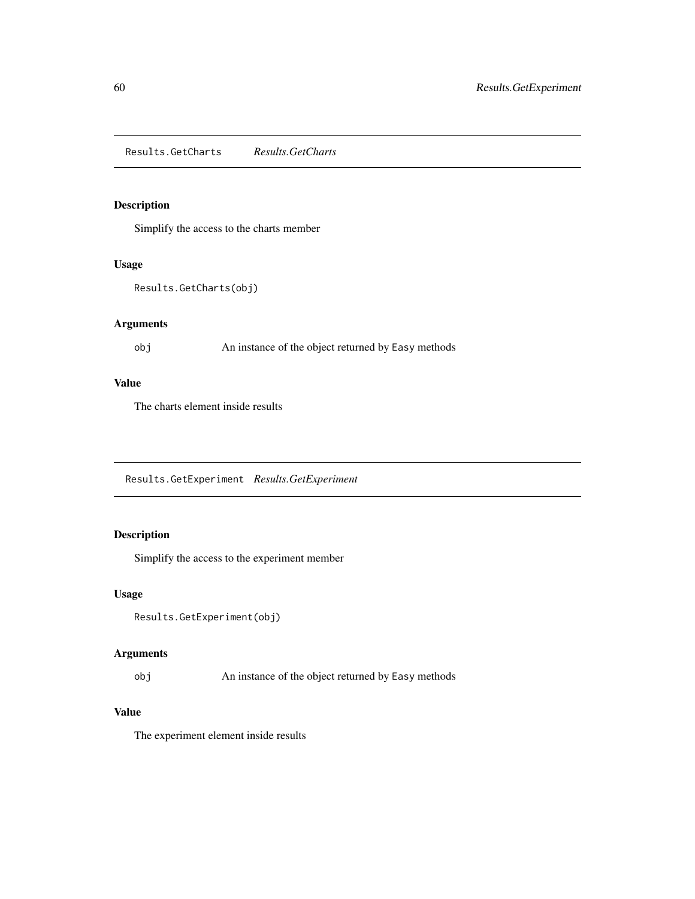## Results.GetCharts *Results.GetCharts*

### Description

Simplify the access to the charts member

### Usage

```
Results.GetCharts(obj)
```

### Arguments

obj An instance of the object returned by `Easy` methods

### Value

The charts element inside results

## Results.GetExperiment *Results.GetExperiment*

### Description

Simplify the access to the experiment member

### Usage

```
Results.GetExperiment(obj)
```

### Arguments

obj An instance of the object returned by `Easy` methods

### Value

The experiment element inside results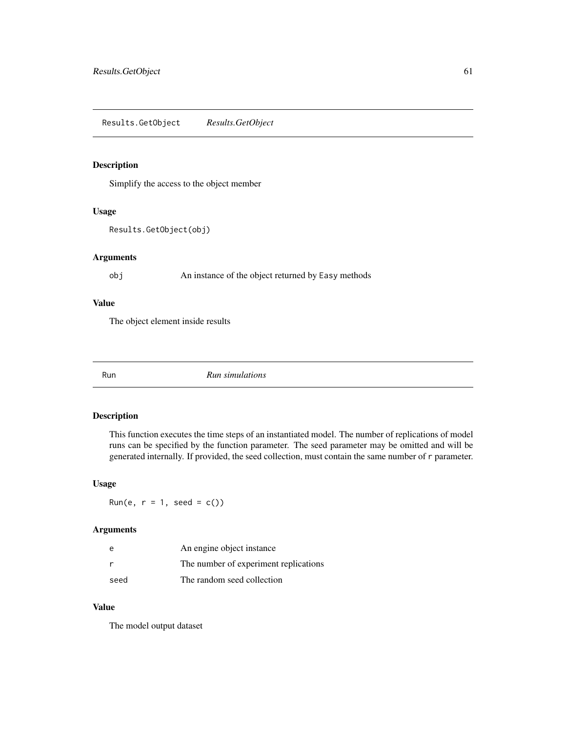## Results.GetObject *Results.GetObject*

### Description

Simplify the access to the object member

### Usage

```
Results.GetObject(obj)
```

### Arguments

| | |
|---|---|
| obj | An instance of the object returned by Easy methods |

### Value

The object element inside results

## Run *Run simulations*

### Description

This function executes the time steps of an instantiated model. The number of replications of model runs can be specified by the function parameter. The seed parameter may be omitted and will be generated internally. If provided, the seed collection, must contain the same number of r parameter.

### Usage

```
Run(e, r = 1, seed = c())
```

### Arguments

| | |
|---|---|
| e | An engine object instance |
| r | The number of experiment replications |
| seed | The random seed collection |

### Value

The model output dataset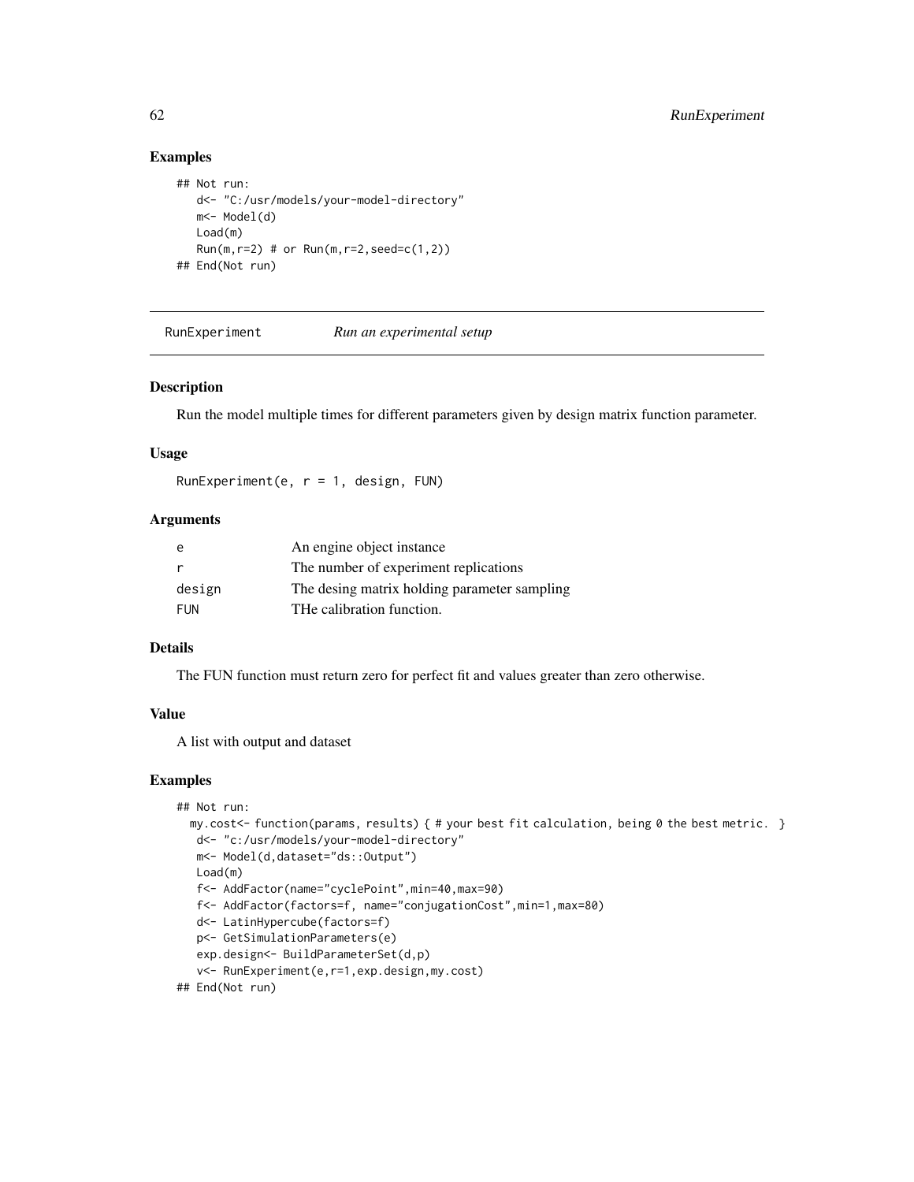## Examples

```
## Not run:
   d<- "C:/usr/models/your-model-directory"
   m<- Model(d)
   Load(m)
   Run(m,r=2) # or Run(m,r=2,seed=c(1,2))
## End(Not run)
```

---

## RunExperiment *Run an experimental setup*

---

### Description

Run the model multiple times for different parameters given by design matrix function parameter.

### Usage

```
RunExperiment(e, r = 1, design, FUN)
```

### Arguments

| | |
|---|---|
| e | An engine object instance |
| r | The number of experiment replications |
| design | The desing matrix holding parameter sampling |
| FUN | THe calibration function. |

### Details

The FUN function must return zero for perfect fit and values greater than zero otherwise.

### Value

A list with output and dataset

### Examples

```
## Not run:
  my.cost<- function(params, results) { # your best fit calculation, being 0 the best metric. }
   d<- "c:/usr/models/your-model-directory"
   m<- Model(d,dataset="ds::Output")
   Load(m)
   f<- AddFactor(name="cyclePoint",min=40,max=90)
   f<- AddFactor(factors=f, name="conjugationCost",min=1,max=80)
   d<- LatinHypercube(factors=f)
   p<- GetSimulationParameters(e)
   exp.design<- BuildParameterSet(d,p)
   v<- RunExperiment(e,r=1,exp.design,my.cost)
## End(Not run)
```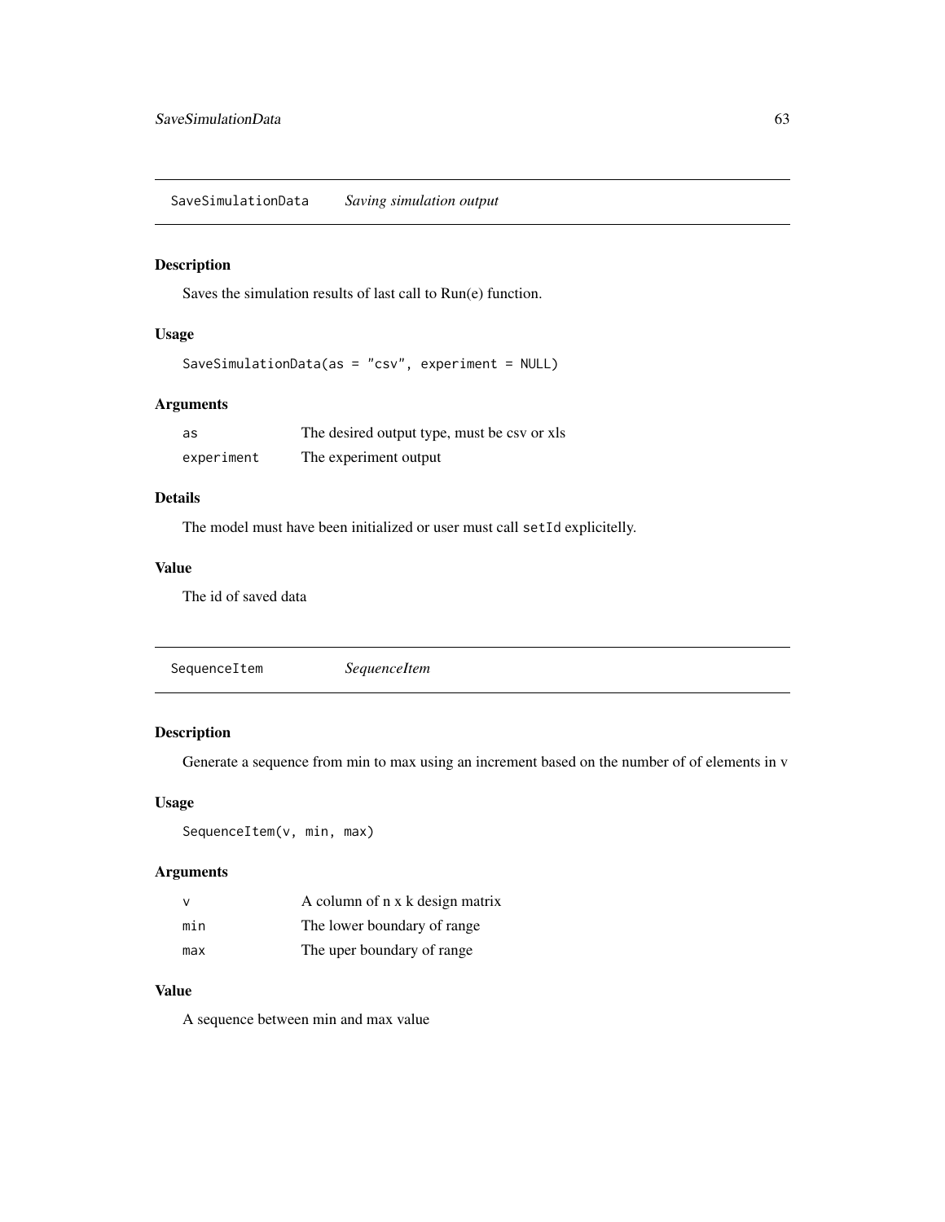## SaveSimulationData — *Saving simulation output*

### Description

Saves the simulation results of last call to Run(e) function.

### Usage

```
SaveSimulationData(as = "csv", experiment = NULL)
```

### Arguments

| | |
|---|---|
| `as` | The desired output type, must be csv or xls |
| `experiment` | The experiment output |

### Details

The model must have been initialized or user must call `setId` explicitelly.

### Value

The id of saved data

## SequenceItem — *SequenceItem*

### Description

Generate a sequence from min to max using an increment based on the number of of elements in v

### Usage

```
SequenceItem(v, min, max)
```

### Arguments

| | |
|---|---|
| `v` | A column of n x k design matrix |
| `min` | The lower boundary of range |
| `max` | The uper boundary of range |

### Value

A sequence between min and max value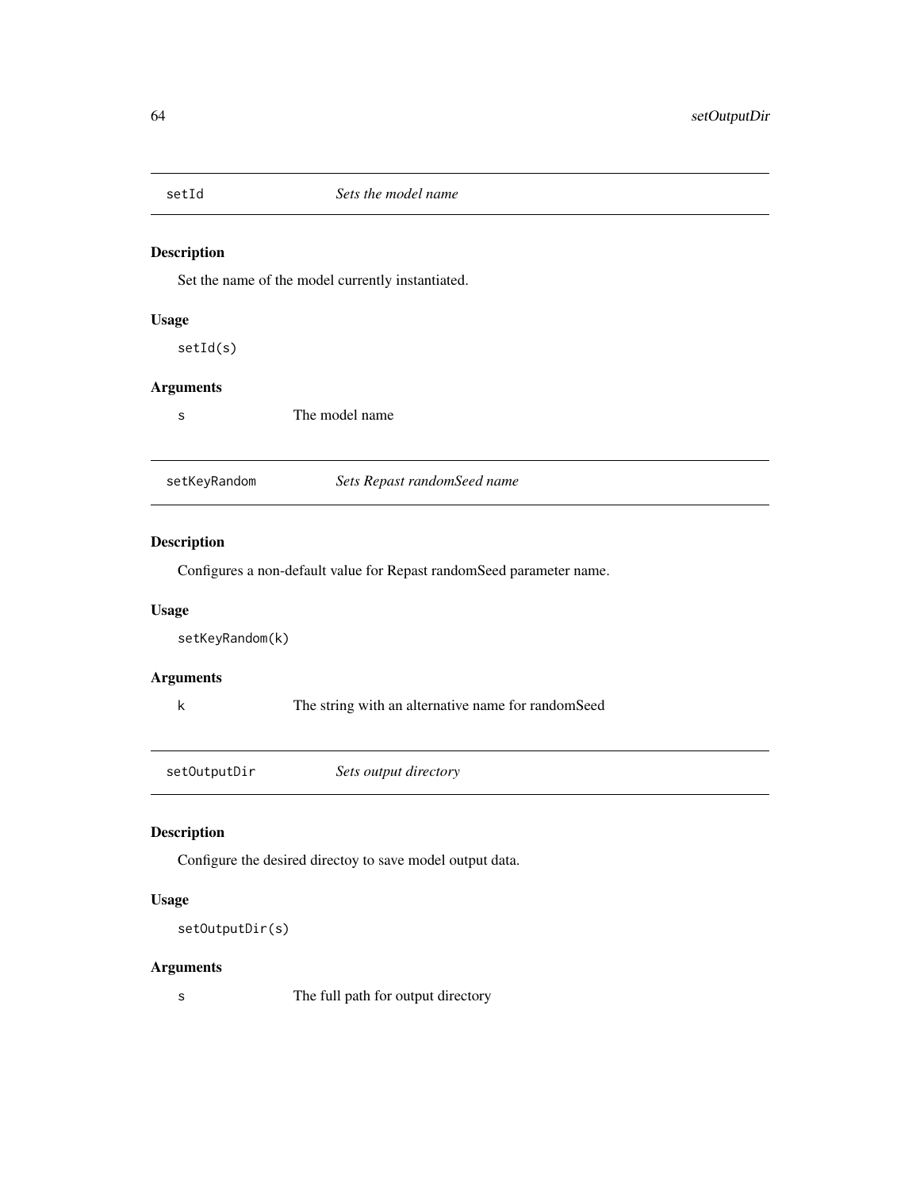## setId — *Sets the model name*

### Description

Set the name of the model currently instantiated.

### Usage

```
setId(s)
```

### Arguments

| | |
|---|---|
| s | The model name |

## setKeyRandom — *Sets Repast randomSeed name*

### Description

Configures a non-default value for Repast randomSeed parameter name.

### Usage

```
setKeyRandom(k)
```

### Arguments

| | |
|---|---|
| k | The string with an alternative name for randomSeed |

## setOutputDir — *Sets output directory*

### Description

Configure the desired directoy to save model output data.

### Usage

```
setOutputDir(s)
```

### Arguments

| | |
|---|---|
| s | The full path for output directory |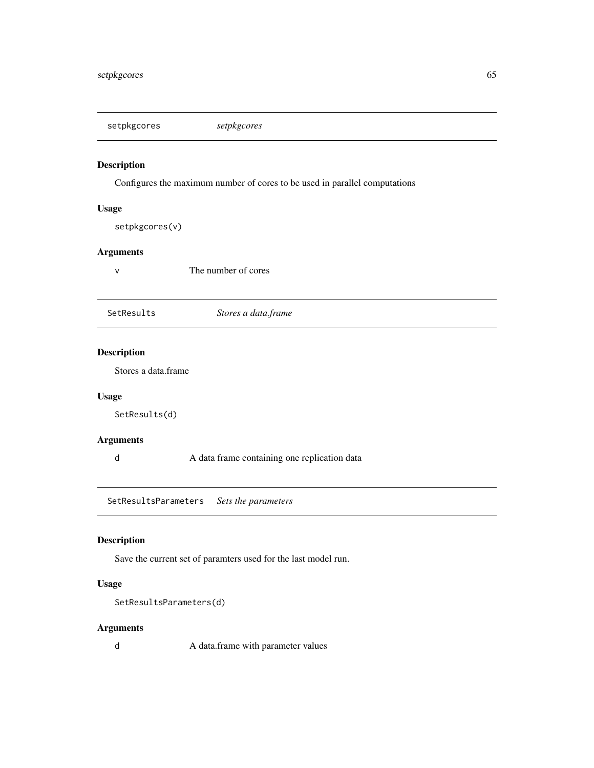## setpkgcores *setpkgcores*

### Description

Configures the maximum number of cores to be used in parallel computations

### Usage

```
setpkgcores(v)
```

### Arguments

| | |
|---|---|
| v | The number of cores |

## SetResults *Stores a data.frame*

### Description

Stores a data.frame

### Usage

```
SetResults(d)
```

### Arguments

| | |
|---|---|
| d | A data frame containing one replication data |

## SetResultsParameters *Sets the parameters*

### Description

Save the current set of paramters used for the last model run.

### Usage

```
SetResultsParameters(d)
```

### Arguments

| | |
|---|---|
| d | A data.frame with parameter values |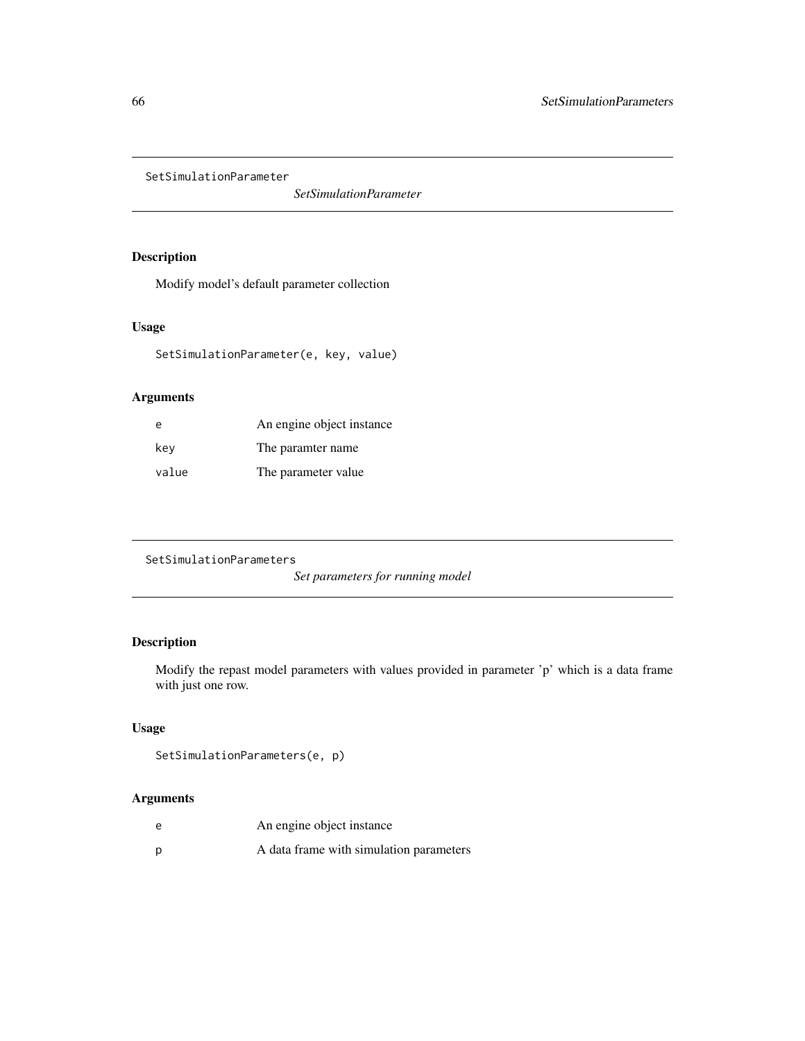## SetSimulationParameter

*SetSimulationParameter*

### Description

Modify model's default parameter collection

### Usage

```
SetSimulationParameter(e, key, value)
```

### Arguments

| | |
|---|---|
| e | An engine object instance |
| key | The paramter name |
| value | The parameter value |

## SetSimulationParameters

*Set parameters for running model*

### Description

Modify the repast model parameters with values provided in parameter 'p' which is a data frame with just one row.

### Usage

```
SetSimulationParameters(e, p)
```

### Arguments

| | |
|---|---|
| e | An engine object instance |
| p | A data frame with simulation parameters |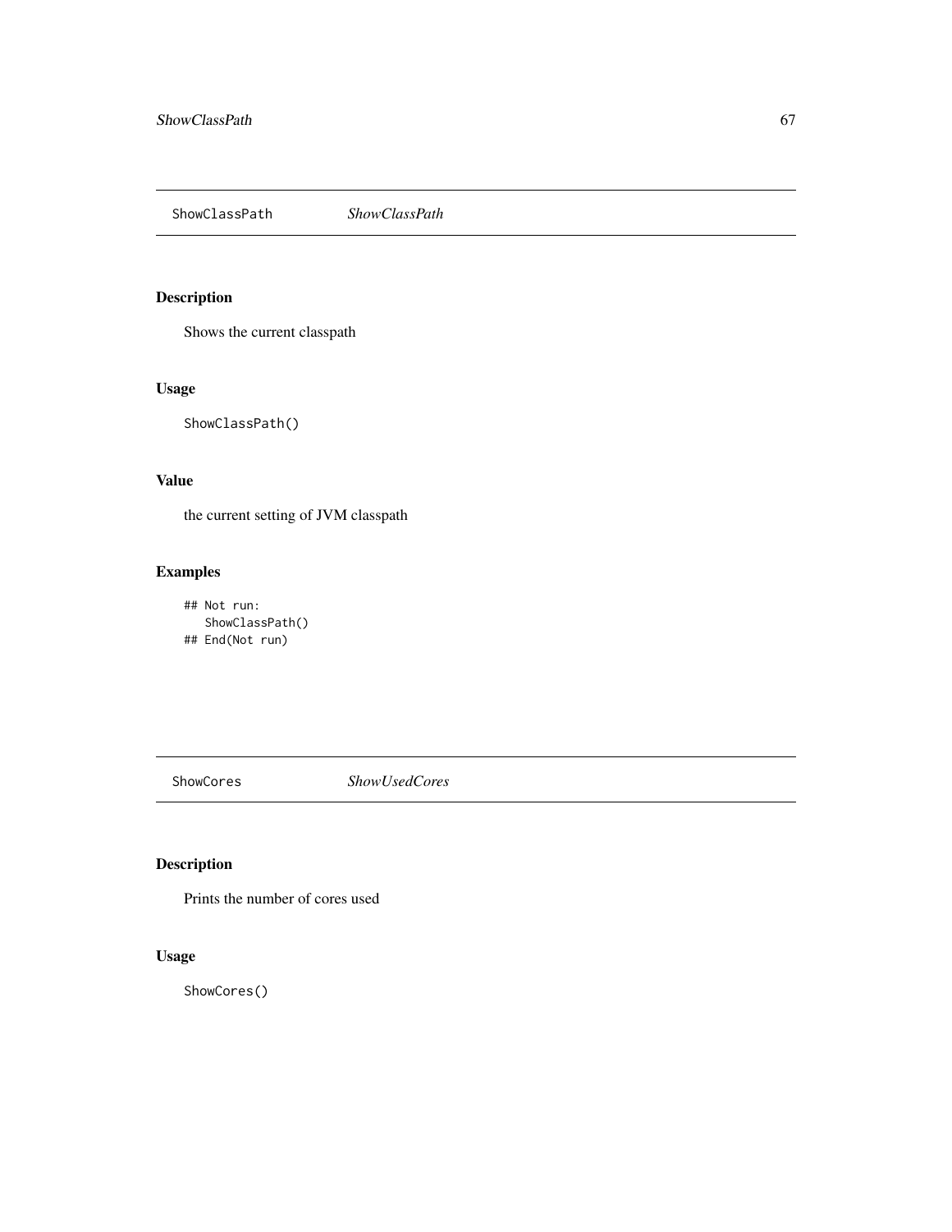## ShowClassPath *ShowClassPath*

### Description

Shows the current classpath

### Usage

```
ShowClassPath()
```

### Value

the current setting of JVM classpath

### Examples

```
## Not run:
   ShowClassPath()
## End(Not run)
```

## ShowCores *ShowUsedCores*

### Description

Prints the number of cores used

### Usage

```
ShowCores()
```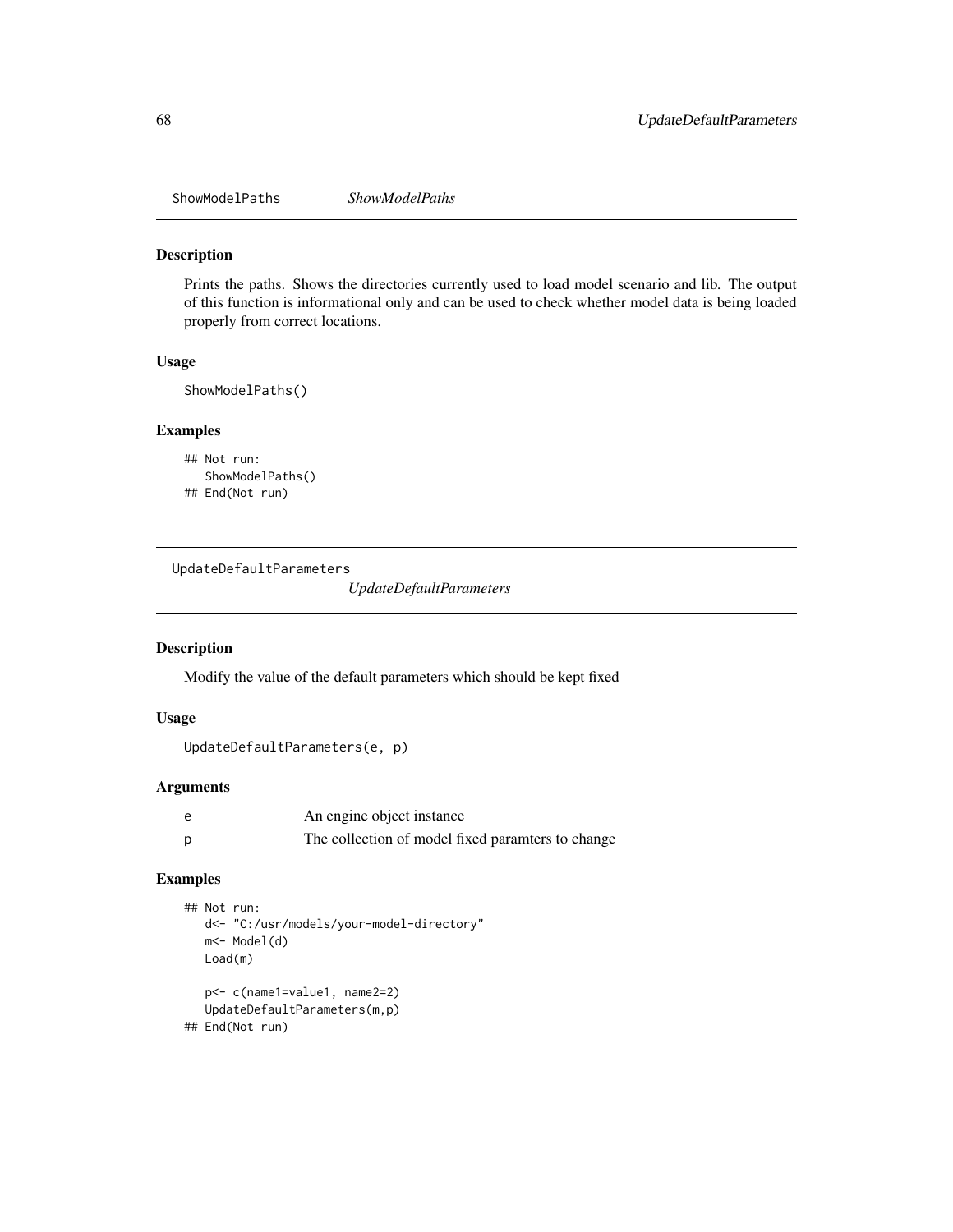## ShowModelPaths *ShowModelPaths*

### Description

Prints the paths. Shows the directories currently used to load model scenario and lib. The output of this function is informational only and can be used to check whether model data is being loaded properly from correct locations.

### Usage

```
ShowModelPaths()
```

### Examples

```
## Not run:
   ShowModelPaths()
## End(Not run)
```

## UpdateDefaultParameters *UpdateDefaultParameters*

### Description

Modify the value of the default parameters which should be kept fixed

### Usage

```
UpdateDefaultParameters(e, p)
```

### Arguments

| | |
|---|---|
| e | An engine object instance |
| p | The collection of model fixed paramters to change |

### Examples

```
## Not run:
   d<- "C:/usr/models/your-model-directory"
   m<- Model(d)
   Load(m)

   p<- c(name1=value1, name2=2)
   UpdateDefaultParameters(m,p)
## End(Not run)
```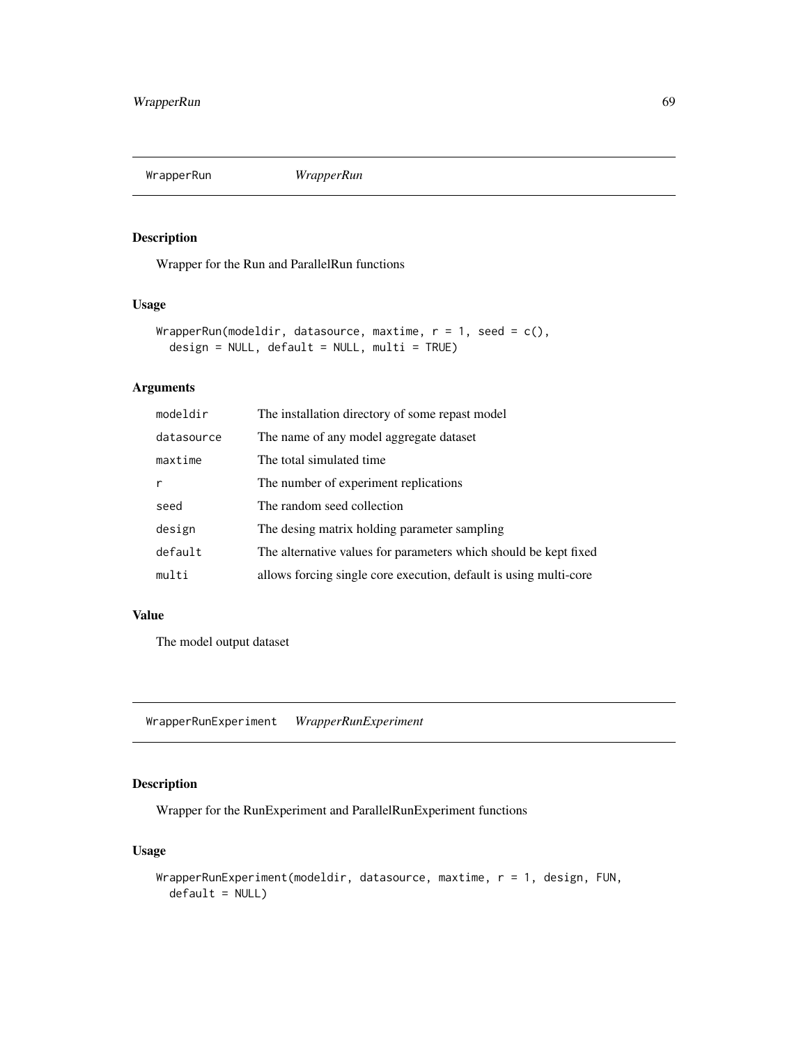## WrapperRun *WrapperRun*

### Description

Wrapper for the Run and ParallelRun functions

### Usage

```
WrapperRun(modeldir, datasource, maxtime, r = 1, seed = c(),
  design = NULL, default = NULL, multi = TRUE)
```

### Arguments

| | |
|---|---|
| modeldir | The installation directory of some repast model |
| datasource | The name of any model aggregate dataset |
| maxtime | The total simulated time |
| r | The number of experiment replications |
| seed | The random seed collection |
| design | The desing matrix holding parameter sampling |
| default | The alternative values for parameters which should be kept fixed |
| multi | allows forcing single core execution, default is using multi-core |

### Value

The model output dataset

## WrapperRunExperiment *WrapperRunExperiment*

### Description

Wrapper for the RunExperiment and ParallelRunExperiment functions

### Usage

```
WrapperRunExperiment(modeldir, datasource, maxtime, r = 1, design, FUN,
  default = NULL)
```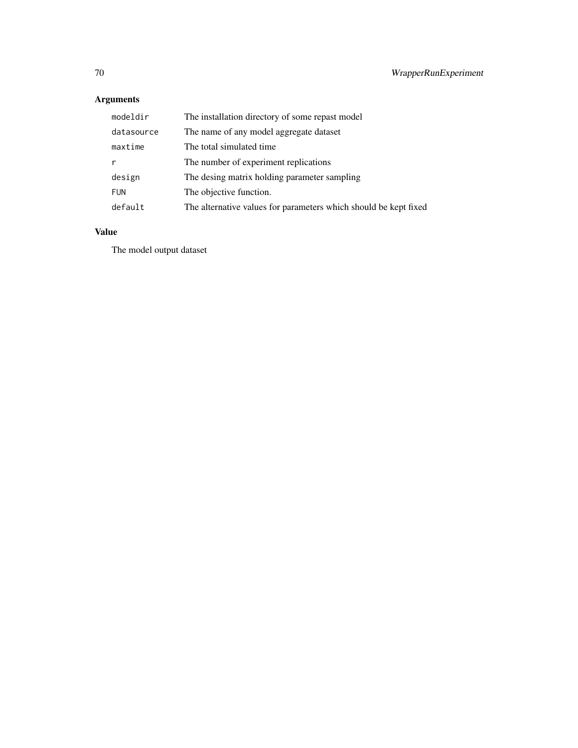## Arguments

| | |
|---|---|
| `modeldir` | The installation directory of some repast model |
| `datasource` | The name of any model aggregate dataset |
| `maxtime` | The total simulated time |
| `r` | The number of experiment replications |
| `design` | The desing matrix holding parameter sampling |
| `FUN` | The objective function. |
| `default` | The alternative values for parameters which should be kept fixed |

## Value

The model output dataset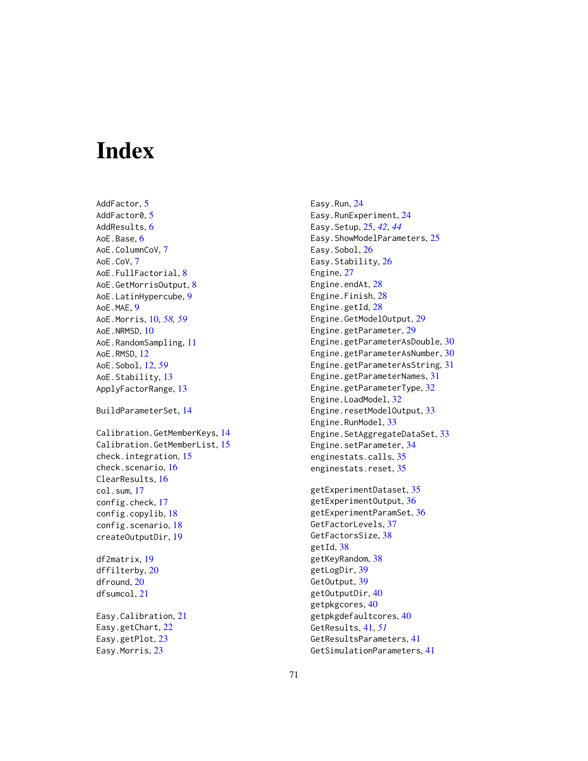# Index

AddFactor, 5
AddFactor0, 5
AddResults, 6
AoE.Base, 6
AoE.ColumnCoV, 7
AoE.CoV, 7
AoE.FullFactorial, 8
AoE.GetMorrisOutput, 8
AoE.LatinHypercube, 9
AoE.MAE, 9
AoE.Morris, 10, *58, 59*
AoE.NRMSD, 10
AoE.RandomSampling, 11
AoE.RMSD, 12
AoE.Sobol, 12, *59*
AoE.Stability, 13
ApplyFactorRange, 13

BuildParameterSet, 14

Calibration.GetMemberKeys, 14
Calibration.GetMemberList, 15
check.integration, 15
check.scenario, 16
ClearResults, 16
col.sum, 17
config.check, 17
config.copylib, 18
config.scenario, 18
createOutputDir, 19

df2matrix, 19
dffilterby, 20
dfround, 20
dfsumcol, 21

Easy.Calibration, 21
Easy.getChart, 22
Easy.getPlot, 23
Easy.Morris, 23
Easy.Run, 24
Easy.RunExperiment, 24
Easy.Setup, 25, *42*, *44*
Easy.ShowModelParameters, 25
Easy.Sobol, 26
Easy.Stability, 26
Engine, 27
Engine.endAt, 28
Engine.Finish, 28
Engine.getId, 28
Engine.GetModelOutput, 29
Engine.getParameter, 29
Engine.getParameterAsDouble, 30
Engine.getParameterAsNumber, 30
Engine.getParameterAsString, 31
Engine.getParameterNames, 31
Engine.getParameterType, 32
Engine.LoadModel, 32
Engine.resetModelOutput, 33
Engine.RunModel, 33
Engine.SetAggregateDataSet, 33
Engine.setParameter, 34
enginestats.calls, 35
enginestats.reset, 35

getExperimentDataset, 35
getExperimentOutput, 36
getExperimentParamSet, 36
GetFactorLevels, 37
GetFactorsSize, 38
getId, 38
getKeyRandom, 38
getLogDir, 39
GetOutput, 39
getOutputDir, 40
getpkgcores, 40
getpkgdefaultcores, 40
GetResults, 41, *51*
GetResultsParameters, 41
GetSimulationParameters, 41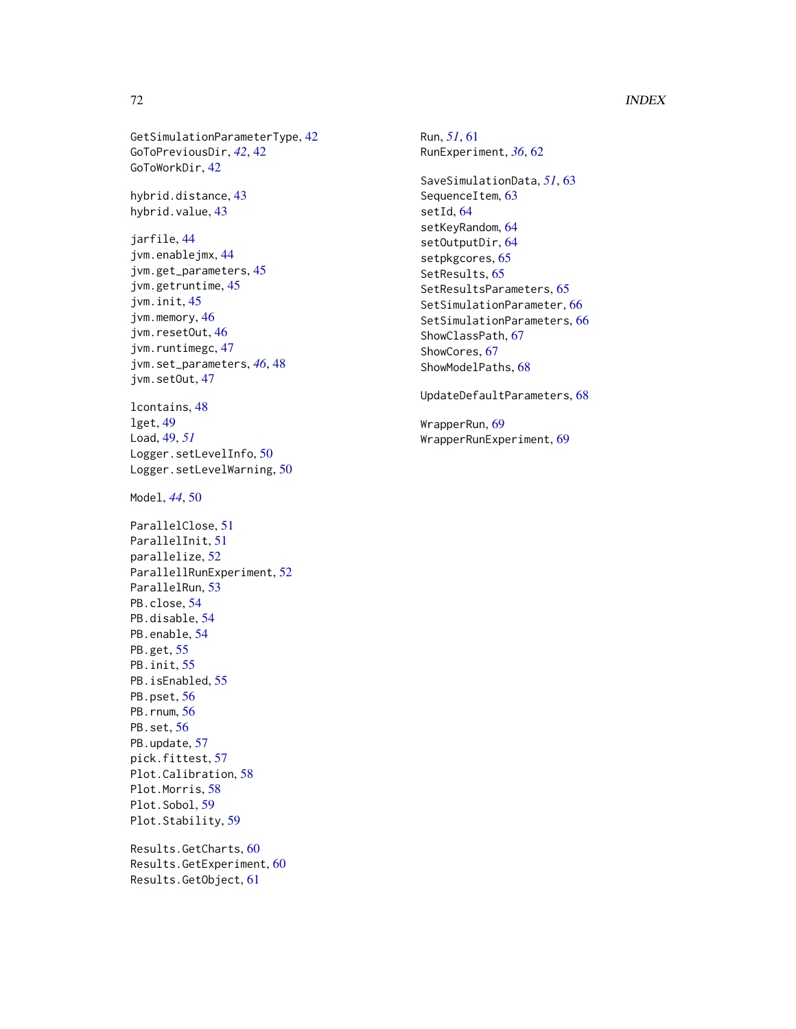GetSimulationParameterType, 42
GoToPreviousDir, *42*, 42
GoToWorkDir, 42

hybrid.distance, 43
hybrid.value, 43

jarfile, 44
jvm.enablejmx, 44
jvm.get_parameters, 45
jvm.getruntime, 45
jvm.init, 45
jvm.memory, 46
jvm.resetOut, 46
jvm.runtimegc, 47
jvm.set_parameters, *46*, 48
jvm.setOut, 47

lcontains, 48
lget, 49
Load, 49, *51*
Logger.setLevelInfo, 50
Logger.setLevelWarning, 50

Model, *44*, 50

ParallelClose, 51
ParallelInit, 51
parallelize, 52
ParallelRunExperiment, 52
ParallelRun, 53
PB.close, 54
PB.disable, 54
PB.enable, 54
PB.get, 55
PB.init, 55
PB.isEnabled, 55
PB.pset, 56
PB.rnum, 56
PB.set, 56
PB.update, 57
pick.fittest, 57
Plot.Calibration, 58
Plot.Morris, 58
Plot.Sobol, 59
Plot.Stability, 59

Results.GetCharts, 60
Results.GetExperiment, 60
Results.GetObject, 61
Run, *51*, 61
RunExperiment, *36*, 62

SaveSimulationData, *51*, 63
SequenceItem, 63
setId, 64
setKeyRandom, 64
setOutputDir, 64
setpkgcores, 65
SetResults, 65
SetResultsParameters, 65
SetSimulationParameter, 66
SetSimulationParameters, 66
ShowClassPath, 67
ShowCores, 67
ShowModelPaths, 68

UpdateDefaultParameters, 68

WrapperRun, 69
WrapperRunExperiment, 69